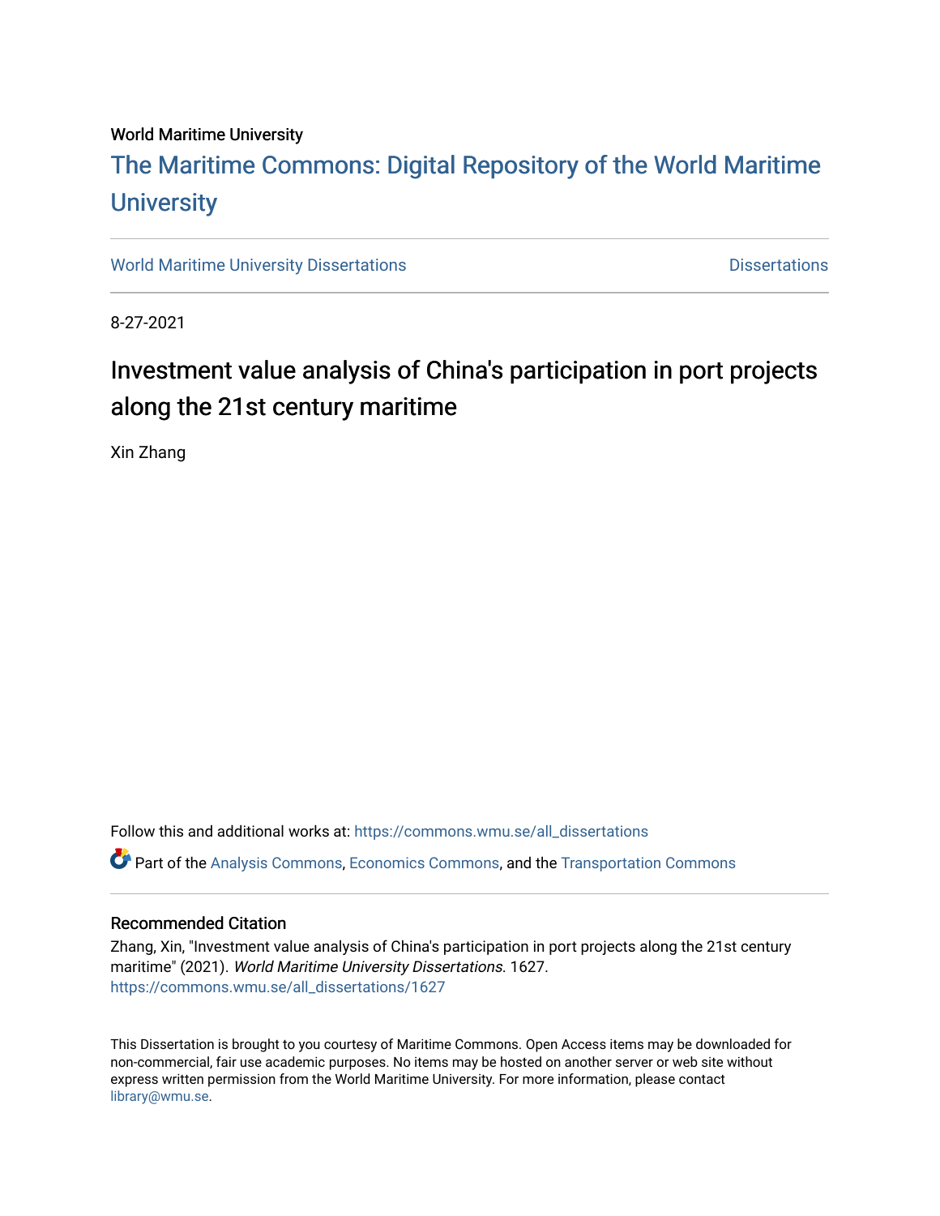World Maritime University

# The Maritime Commons: Digital Repository of the World Maritime University

World Maritime University Dissertations | Dissertations

8-27-2021

## Investment value analysis of China's participation in port projects along the 21st century maritime

Xin Zhang

Follow this and additional works at: https://commons.wmu.se/all_dissertations

Part of the Analysis Commons, Economics Commons, and the Transportation Commons

### Recommended Citation

Zhang, Xin, "Investment value analysis of China's participation in port projects along the 21st century maritime" (2021). *World Maritime University Dissertations*. 1627.
https://commons.wmu.se/all_dissertations/1627

This Dissertation is brought to you courtesy of Maritime Commons. Open Access items may be downloaded for non-commercial, fair use academic purposes. No items may be hosted on another server or web site without express written permission from the World Maritime University. For more information, please contact library@wmu.se.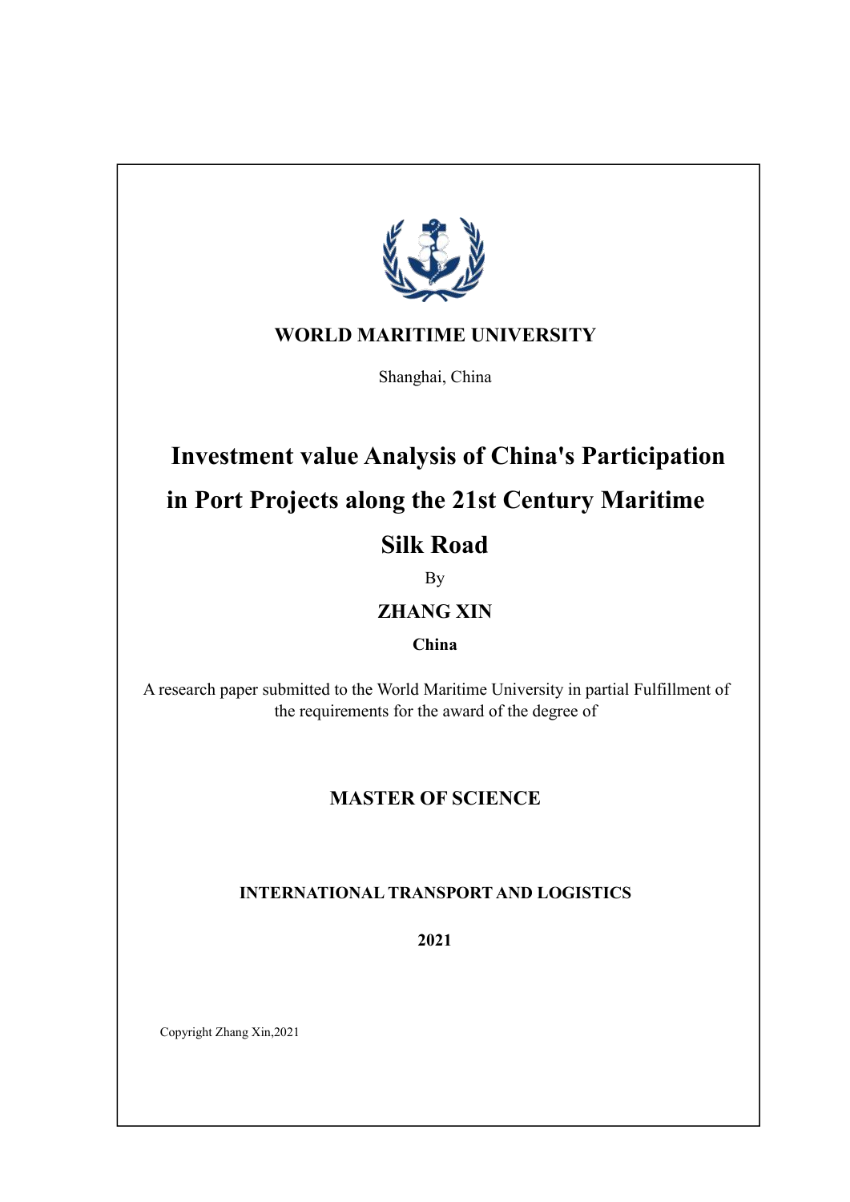**WORLD MARITIME UNIVERSITY**

Shanghai, China

# Investment value Analysis of China's Participation in Port Projects along the 21st Century Maritime Silk Road

By

**ZHANG XIN**

**China**

A research paper submitted to the World Maritime University in partial Fulfillment of the requirements for the award of the degree of

**MASTER OF SCIENCE**

**INTERNATIONAL TRANSPORT AND LOGISTICS**

**2021**

Copyright Zhang Xin,2021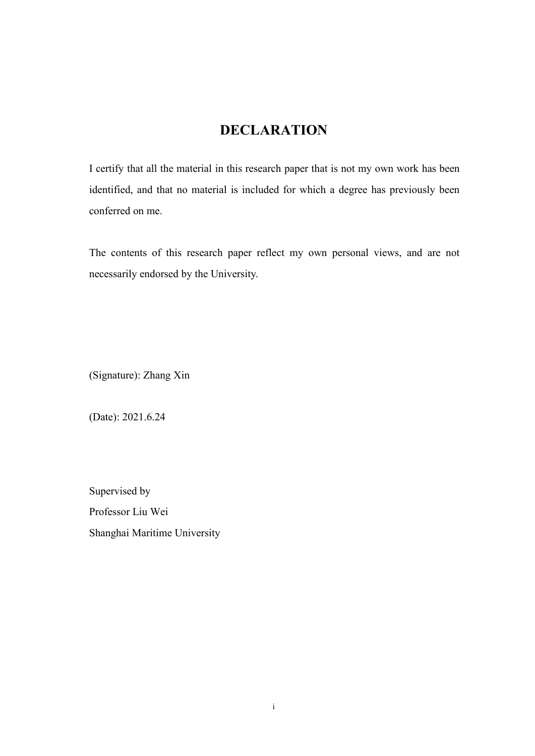# DECLARATION

I certify that all the material in this research paper that is not my own work has been identified, and that no material is included for which a degree has previously been conferred on me.

The contents of this research paper reflect my own personal views, and are not necessarily endorsed by the University.

(Signature): Zhang Xin

(Date): 2021.6.24

Supervised by
Professor Liu Wei
Shanghai Maritime University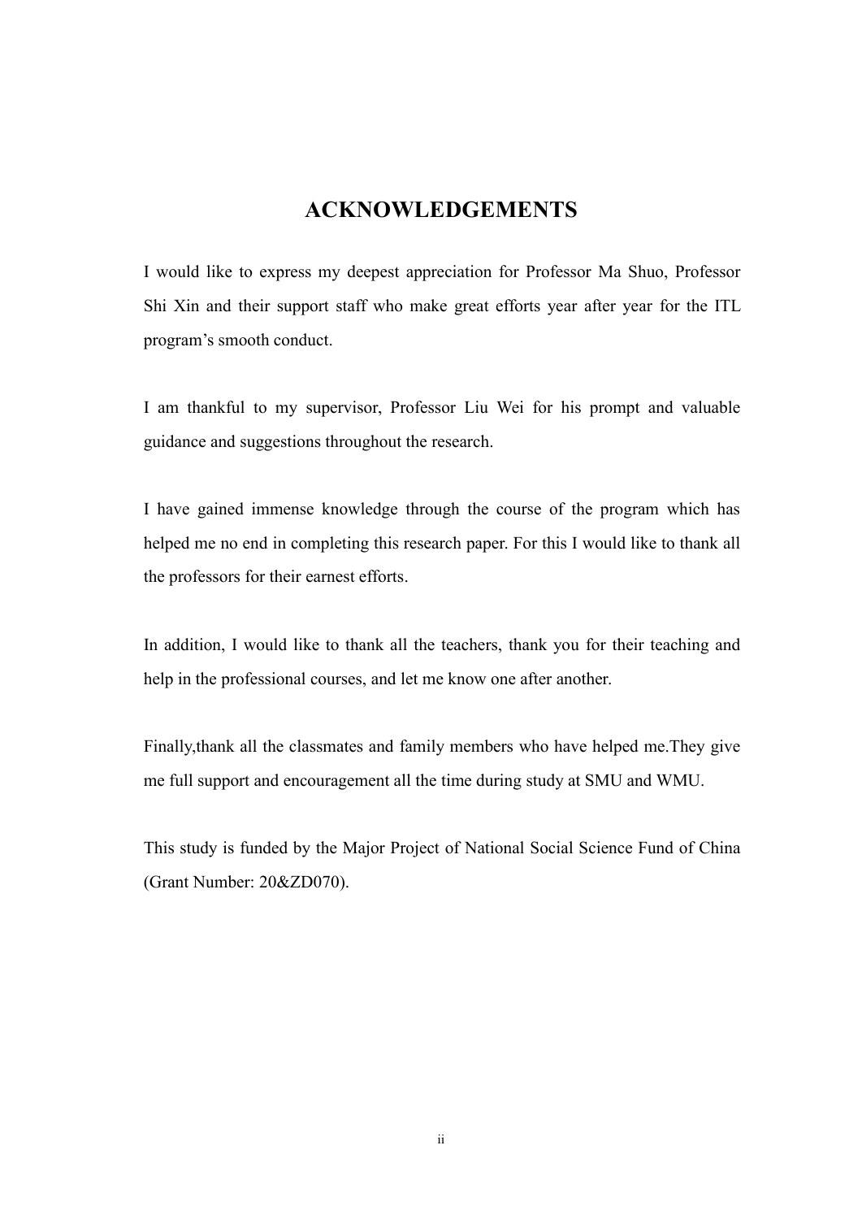# ACKNOWLEDGEMENTS

I would like to express my deepest appreciation for Professor Ma Shuo, Professor Shi Xin and their support staff who make great efforts year after year for the ITL program's smooth conduct.

I am thankful to my supervisor, Professor Liu Wei for his prompt and valuable guidance and suggestions throughout the research.

I have gained immense knowledge through the course of the program which has helped me no end in completing this research paper. For this I would like to thank all the professors for their earnest efforts.

In addition, I would like to thank all the teachers, thank you for their teaching and help in the professional courses, and let me know one after another.

Finally,thank all the classmates and family members who have helped me.They give me full support and encouragement all the time during study at SMU and WMU.

This study is funded by the Major Project of National Social Science Fund of China (Grant Number: 20&ZD070).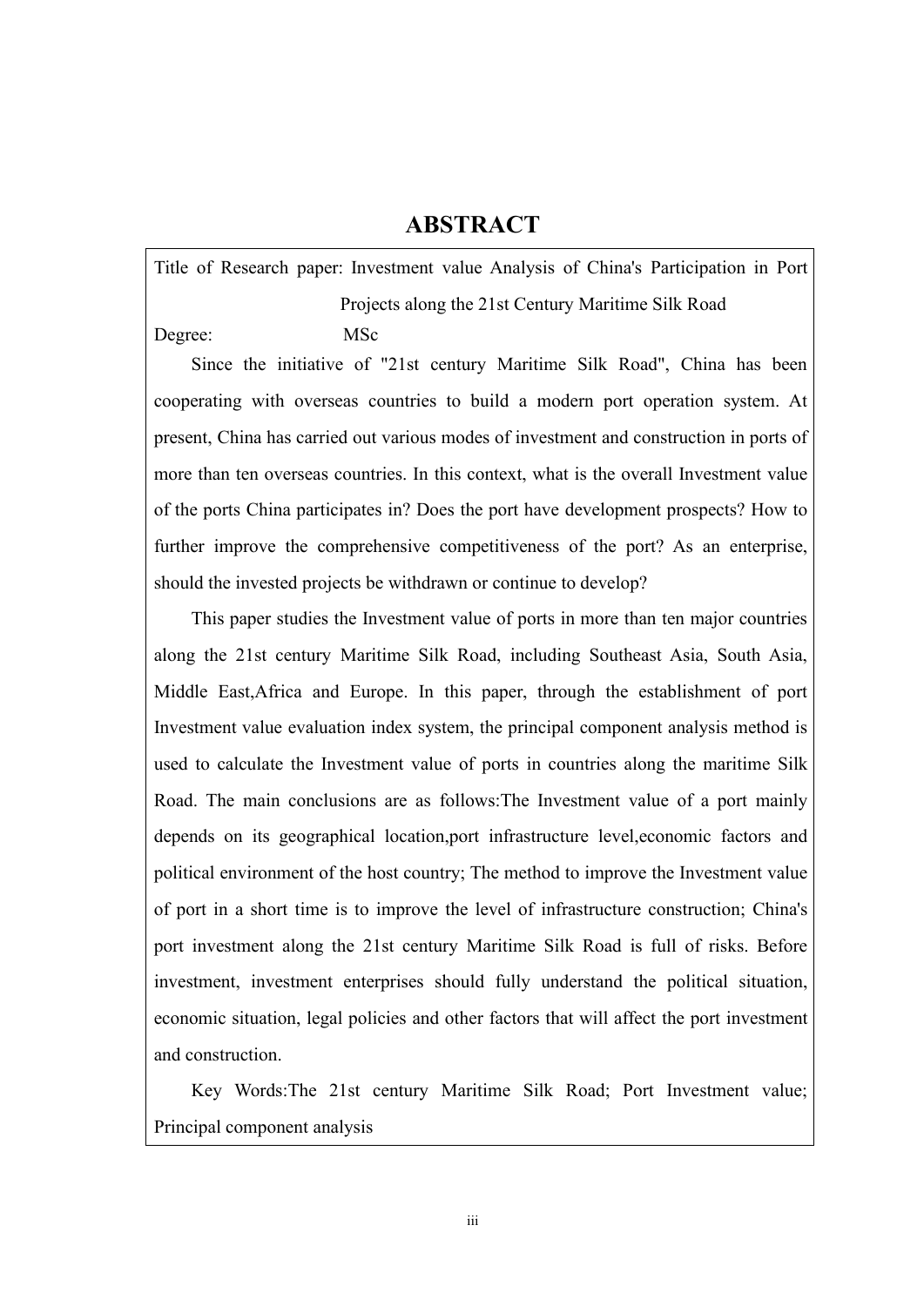# ABSTRACT

Title of Research paper: Investment value Analysis of China's Participation in Port Projects along the 21st Century Maritime Silk Road

Degree: MSc

Since the initiative of "21st century Maritime Silk Road", China has been cooperating with overseas countries to build a modern port operation system. At present, China has carried out various modes of investment and construction in ports of more than ten overseas countries. In this context, what is the overall Investment value of the ports China participates in? Does the port have development prospects? How to further improve the comprehensive competitiveness of the port? As an enterprise, should the invested projects be withdrawn or continue to develop?

This paper studies the Investment value of ports in more than ten major countries along the 21st century Maritime Silk Road, including Southeast Asia, South Asia, Middle East,Africa and Europe. In this paper, through the establishment of port Investment value evaluation index system, the principal component analysis method is used to calculate the Investment value of ports in countries along the maritime Silk Road. The main conclusions are as follows:The Investment value of a port mainly depends on its geographical location,port infrastructure level,economic factors and political environment of the host country; The method to improve the Investment value of port in a short time is to improve the level of infrastructure construction; China's port investment along the 21st century Maritime Silk Road is full of risks. Before investment, investment enterprises should fully understand the political situation, economic situation, legal policies and other factors that will affect the port investment and construction.

Key Words:The 21st century Maritime Silk Road; Port Investment value; Principal component analysis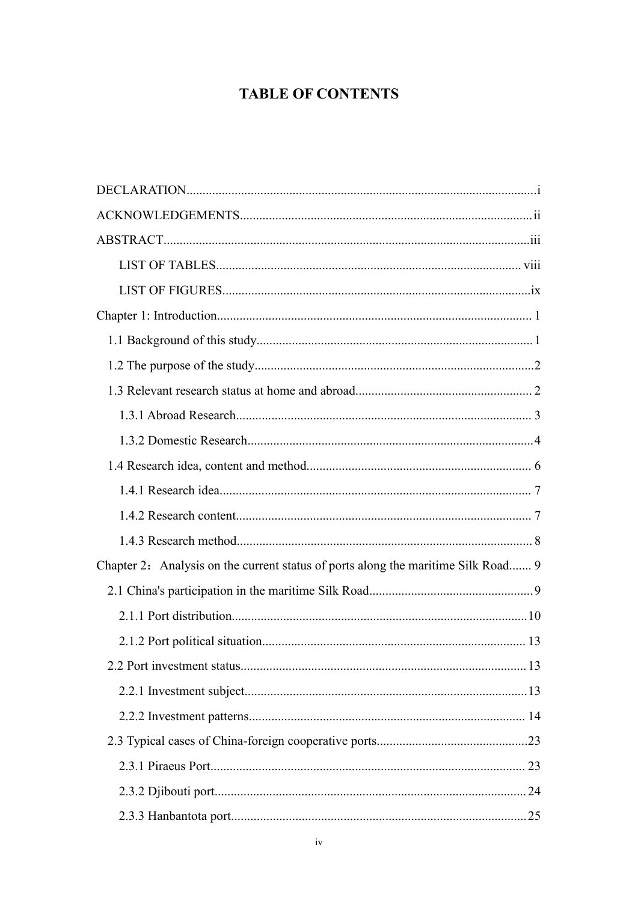# TABLE OF CONTENTS

DECLARATION.....i

ACKNOWLEDGEMENTS.....ii

ABSTRACT.....iii

- LIST OF TABLES..... viii
- LIST OF FIGURES.....ix

Chapter 1: Introduction..... 1

- 1.1 Background of this study..... 1
- 1.2 The purpose of the study.....2
- 1.3 Relevant research status at home and abroad..... 2
  - 1.3.1 Abroad Research..... 3
  - 1.3.2 Domestic Research.....4
- 1.4 Research idea, content and method..... 6
  - 1.4.1 Research idea..... 7
  - 1.4.2 Research content..... 7
  - 1.4.3 Research method..... 8

Chapter 2： Analysis on the current status of ports along the maritime Silk Road..... 9

- 2.1 China's participation in the maritime Silk Road.....9
  - 2.1.1 Port distribution.....10
  - 2.1.2 Port political situation..... 13
- 2.2 Port investment status..... 13
  - 2.2.1 Investment subject.....13
  - 2.2.2 Investment patterns..... 14
- 2.3 Typical cases of China-foreign cooperative ports.....23
  - 2.3.1 Piraeus Port..... 23
  - 2.3.2 Djibouti port..... 24
  - 2.3.3 Hanbantota port..... 25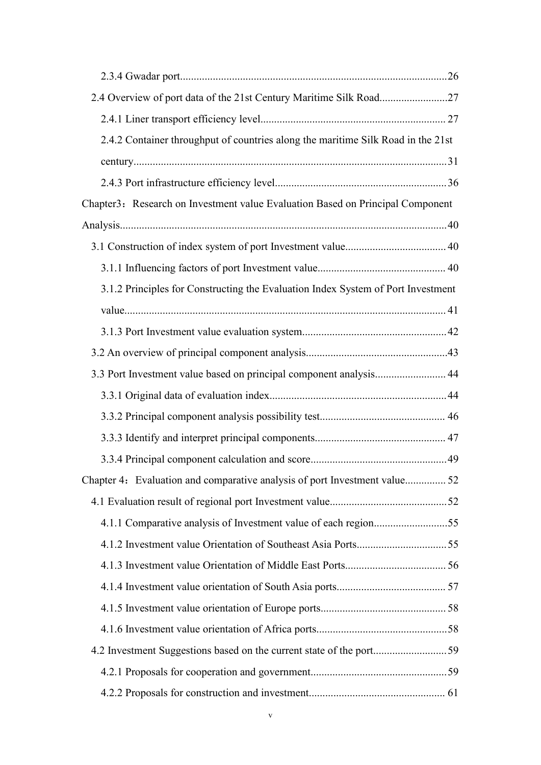2.3.4 Gwadar port........................................................................................26

2.4 Overview of port data of the 21st Century Maritime Silk Road.........................27

2.4.1 Liner transport efficiency level.................................................................... 27

2.4.2 Container throughput of countries along the maritime Silk Road in the 21st century.................................................................................................................31

2.4.3 Port infrastructure efficiency level...............................................................36

Chapter3：Research on Investment value Evaluation Based on Principal Component Analysis......................................................................................................................40

3.1 Construction of index system of port Investment value..................................... 40

3.1.1 Influencing factors of port Investment value............................................... 40

3.1.2 Principles for Constructing the Evaluation Index System of Port Investment value..................................................................................................................... 41

3.1.3 Port Investment value evaluation system.....................................................42

3.2 An overview of principal component analysis....................................................43

3.3 Port Investment value based on principal component analysis.......................... 44

3.3.1 Original data of evaluation index.................................................................44

3.3.2 Principal component analysis possibility test............................................. 46

3.3.3 Identify and interpret principal components................................................ 47

3.3.4 Principal component calculation and score..................................................49

Chapter 4：Evaluation and comparative analysis of port Investment value............... 52

4.1 Evaluation result of regional port Investment value...........................................52

4.1.1 Comparative analysis of Investment value of each region...........................55

4.1.2 Investment value Orientation of Southeast Asia Ports.................................55

4.1.3 Investment value Orientation of Middle East Ports..................................... 56

4.1.4 Investment value orientation of South Asia ports........................................ 57

4.1.5 Investment value orientation of Europe ports.............................................. 58

4.1.6 Investment value orientation of Africa ports................................................58

4.2 Investment Suggestions based on the current state of the port...........................59

4.2.1 Proposals for cooperation and government..................................................59

4.2.2 Proposals for construction and investment.................................................. 61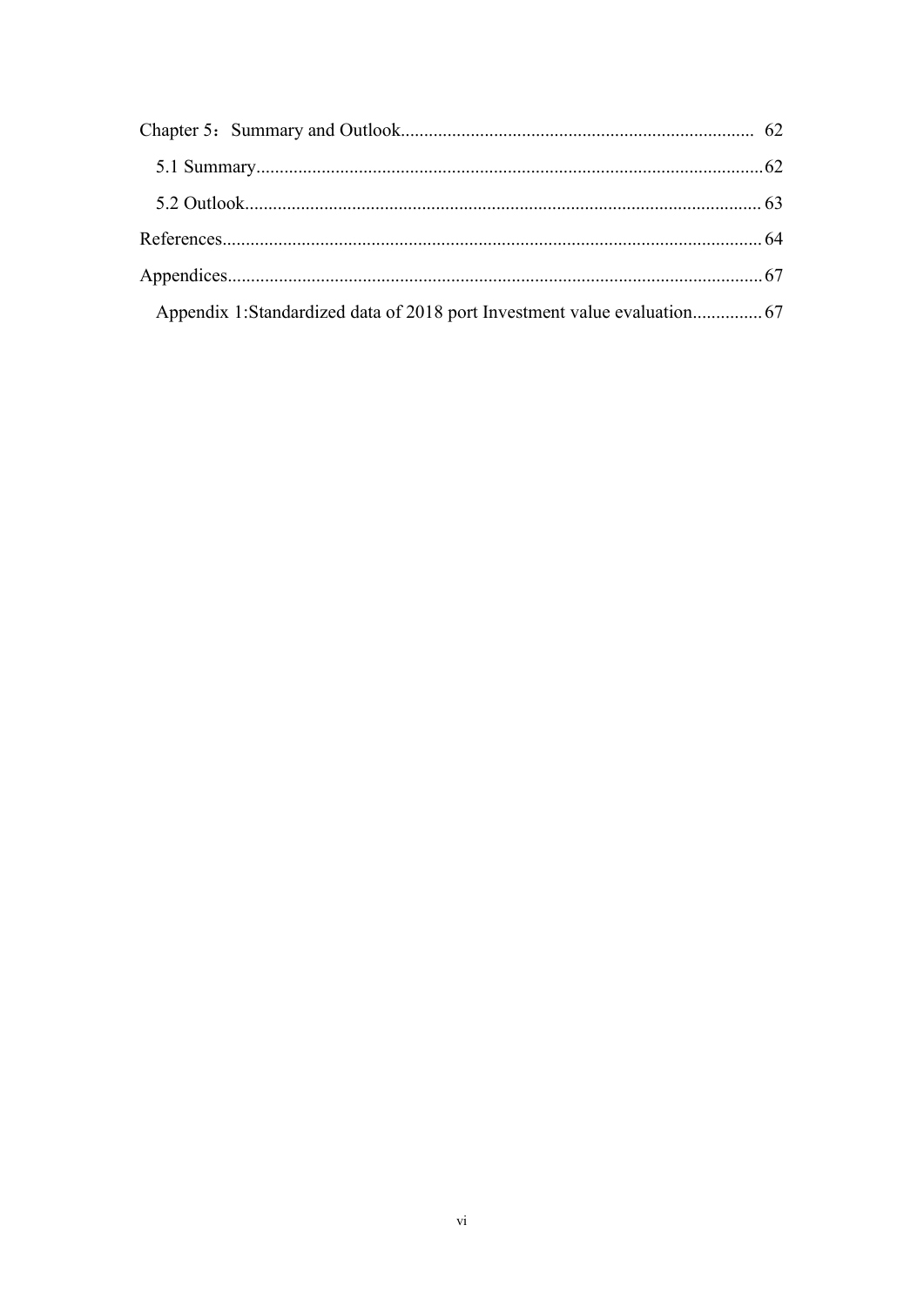Chapter 5：Summary and Outlook............................................................................ 62

5.1 Summary...............................................................................................................62

5.2 Outlook................................................................................................................. 63

References...................................................................................................................... 64

Appendices......................................................................................................................67

Appendix 1:Standardized data of 2018 port Investment value evaluation............... 67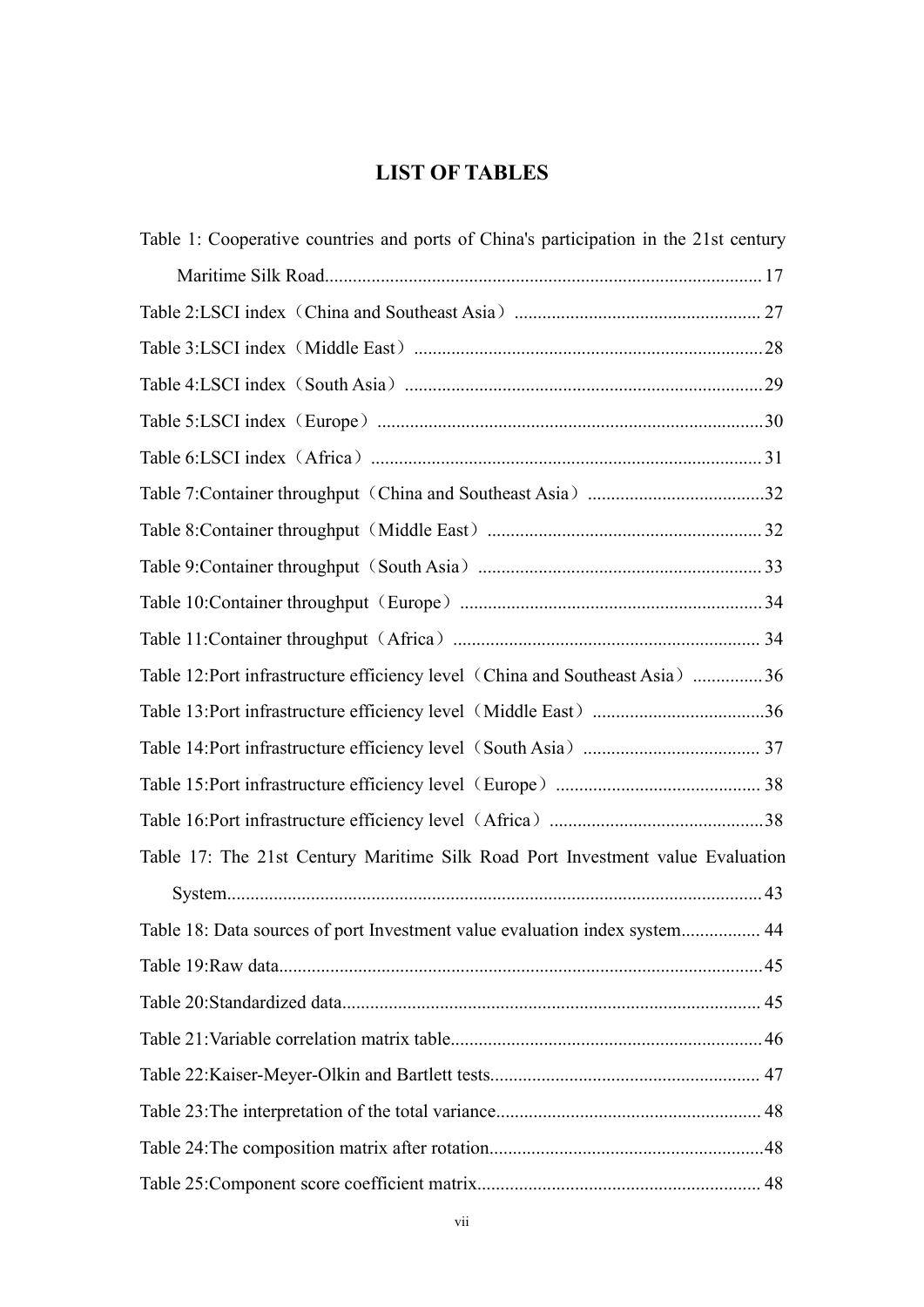# LIST OF TABLES

Table 1: Cooperative countries and ports of China's participation in the 21st century Maritime Silk Road............................................................................................ 17

Table 2:LSCI index（China and Southeast Asia）..................................................... 27

Table 3:LSCI index（Middle East）..........................................................................28

Table 4:LSCI index（South Asia）............................................................................29

Table 5:LSCI index（Europe）..................................................................................30

Table 6:LSCI index（Africa）................................................................................... 31

Table 7:Container throughput（China and Southeast Asia）......................................32

Table 8:Container throughput（Middle East）.......................................................... 32

Table 9:Container throughput（South Asia）............................................................ 33

Table 10:Container throughput（Europe）................................................................34

Table 11:Container throughput（Africa）................................................................. 34

Table 12:Port infrastructure efficiency level（China and Southeast Asia）...............36

Table 13:Port infrastructure efficiency level（Middle East）.....................................36

Table 14:Port infrastructure efficiency level（South Asia）...................................... 37

Table 15:Port infrastructure efficiency level（Europe）............................................ 38

Table 16:Port infrastructure efficiency level（Africa）..............................................38

Table 17: The 21st Century Maritime Silk Road Port Investment value Evaluation System................................................................................................................. 43

Table 18: Data sources of port Investment value evaluation index system................. 44

Table 19:Raw data......................................................................................................45

Table 20:Standardized data........................................................................................ 45

Table 21:Variable correlation matrix table..................................................................46

Table 22:Kaiser-Meyer-Olkin and Bartlett tests......................................................... 47

Table 23:The interpretation of the total variance........................................................ 48

Table 24:The composition matrix after rotation..........................................................48

Table 25:Component score coefficient matrix............................................................ 48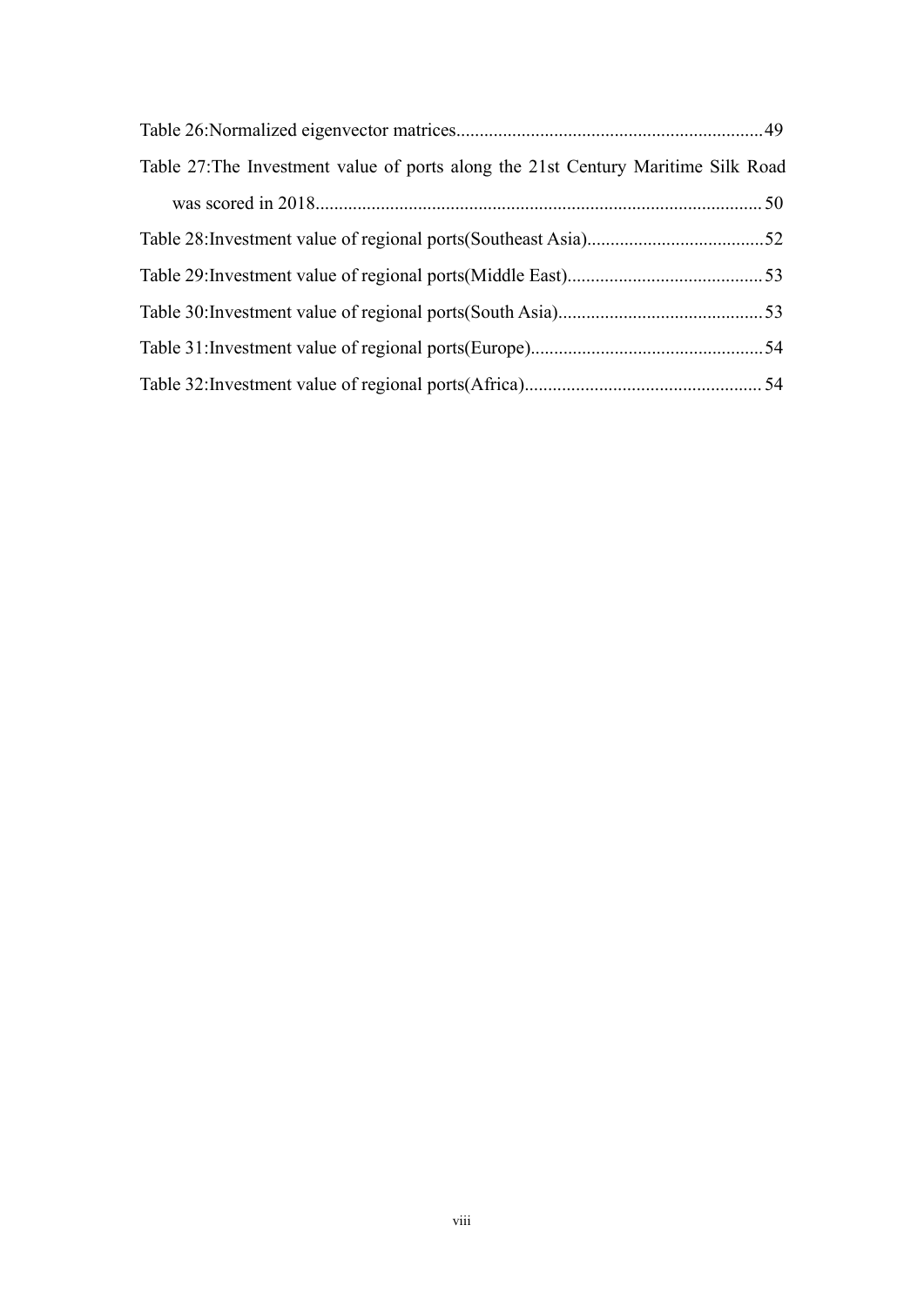Table 26:Normalized eigenvector matrices.................................................................49

Table 27:The Investment value of ports along the 21st Century Maritime Silk Road was scored in 2018................................................................................................50

Table 28:Investment value of regional ports(Southeast Asia)......................................52

Table 29:Investment value of regional ports(Middle East)..........................................53

Table 30:Investment value of regional ports(South Asia)............................................53

Table 31:Investment value of regional ports(Europe)..................................................54

Table 32:Investment value of regional ports(Africa)...................................................54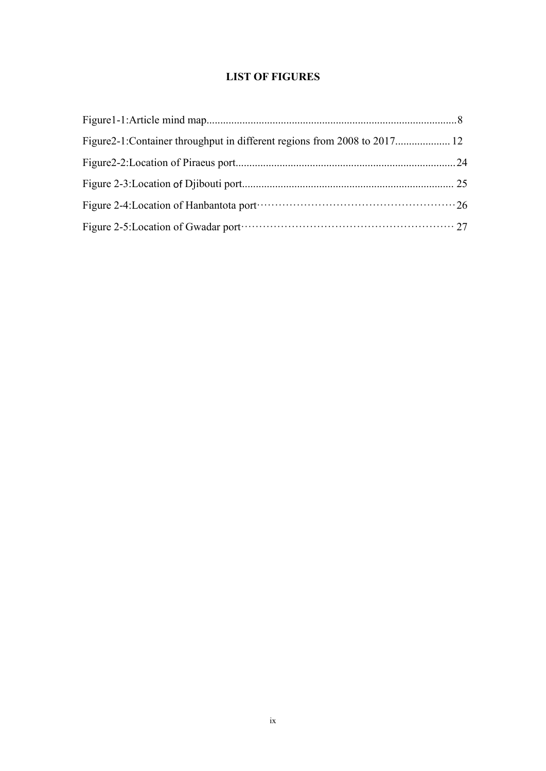# LIST OF FIGURES

Figure1-1:Article mind map..........................................................................................8

Figure2-1:Container throughput in different regions from 2008 to 2017.................... 12

Figure2-2:Location of Piraeus port...............................................................................24

Figure 2-3:Location of Djibouti port............................................................................ 25

Figure 2-4:Location of Hanbantota port·····················································26

Figure 2-5:Location of Gwadar port························································ 27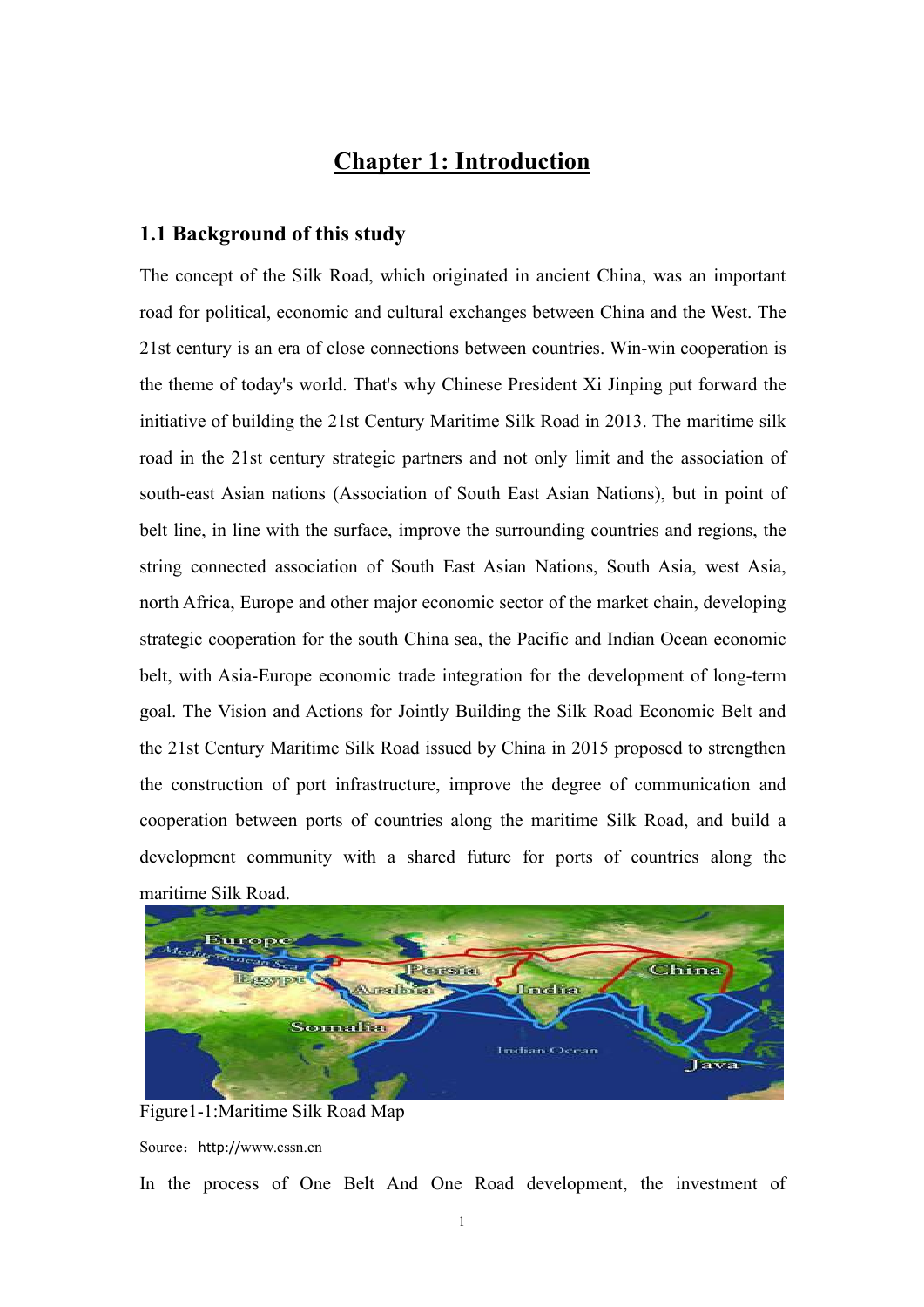# Chapter 1: Introduction

## 1.1 Background of this study

The concept of the Silk Road, which originated in ancient China, was an important road for political, economic and cultural exchanges between China and the West. The 21st century is an era of close connections between countries. Win-win cooperation is the theme of today's world. That's why Chinese President Xi Jinping put forward the initiative of building the 21st Century Maritime Silk Road in 2013. The maritime silk road in the 21st century strategic partners and not only limit and the association of south-east Asian nations (Association of South East Asian Nations), but in point of belt line, in line with the surface, improve the surrounding countries and regions, the string connected association of South East Asian Nations, South Asia, west Asia, north Africa, Europe and other major economic sector of the market chain, developing strategic cooperation for the south China sea, the Pacific and Indian Ocean economic belt, with Asia-Europe economic trade integration for the development of long-term goal. The Vision and Actions for Jointly Building the Silk Road Economic Belt and the 21st Century Maritime Silk Road issued by China in 2015 proposed to strengthen the construction of port infrastructure, improve the degree of communication and cooperation between ports of countries along the maritime Silk Road, and build a development community with a shared future for ports of countries along the maritime Silk Road.

Figure1-1:Maritime Silk Road Map

Source：http://www.cssn.cn

In the process of One Belt And One Road development, the investment of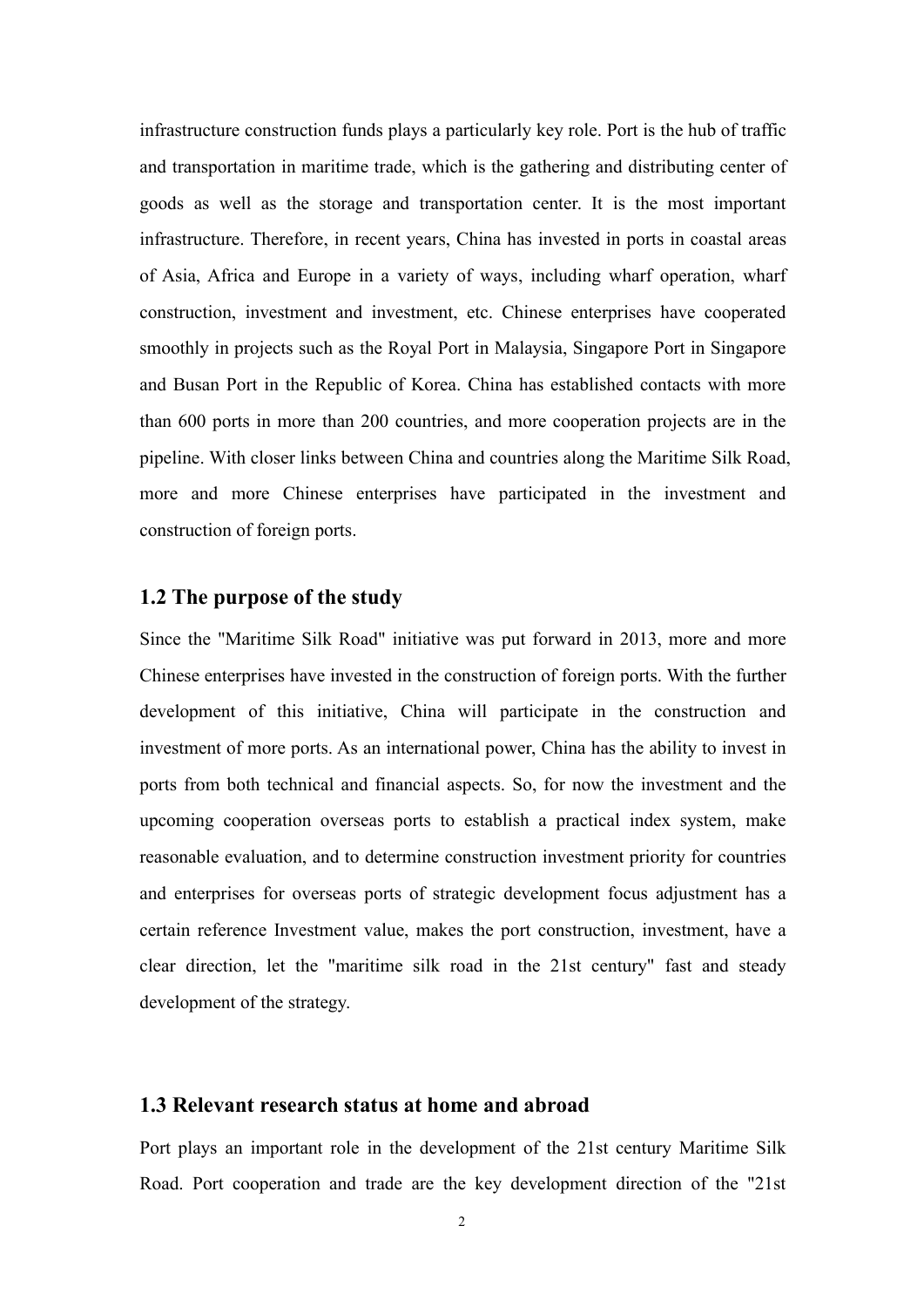infrastructure construction funds plays a particularly key role. Port is the hub of traffic and transportation in maritime trade, which is the gathering and distributing center of goods as well as the storage and transportation center. It is the most important infrastructure. Therefore, in recent years, China has invested in ports in coastal areas of Asia, Africa and Europe in a variety of ways, including wharf operation, wharf construction, investment and investment, etc. Chinese enterprises have cooperated smoothly in projects such as the Royal Port in Malaysia, Singapore Port in Singapore and Busan Port in the Republic of Korea. China has established contacts with more than 600 ports in more than 200 countries, and more cooperation projects are in the pipeline. With closer links between China and countries along the Maritime Silk Road, more and more Chinese enterprises have participated in the investment and construction of foreign ports.

## 1.2 The purpose of the study

Since the "Maritime Silk Road" initiative was put forward in 2013, more and more Chinese enterprises have invested in the construction of foreign ports. With the further development of this initiative, China will participate in the construction and investment of more ports. As an international power, China has the ability to invest in ports from both technical and financial aspects. So, for now the investment and the upcoming cooperation overseas ports to establish a practical index system, make reasonable evaluation, and to determine construction investment priority for countries and enterprises for overseas ports of strategic development focus adjustment has a certain reference Investment value, makes the port construction, investment, have a clear direction, let the "maritime silk road in the 21st century" fast and steady development of the strategy.

## 1.3 Relevant research status at home and abroad

Port plays an important role in the development of the 21st century Maritime Silk Road. Port cooperation and trade are the key development direction of the "21st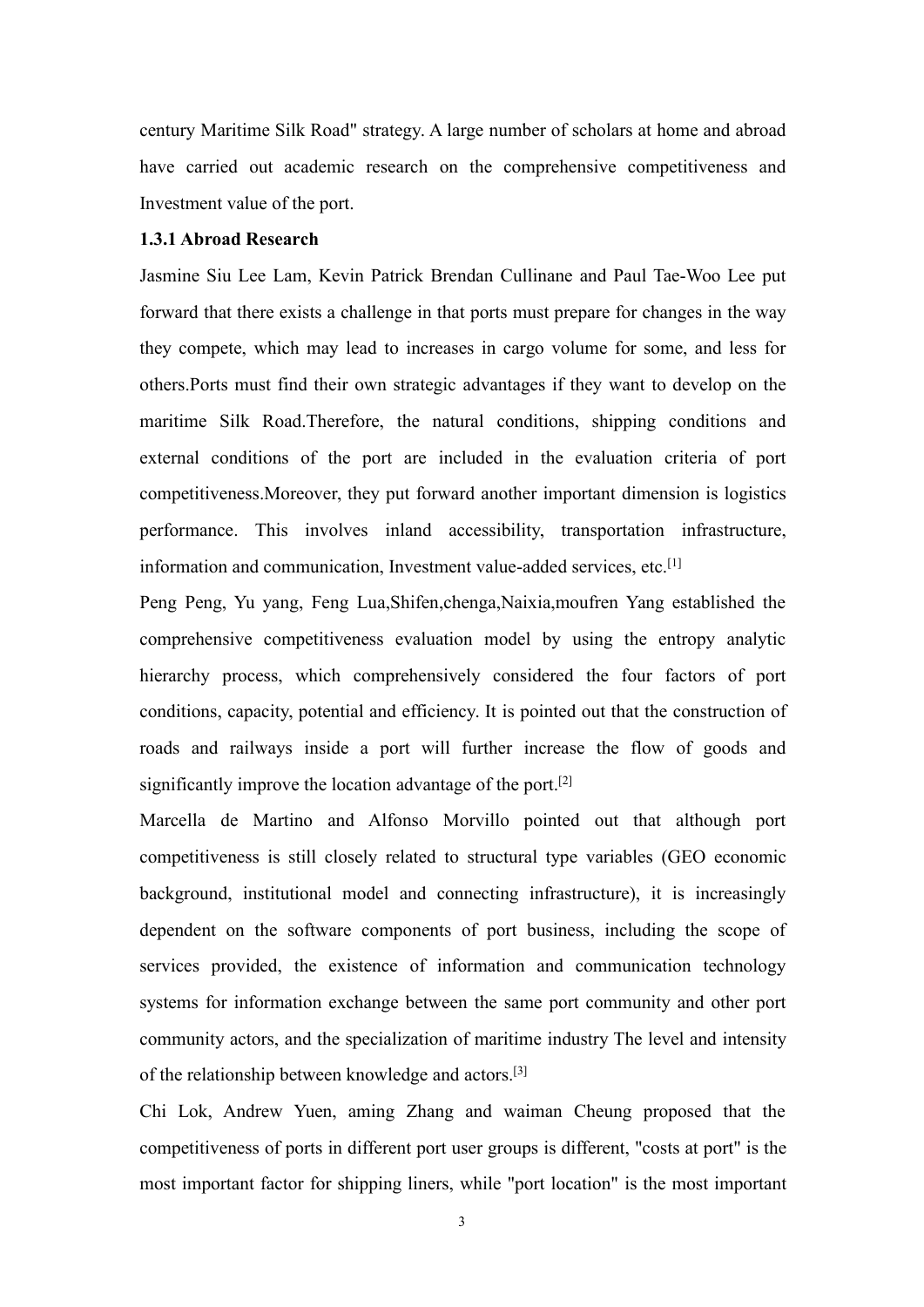century Maritime Silk Road" strategy. A large number of scholars at home and abroad have carried out academic research on the comprehensive competitiveness and Investment value of the port.

### 1.3.1 Abroad Research

Jasmine Siu Lee Lam, Kevin Patrick Brendan Cullinane and Paul Tae-Woo Lee put forward that there exists a challenge in that ports must prepare for changes in the way they compete, which may lead to increases in cargo volume for some, and less for others.Ports must find their own strategic advantages if they want to develop on the maritime Silk Road.Therefore, the natural conditions, shipping conditions and external conditions of the port are included in the evaluation criteria of port competitiveness.Moreover, they put forward another important dimension is logistics performance. This involves inland accessibility, transportation infrastructure, information and communication, Investment value-added services, etc.[1]

Peng Peng, Yu yang, Feng Lua,Shifen,chenga,Naixia,moufren Yang established the comprehensive competitiveness evaluation model by using the entropy analytic hierarchy process, which comprehensively considered the four factors of port conditions, capacity, potential and efficiency. It is pointed out that the construction of roads and railways inside a port will further increase the flow of goods and significantly improve the location advantage of the port.[2]

Marcella de Martino and Alfonso Morvillo pointed out that although port competitiveness is still closely related to structural type variables (GEO economic background, institutional model and connecting infrastructure), it is increasingly dependent on the software components of port business, including the scope of services provided, the existence of information and communication technology systems for information exchange between the same port community and other port community actors, and the specialization of maritime industry The level and intensity of the relationship between knowledge and actors.[3]

Chi Lok, Andrew Yuen, aming Zhang and waiman Cheung proposed that the competitiveness of ports in different port user groups is different, "costs at port" is the most important factor for shipping liners, while "port location" is the most important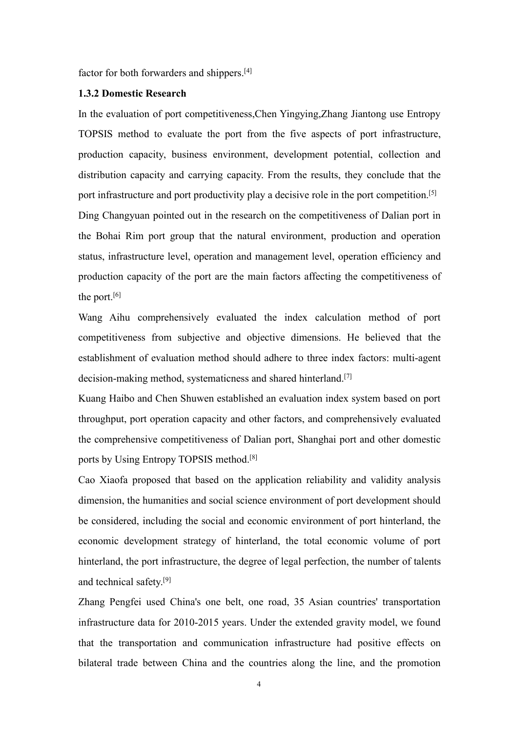factor for both forwarders and shippers.[4]

### 1.3.2 Domestic Research

In the evaluation of port competitiveness,Chen Yingying,Zhang Jiantong use Entropy TOPSIS method to evaluate the port from the five aspects of port infrastructure, production capacity, business environment, development potential, collection and distribution capacity and carrying capacity. From the results, they conclude that the port infrastructure and port productivity play a decisive role in the port competition.[5]

Ding Changyuan pointed out in the research on the competitiveness of Dalian port in the Bohai Rim port group that the natural environment, production and operation status, infrastructure level, operation and management level, operation efficiency and production capacity of the port are the main factors affecting the competitiveness of the port.[6]

Wang Aihu comprehensively evaluated the index calculation method of port competitiveness from subjective and objective dimensions. He believed that the establishment of evaluation method should adhere to three index factors: multi-agent decision-making method, systematicness and shared hinterland.[7]

Kuang Haibo and Chen Shuwen established an evaluation index system based on port throughput, port operation capacity and other factors, and comprehensively evaluated the comprehensive competitiveness of Dalian port, Shanghai port and other domestic ports by Using Entropy TOPSIS method.[8]

Cao Xiaofa proposed that based on the application reliability and validity analysis dimension, the humanities and social science environment of port development should be considered, including the social and economic environment of port hinterland, the economic development strategy of hinterland, the total economic volume of port hinterland, the port infrastructure, the degree of legal perfection, the number of talents and technical safety.[9]

Zhang Pengfei used China's one belt, one road, 35 Asian countries' transportation infrastructure data for 2010-2015 years. Under the extended gravity model, we found that the transportation and communication infrastructure had positive effects on bilateral trade between China and the countries along the line, and the promotion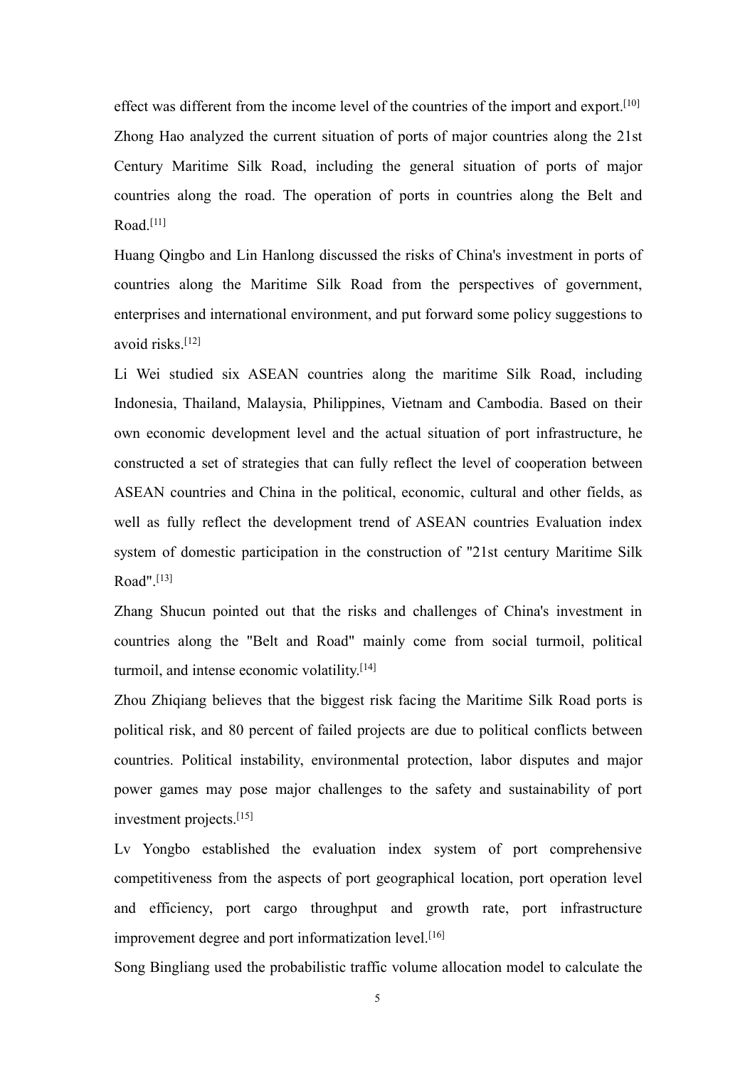effect was different from the income level of the countries of the import and export.[10]

Zhong Hao analyzed the current situation of ports of major countries along the 21st Century Maritime Silk Road, including the general situation of ports of major countries along the road. The operation of ports in countries along the Belt and Road.[11]

Huang Qingbo and Lin Hanlong discussed the risks of China's investment in ports of countries along the Maritime Silk Road from the perspectives of government, enterprises and international environment, and put forward some policy suggestions to avoid risks.[12]

Li Wei studied six ASEAN countries along the maritime Silk Road, including Indonesia, Thailand, Malaysia, Philippines, Vietnam and Cambodia. Based on their own economic development level and the actual situation of port infrastructure, he constructed a set of strategies that can fully reflect the level of cooperation between ASEAN countries and China in the political, economic, cultural and other fields, as well as fully reflect the development trend of ASEAN countries Evaluation index system of domestic participation in the construction of "21st century Maritime Silk Road".[13]

Zhang Shucun pointed out that the risks and challenges of China's investment in countries along the "Belt and Road" mainly come from social turmoil, political turmoil, and intense economic volatility.[14]

Zhou Zhiqiang believes that the biggest risk facing the Maritime Silk Road ports is political risk, and 80 percent of failed projects are due to political conflicts between countries. Political instability, environmental protection, labor disputes and major power games may pose major challenges to the safety and sustainability of port investment projects.[15]

Lv Yongbo established the evaluation index system of port comprehensive competitiveness from the aspects of port geographical location, port operation level and efficiency, port cargo throughput and growth rate, port infrastructure improvement degree and port informatization level.[16]

Song Bingliang used the probabilistic traffic volume allocation model to calculate the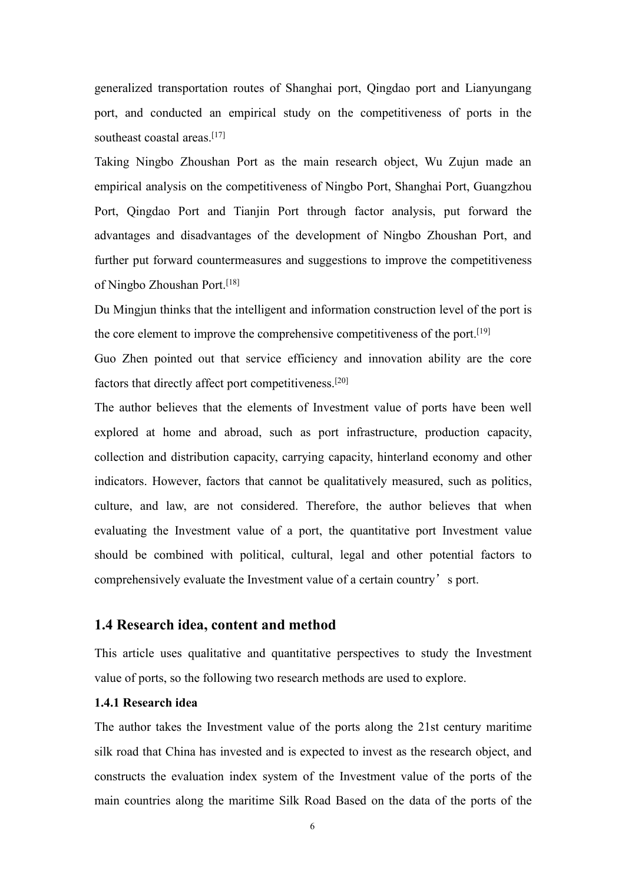generalized transportation routes of Shanghai port, Qingdao port and Lianyungang port, and conducted an empirical study on the competitiveness of ports in the southeast coastal areas.[17]

Taking Ningbo Zhoushan Port as the main research object, Wu Zujun made an empirical analysis on the competitiveness of Ningbo Port, Shanghai Port, Guangzhou Port, Qingdao Port and Tianjin Port through factor analysis, put forward the advantages and disadvantages of the development of Ningbo Zhoushan Port, and further put forward countermeasures and suggestions to improve the competitiveness of Ningbo Zhoushan Port.[18]

Du Mingjun thinks that the intelligent and information construction level of the port is the core element to improve the comprehensive competitiveness of the port.[19]

Guo Zhen pointed out that service efficiency and innovation ability are the core factors that directly affect port competitiveness.[20]

The author believes that the elements of Investment value of ports have been well explored at home and abroad, such as port infrastructure, production capacity, collection and distribution capacity, carrying capacity, hinterland economy and other indicators. However, factors that cannot be qualitatively measured, such as politics, culture, and law, are not considered. Therefore, the author believes that when evaluating the Investment value of a port, the quantitative port Investment value should be combined with political, cultural, legal and other potential factors to comprehensively evaluate the Investment value of a certain country’s port.

## 1.4 Research idea, content and method

This article uses qualitative and quantitative perspectives to study the Investment value of ports, so the following two research methods are used to explore.

### 1.4.1 Research idea

The author takes the Investment value of the ports along the 21st century maritime silk road that China has invested and is expected to invest as the research object, and constructs the evaluation index system of the Investment value of the ports of the main countries along the maritime Silk Road Based on the data of the ports of the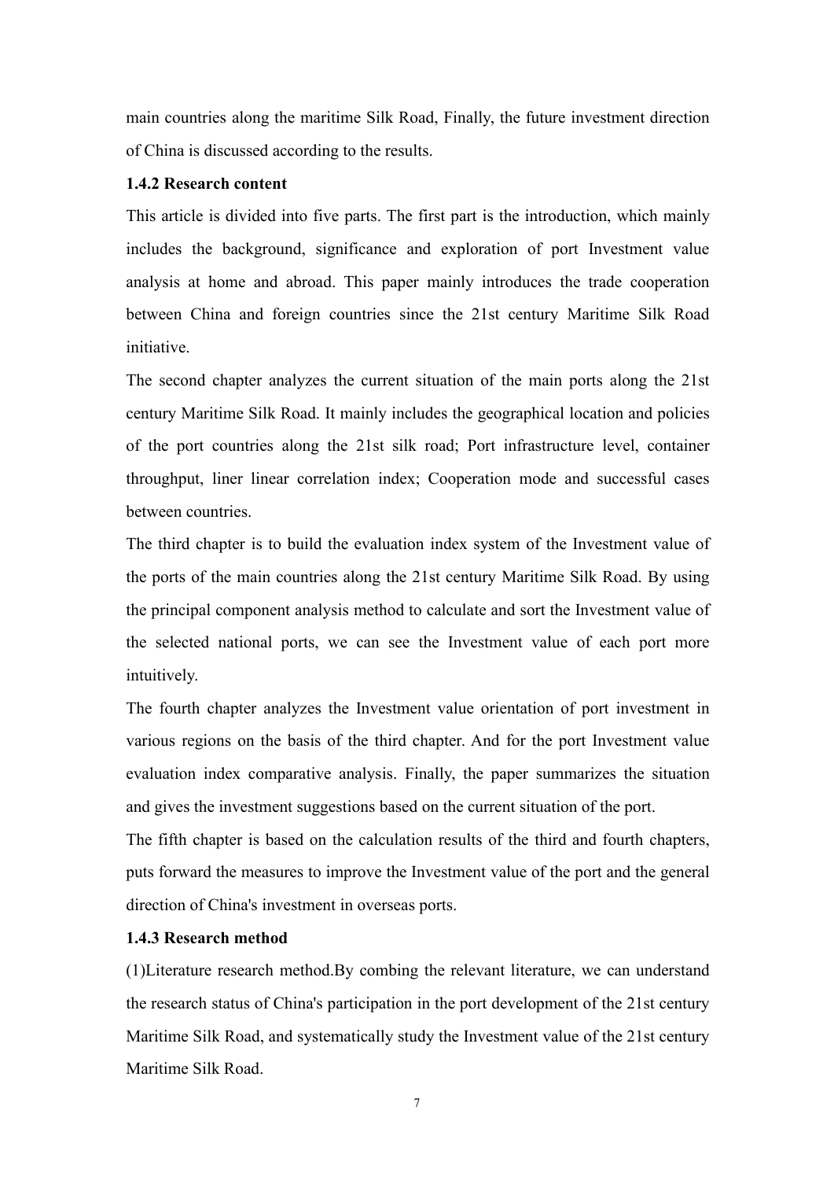main countries along the maritime Silk Road, Finally, the future investment direction of China is discussed according to the results.

### 1.4.2 Research content

This article is divided into five parts. The first part is the introduction, which mainly includes the background, significance and exploration of port Investment value analysis at home and abroad. This paper mainly introduces the trade cooperation between China and foreign countries since the 21st century Maritime Silk Road initiative.

The second chapter analyzes the current situation of the main ports along the 21st century Maritime Silk Road. It mainly includes the geographical location and policies of the port countries along the 21st silk road; Port infrastructure level, container throughput, liner linear correlation index; Cooperation mode and successful cases between countries.

The third chapter is to build the evaluation index system of the Investment value of the ports of the main countries along the 21st century Maritime Silk Road. By using the principal component analysis method to calculate and sort the Investment value of the selected national ports, we can see the Investment value of each port more intuitively.

The fourth chapter analyzes the Investment value orientation of port investment in various regions on the basis of the third chapter. And for the port Investment value evaluation index comparative analysis. Finally, the paper summarizes the situation and gives the investment suggestions based on the current situation of the port.

The fifth chapter is based on the calculation results of the third and fourth chapters, puts forward the measures to improve the Investment value of the port and the general direction of China's investment in overseas ports.

### 1.4.3 Research method

(1)Literature research method.By combing the relevant literature, we can understand the research status of China's participation in the port development of the 21st century Maritime Silk Road, and systematically study the Investment value of the 21st century Maritime Silk Road.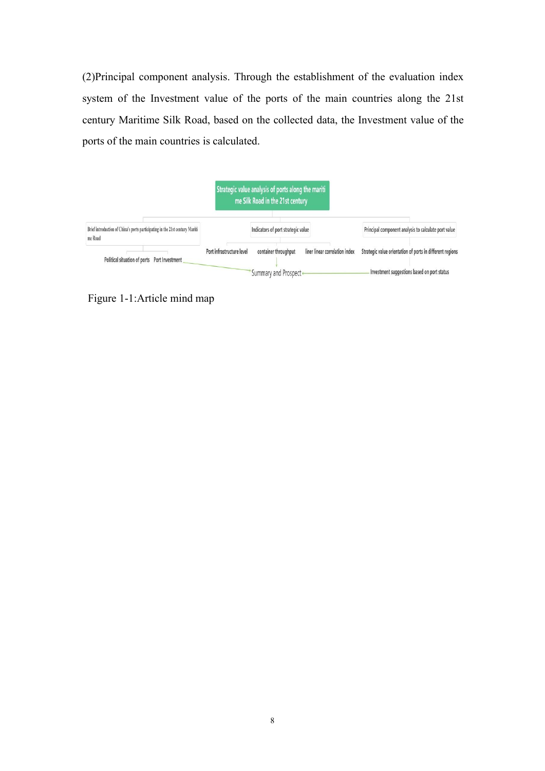(2)Principal component analysis. Through the establishment of the evaluation index system of the Investment value of the ports of the main countries along the 21st century Maritime Silk Road, based on the collected data, the Investment value of the ports of the main countries is calculated.

Figure 1-1:Article mind map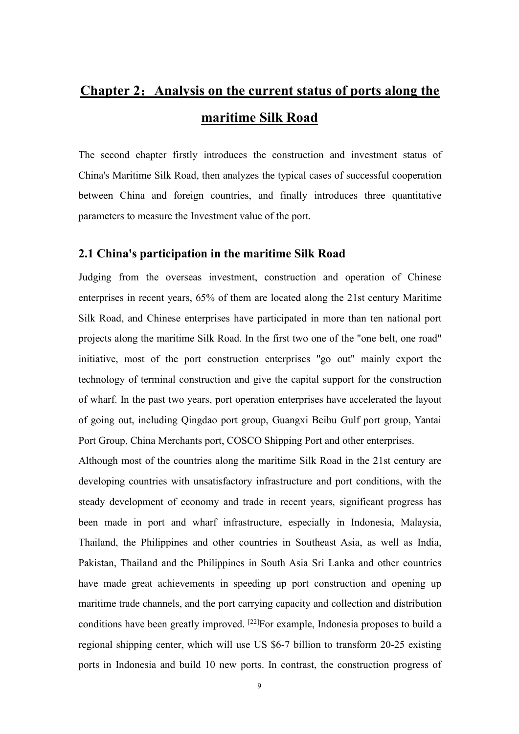# Chapter 2：Analysis on the current status of ports along the maritime Silk Road

The second chapter firstly introduces the construction and investment status of China's Maritime Silk Road, then analyzes the typical cases of successful cooperation between China and foreign countries, and finally introduces three quantitative parameters to measure the Investment value of the port.

## 2.1 China's participation in the maritime Silk Road

Judging from the overseas investment, construction and operation of Chinese enterprises in recent years, 65% of them are located along the 21st century Maritime Silk Road, and Chinese enterprises have participated in more than ten national port projects along the maritime Silk Road. In the first two one of the "one belt, one road" initiative, most of the port construction enterprises "go out" mainly export the technology of terminal construction and give the capital support for the construction of wharf. In the past two years, port operation enterprises have accelerated the layout of going out, including Qingdao port group, Guangxi Beibu Gulf port group, Yantai Port Group, China Merchants port, COSCO Shipping Port and other enterprises.

Although most of the countries along the maritime Silk Road in the 21st century are developing countries with unsatisfactory infrastructure and port conditions, with the steady development of economy and trade in recent years, significant progress has been made in port and wharf infrastructure, especially in Indonesia, Malaysia, Thailand, the Philippines and other countries in Southeast Asia, as well as India, Pakistan, Thailand and the Philippines in South Asia Sri Lanka and other countries have made great achievements in speeding up port construction and opening up maritime trade channels, and the port carrying capacity and collection and distribution conditions have been greatly improved. [22]For example, Indonesia proposes to build a regional shipping center, which will use US $6-7 billion to transform 20-25 existing ports in Indonesia and build 10 new ports. In contrast, the construction progress of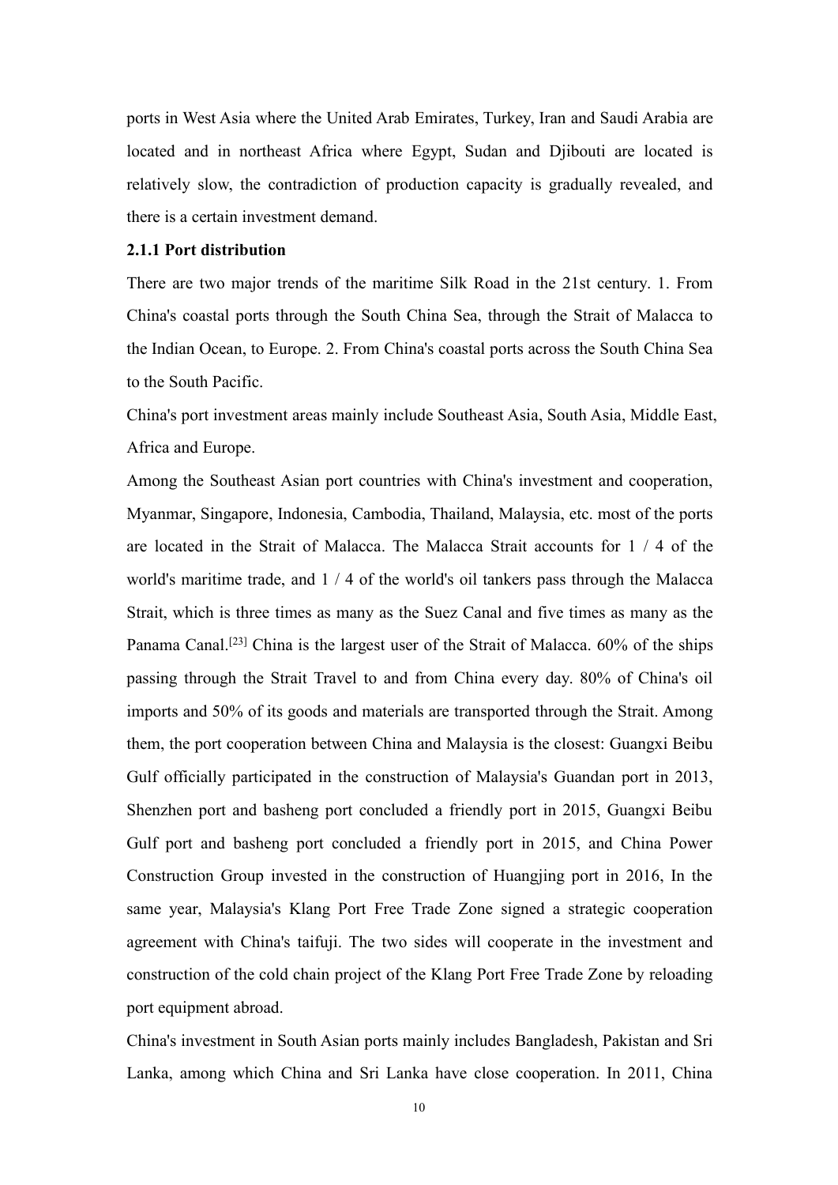ports in West Asia where the United Arab Emirates, Turkey, Iran and Saudi Arabia are located and in northeast Africa where Egypt, Sudan and Djibouti are located is relatively slow, the contradiction of production capacity is gradually revealed, and there is a certain investment demand.

### 2.1.1 Port distribution

There are two major trends of the maritime Silk Road in the 21st century. 1. From China's coastal ports through the South China Sea, through the Strait of Malacca to the Indian Ocean, to Europe. 2. From China's coastal ports across the South China Sea to the South Pacific.

China's port investment areas mainly include Southeast Asia, South Asia, Middle East, Africa and Europe.

Among the Southeast Asian port countries with China's investment and cooperation, Myanmar, Singapore, Indonesia, Cambodia, Thailand, Malaysia, etc. most of the ports are located in the Strait of Malacca. The Malacca Strait accounts for 1 / 4 of the world's maritime trade, and 1 / 4 of the world's oil tankers pass through the Malacca Strait, which is three times as many as the Suez Canal and five times as many as the Panama Canal.[23] China is the largest user of the Strait of Malacca. 60% of the ships passing through the Strait Travel to and from China every day. 80% of China's oil imports and 50% of its goods and materials are transported through the Strait. Among them, the port cooperation between China and Malaysia is the closest: Guangxi Beibu Gulf officially participated in the construction of Malaysia's Guandan port in 2013, Shenzhen port and basheng port concluded a friendly port in 2015, Guangxi Beibu Gulf port and basheng port concluded a friendly port in 2015, and China Power Construction Group invested in the construction of Huangjing port in 2016, In the same year, Malaysia's Klang Port Free Trade Zone signed a strategic cooperation agreement with China's taifuji. The two sides will cooperate in the investment and construction of the cold chain project of the Klang Port Free Trade Zone by reloading port equipment abroad.

China's investment in South Asian ports mainly includes Bangladesh, Pakistan and Sri Lanka, among which China and Sri Lanka have close cooperation. In 2011, China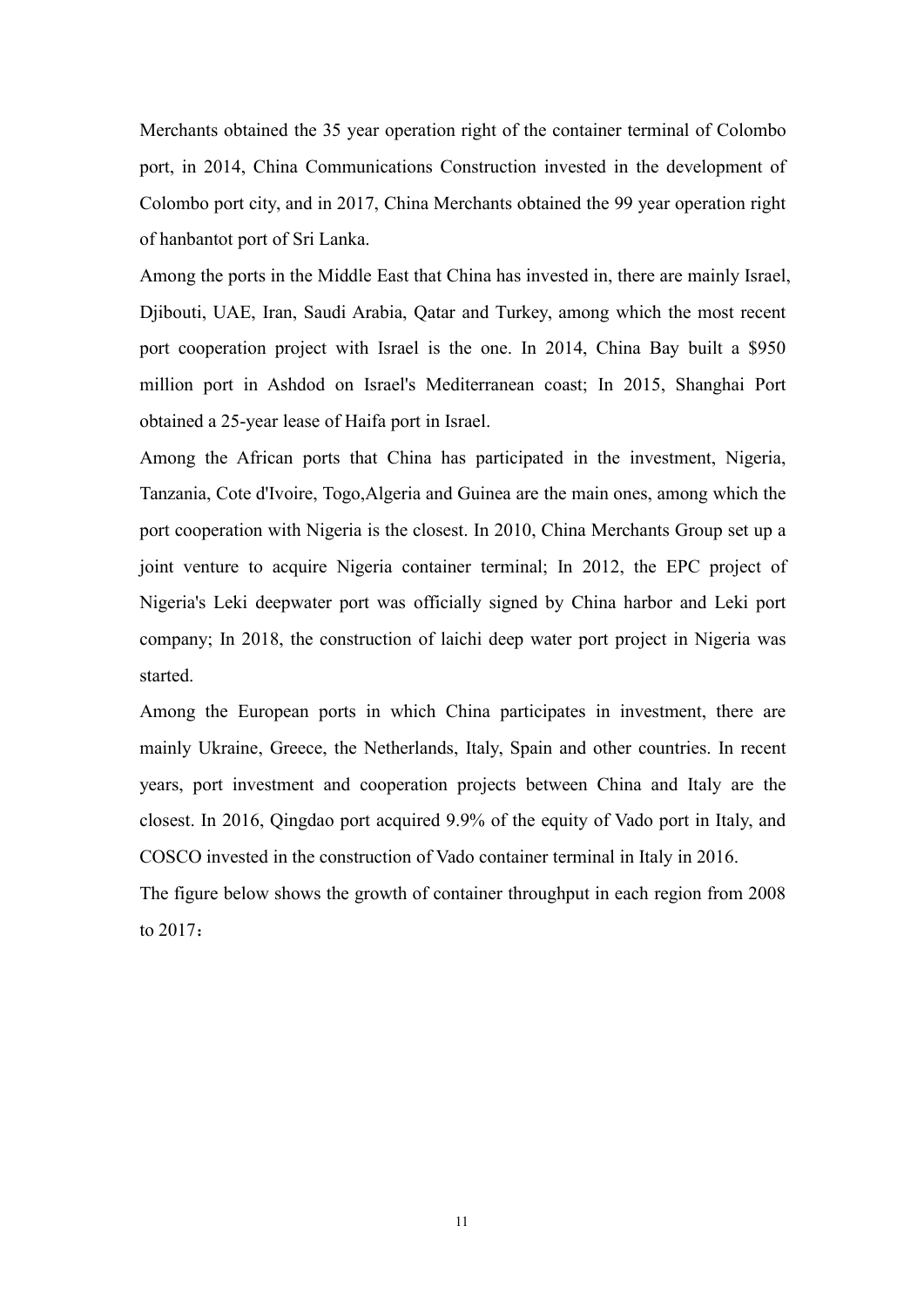Merchants obtained the 35 year operation right of the container terminal of Colombo port, in 2014, China Communications Construction invested in the development of Colombo port city, and in 2017, China Merchants obtained the 99 year operation right of hanbantot port of Sri Lanka.

Among the ports in the Middle East that China has invested in, there are mainly Israel, Djibouti, UAE, Iran, Saudi Arabia, Qatar and Turkey, among which the most recent port cooperation project with Israel is the one. In 2014, China Bay built a $950 million port in Ashdod on Israel's Mediterranean coast; In 2015, Shanghai Port obtained a 25-year lease of Haifa port in Israel.

Among the African ports that China has participated in the investment, Nigeria, Tanzania, Cote d'Ivoire, Togo,Algeria and Guinea are the main ones, among which the port cooperation with Nigeria is the closest. In 2010, China Merchants Group set up a joint venture to acquire Nigeria container terminal; In 2012, the EPC project of Nigeria's Leki deepwater port was officially signed by China harbor and Leki port company; In 2018, the construction of laichi deep water port project in Nigeria was started.

Among the European ports in which China participates in investment, there are mainly Ukraine, Greece, the Netherlands, Italy, Spain and other countries. In recent years, port investment and cooperation projects between China and Italy are the closest. In 2016, Qingdao port acquired 9.9% of the equity of Vado port in Italy, and COSCO invested in the construction of Vado container terminal in Italy in 2016.

The figure below shows the growth of container throughput in each region from 2008 to 2017：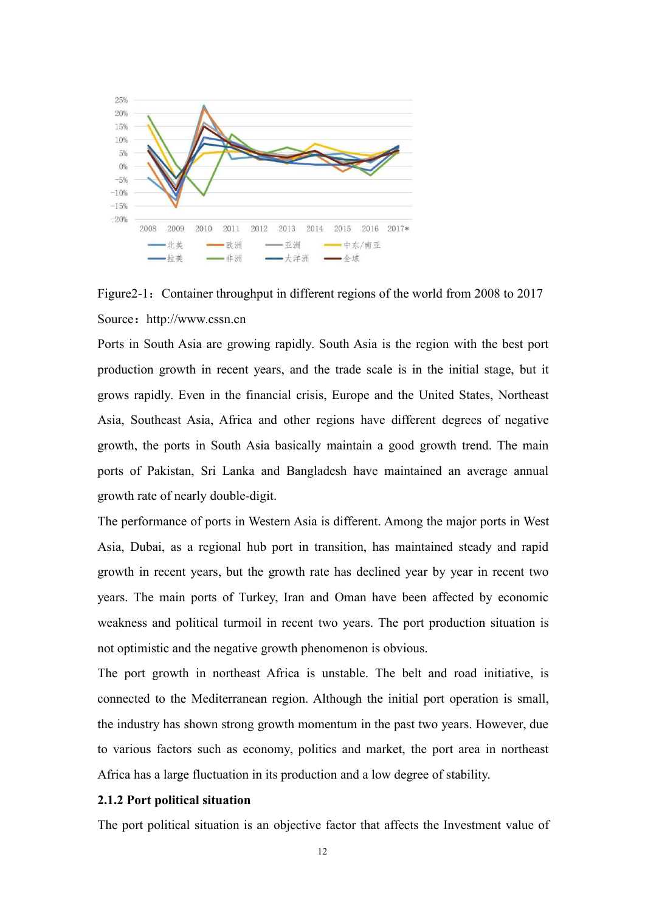Figure2-1：Container throughput in different regions of the world from 2008 to 2017

Source：http://www.cssn.cn

Ports in South Asia are growing rapidly. South Asia is the region with the best port production growth in recent years, and the trade scale is in the initial stage, but it grows rapidly. Even in the financial crisis, Europe and the United States, Northeast Asia, Southeast Asia, Africa and other regions have different degrees of negative growth, the ports in South Asia basically maintain a good growth trend. The main ports of Pakistan, Sri Lanka and Bangladesh have maintained an average annual growth rate of nearly double-digit.

The performance of ports in Western Asia is different. Among the major ports in West Asia, Dubai, as a regional hub port in transition, has maintained steady and rapid growth in recent years, but the growth rate has declined year by year in recent two years. The main ports of Turkey, Iran and Oman have been affected by economic weakness and political turmoil in recent two years. The port production situation is not optimistic and the negative growth phenomenon is obvious.

The port growth in northeast Africa is unstable. The belt and road initiative, is connected to the Mediterranean region. Although the initial port operation is small, the industry has shown strong growth momentum in the past two years. However, due to various factors such as economy, politics and market, the port area in northeast Africa has a large fluctuation in its production and a low degree of stability.

### 2.1.2 Port political situation

The port political situation is an objective factor that affects the Investment value of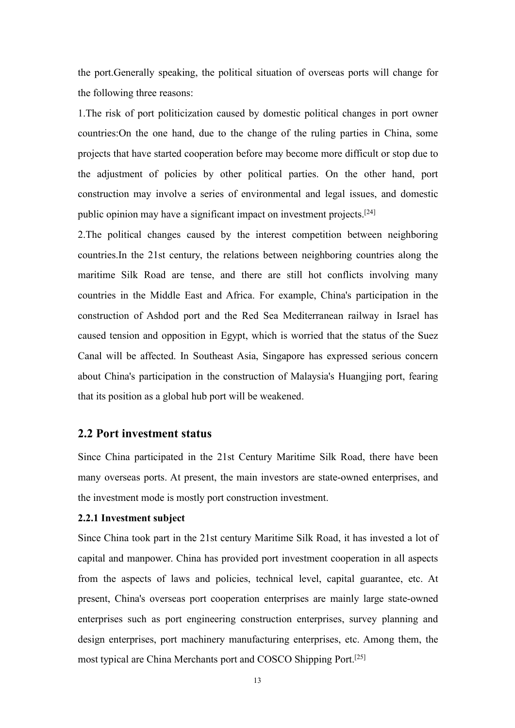the port.Generally speaking, the political situation of overseas ports will change for the following three reasons:

1.The risk of port politicization caused by domestic political changes in port owner countries:On the one hand, due to the change of the ruling parties in China, some projects that have started cooperation before may become more difficult or stop due to the adjustment of policies by other political parties. On the other hand, port construction may involve a series of environmental and legal issues, and domestic public opinion may have a significant impact on investment projects.[24]

2.The political changes caused by the interest competition between neighboring countries.In the 21st century, the relations between neighboring countries along the maritime Silk Road are tense, and there are still hot conflicts involving many countries in the Middle East and Africa. For example, China's participation in the construction of Ashdod port and the Red Sea Mediterranean railway in Israel has caused tension and opposition in Egypt, which is worried that the status of the Suez Canal will be affected. In Southeast Asia, Singapore has expressed serious concern about China's participation in the construction of Malaysia's Huangjing port, fearing that its position as a global hub port will be weakened.

## 2.2 Port investment status

Since China participated in the 21st Century Maritime Silk Road, there have been many overseas ports. At present, the main investors are state-owned enterprises, and the investment mode is mostly port construction investment.

### 2.2.1 Investment subject

Since China took part in the 21st century Maritime Silk Road, it has invested a lot of capital and manpower. China has provided port investment cooperation in all aspects from the aspects of laws and policies, technical level, capital guarantee, etc. At present, China's overseas port cooperation enterprises are mainly large state-owned enterprises such as port engineering construction enterprises, survey planning and design enterprises, port machinery manufacturing enterprises, etc. Among them, the most typical are China Merchants port and COSCO Shipping Port.[25]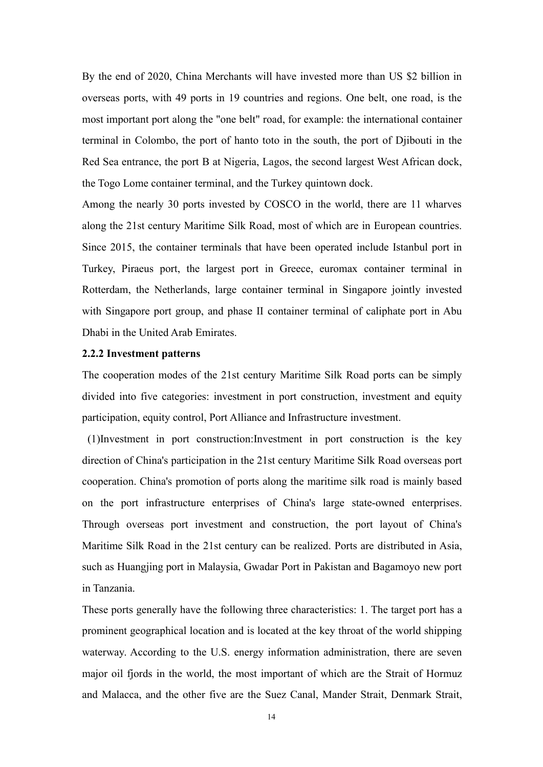By the end of 2020, China Merchants will have invested more than US $2 billion in overseas ports, with 49 ports in 19 countries and regions. One belt, one road, is the most important port along the "one belt" road, for example: the international container terminal in Colombo, the port of hanto toto in the south, the port of Djibouti in the Red Sea entrance, the port B at Nigeria, Lagos, the second largest West African dock, the Togo Lome container terminal, and the Turkey quintown dock.

Among the nearly 30 ports invested by COSCO in the world, there are 11 wharves along the 21st century Maritime Silk Road, most of which are in European countries. Since 2015, the container terminals that have been operated include Istanbul port in Turkey, Piraeus port, the largest port in Greece, euromax container terminal in Rotterdam, the Netherlands, large container terminal in Singapore jointly invested with Singapore port group, and phase II container terminal of caliphate port in Abu Dhabi in the United Arab Emirates.

### 2.2.2 Investment patterns

The cooperation modes of the 21st century Maritime Silk Road ports can be simply divided into five categories: investment in port construction, investment and equity participation, equity control, Port Alliance and Infrastructure investment.

(1)Investment in port construction:Investment in port construction is the key direction of China's participation in the 21st century Maritime Silk Road overseas port cooperation. China's promotion of ports along the maritime silk road is mainly based on the port infrastructure enterprises of China's large state-owned enterprises. Through overseas port investment and construction, the port layout of China's Maritime Silk Road in the 21st century can be realized. Ports are distributed in Asia, such as Huangjing port in Malaysia, Gwadar Port in Pakistan and Bagamoyo new port in Tanzania.

These ports generally have the following three characteristics: 1. The target port has a prominent geographical location and is located at the key throat of the world shipping waterway. According to the U.S. energy information administration, there are seven major oil fjords in the world, the most important of which are the Strait of Hormuz and Malacca, and the other five are the Suez Canal, Mander Strait, Denmark Strait,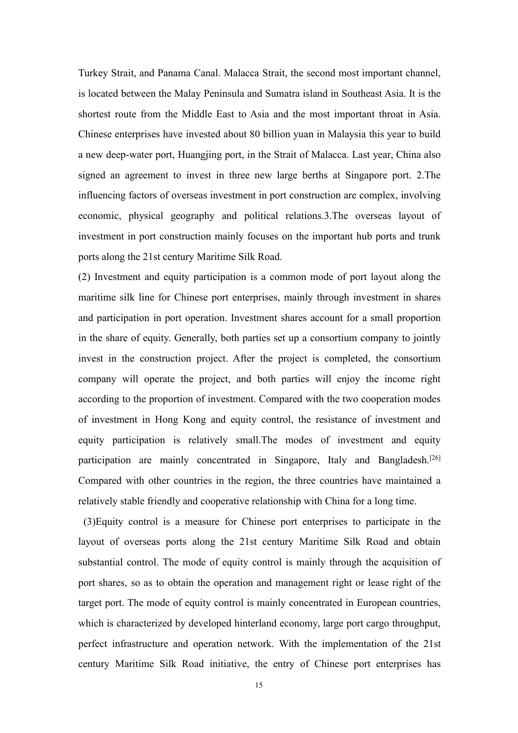Turkey Strait, and Panama Canal. Malacca Strait, the second most important channel, is located between the Malay Peninsula and Sumatra island in Southeast Asia. It is the shortest route from the Middle East to Asia and the most important throat in Asia. Chinese enterprises have invested about 80 billion yuan in Malaysia this year to build a new deep-water port, Huangjing port, in the Strait of Malacca. Last year, China also signed an agreement to invest in three new large berths at Singapore port. 2.The influencing factors of overseas investment in port construction are complex, involving economic, physical geography and political relations.3.The overseas layout of investment in port construction mainly focuses on the important hub ports and trunk ports along the 21st century Maritime Silk Road.

(2) Investment and equity participation is a common mode of port layout along the maritime silk line for Chinese port enterprises, mainly through investment in shares and participation in port operation. Investment shares account for a small proportion in the share of equity. Generally, both parties set up a consortium company to jointly invest in the construction project. After the project is completed, the consortium company will operate the project, and both parties will enjoy the income right according to the proportion of investment. Compared with the two cooperation modes of investment in Hong Kong and equity control, the resistance of investment and equity participation is relatively small.The modes of investment and equity participation are mainly concentrated in Singapore, Italy and Bangladesh.[26] Compared with other countries in the region, the three countries have maintained a relatively stable friendly and cooperative relationship with China for a long time.

(3)Equity control is a measure for Chinese port enterprises to participate in the layout of overseas ports along the 21st century Maritime Silk Road and obtain substantial control. The mode of equity control is mainly through the acquisition of port shares, so as to obtain the operation and management right or lease right of the target port. The mode of equity control is mainly concentrated in European countries, which is characterized by developed hinterland economy, large port cargo throughput, perfect infrastructure and operation network. With the implementation of the 21st century Maritime Silk Road initiative, the entry of Chinese port enterprises has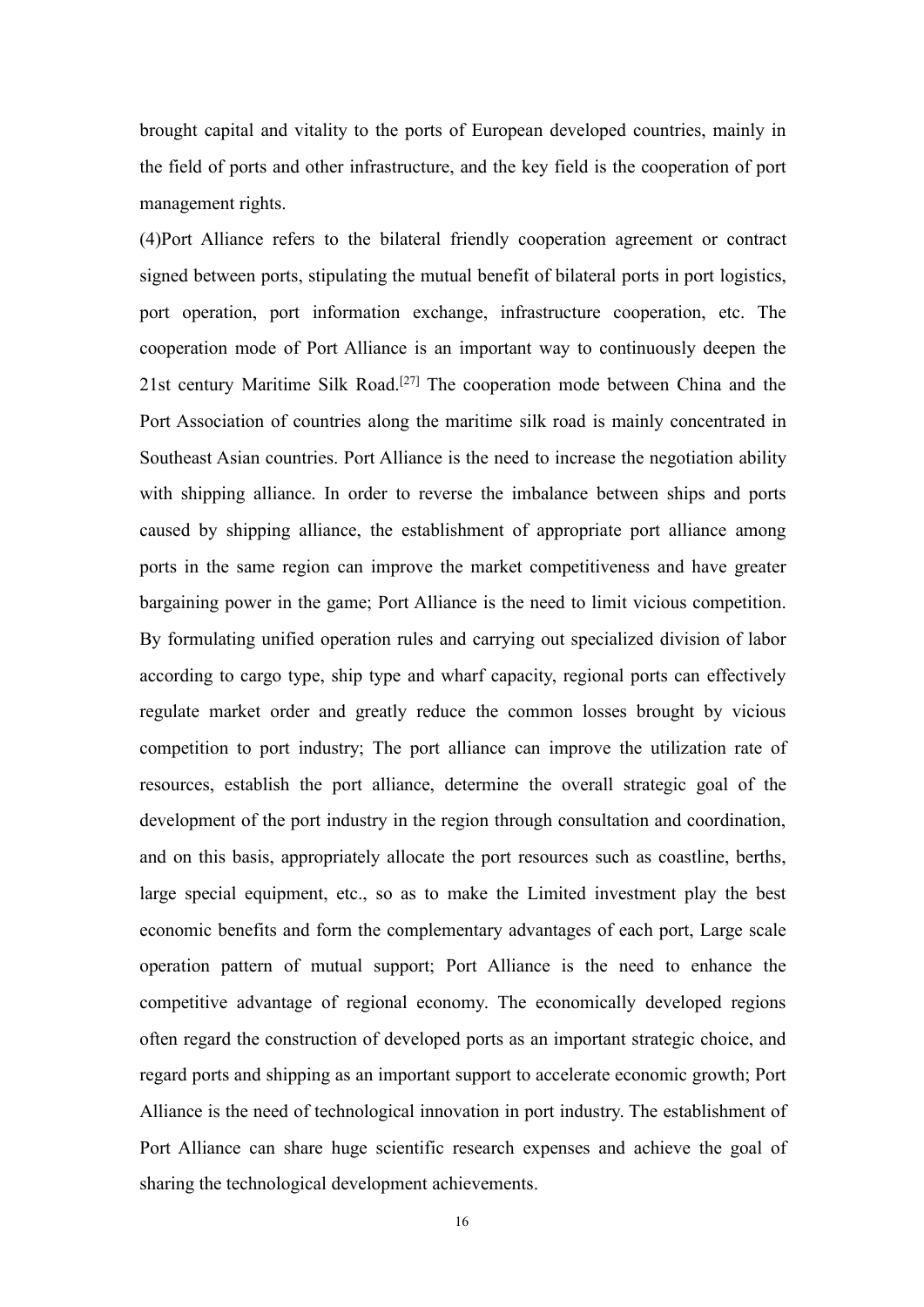brought capital and vitality to the ports of European developed countries, mainly in the field of ports and other infrastructure, and the key field is the cooperation of port management rights.

(4)Port Alliance refers to the bilateral friendly cooperation agreement or contract signed between ports, stipulating the mutual benefit of bilateral ports in port logistics, port operation, port information exchange, infrastructure cooperation, etc. The cooperation mode of Port Alliance is an important way to continuously deepen the 21st century Maritime Silk Road.[27] The cooperation mode between China and the Port Association of countries along the maritime silk road is mainly concentrated in Southeast Asian countries. Port Alliance is the need to increase the negotiation ability with shipping alliance. In order to reverse the imbalance between ships and ports caused by shipping alliance, the establishment of appropriate port alliance among ports in the same region can improve the market competitiveness and have greater bargaining power in the game; Port Alliance is the need to limit vicious competition. By formulating unified operation rules and carrying out specialized division of labor according to cargo type, ship type and wharf capacity, regional ports can effectively regulate market order and greatly reduce the common losses brought by vicious competition to port industry; The port alliance can improve the utilization rate of resources, establish the port alliance, determine the overall strategic goal of the development of the port industry in the region through consultation and coordination, and on this basis, appropriately allocate the port resources such as coastline, berths, large special equipment, etc., so as to make the Limited investment play the best economic benefits and form the complementary advantages of each port, Large scale operation pattern of mutual support; Port Alliance is the need to enhance the competitive advantage of regional economy. The economically developed regions often regard the construction of developed ports as an important strategic choice, and regard ports and shipping as an important support to accelerate economic growth; Port Alliance is the need of technological innovation in port industry. The establishment of Port Alliance can share huge scientific research expenses and achieve the goal of sharing the technological development achievements.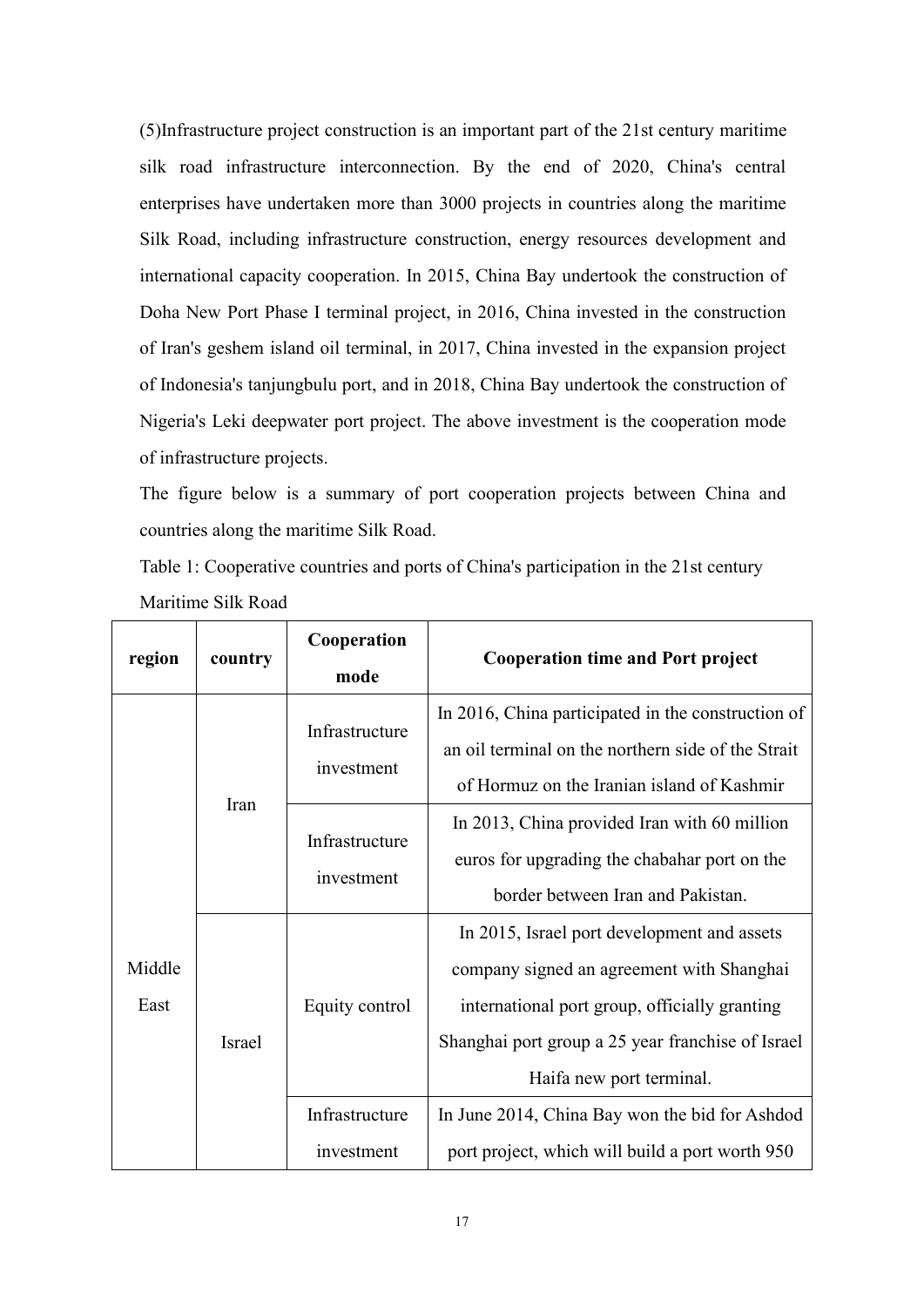(5)Infrastructure project construction is an important part of the 21st century maritime silk road infrastructure interconnection. By the end of 2020, China's central enterprises have undertaken more than 3000 projects in countries along the maritime Silk Road, including infrastructure construction, energy resources development and international capacity cooperation. In 2015, China Bay undertook the construction of Doha New Port Phase I terminal project, in 2016, China invested in the construction of Iran's geshem island oil terminal, in 2017, China invested in the expansion project of Indonesia's tanjungbulu port, and in 2018, China Bay undertook the construction of Nigeria's Leki deepwater port project. The above investment is the cooperation mode of infrastructure projects.

The figure below is a summary of port cooperation projects between China and countries along the maritime Silk Road.

Table 1: Cooperative countries and ports of China's participation in the 21st century Maritime Silk Road

| region | country | Cooperation mode | Cooperation time and Port project |
|---|---|---|---|
| Middle East | Iran | Infrastructure investment | In 2016, China participated in the construction of an oil terminal on the northern side of the Strait of Hormuz on the Iranian island of Kashmir |
| | | Infrastructure investment | In 2013, China provided Iran with 60 million euros for upgrading the chabahar port on the border between Iran and Pakistan. |
| | Israel | Equity control | In 2015, Israel port development and assets company signed an agreement with Shanghai international port group, officially granting Shanghai port group a 25 year franchise of Israel Haifa new port terminal. |
| | | Infrastructure investment | In June 2014, China Bay won the bid for Ashdod port project, which will build a port worth 950 |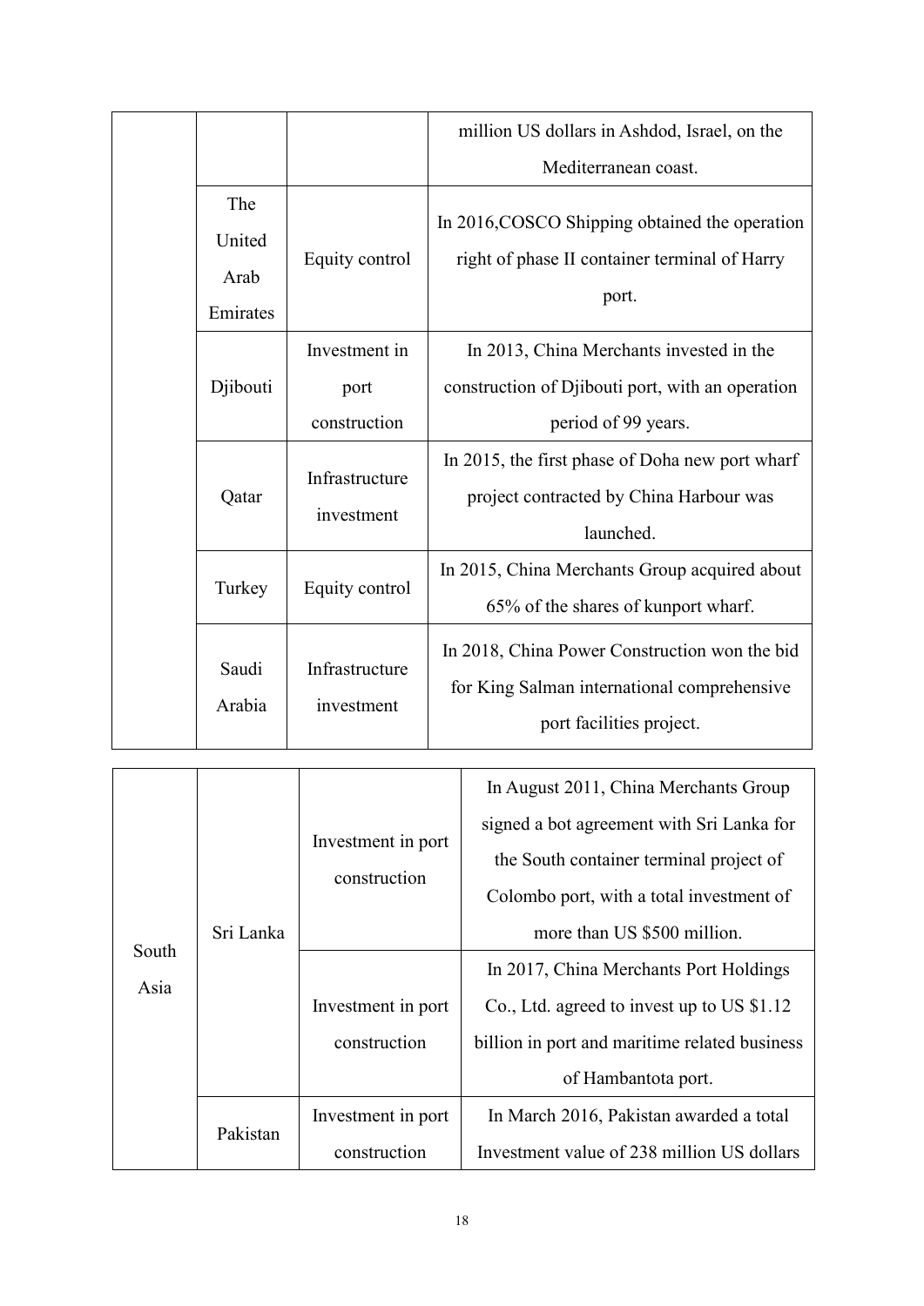| | | | |
|---|---|---|---|
| | | | million US dollars in Ashdod, Israel, on the Mediterranean coast. |
| | The United Arab Emirates | Equity control | In 2016,COSCO Shipping obtained the operation right of phase II container terminal of Harry port. |
| | Djibouti | Investment in port construction | In 2013, China Merchants invested in the construction of Djibouti port, with an operation period of 99 years. |
| | Qatar | Infrastructure investment | In 2015, the first phase of Doha new port wharf project contracted by China Harbour was launched. |
| | Turkey | Equity control | In 2015, China Merchants Group acquired about 65% of the shares of kunport wharf. |
| | Saudi Arabia | Infrastructure investment | In 2018, China Power Construction won the bid for King Salman international comprehensive port facilities project. |
| South Asia | Sri Lanka | Investment in port construction | In August 2011, China Merchants Group signed a bot agreement with Sri Lanka for the South container terminal project of Colombo port, with a total investment of more than US $500 million. |
| | | Investment in port construction | In 2017, China Merchants Port Holdings Co., Ltd. agreed to invest up to US $1.12 billion in port and maritime related business of Hambantota port. |
| | Pakistan | Investment in port construction | In March 2016, Pakistan awarded a total Investment value of 238 million US dollars |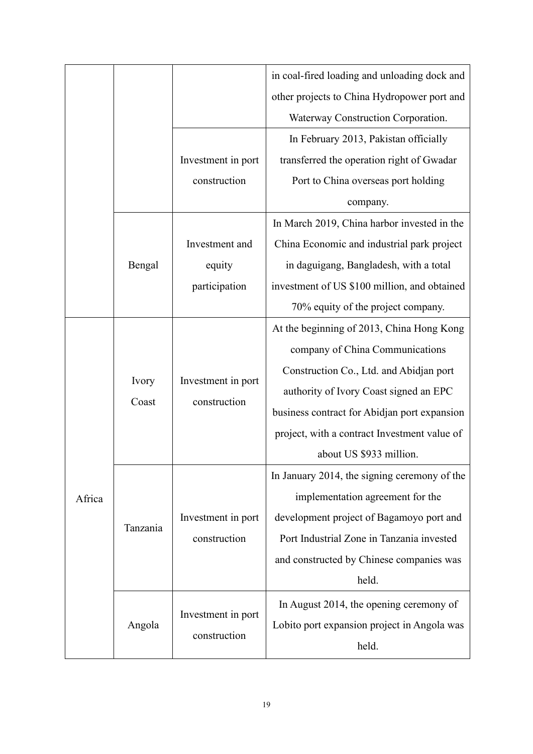| | | | in coal-fired loading and unloading dock and other projects to China Hydropower port and Waterway Construction Corporation. |
|---|---|---|---|
| | | Investment in port construction | In February 2013, Pakistan officially transferred the operation right of Gwadar Port to China overseas port holding company. |
| | Bengal | Investment and equity participation | In March 2019, China harbor invested in the China Economic and industrial park project in daguigang, Bangladesh, with a total investment of US $100 million, and obtained 70% equity of the project company. |
| Africa | Ivory Coast | Investment in port construction | At the beginning of 2013, China Hong Kong company of China Communications Construction Co., Ltd. and Abidjan port authority of Ivory Coast signed an EPC business contract for Abidjan port expansion project, with a contract Investment value of about US $933 million. |
| | Tanzania | Investment in port construction | In January 2014, the signing ceremony of the implementation agreement for the development project of Bagamoyo port and Port Industrial Zone in Tanzania invested and constructed by Chinese companies was held. |
| | Angola | Investment in port construction | In August 2014, the opening ceremony of Lobito port expansion project in Angola was held. |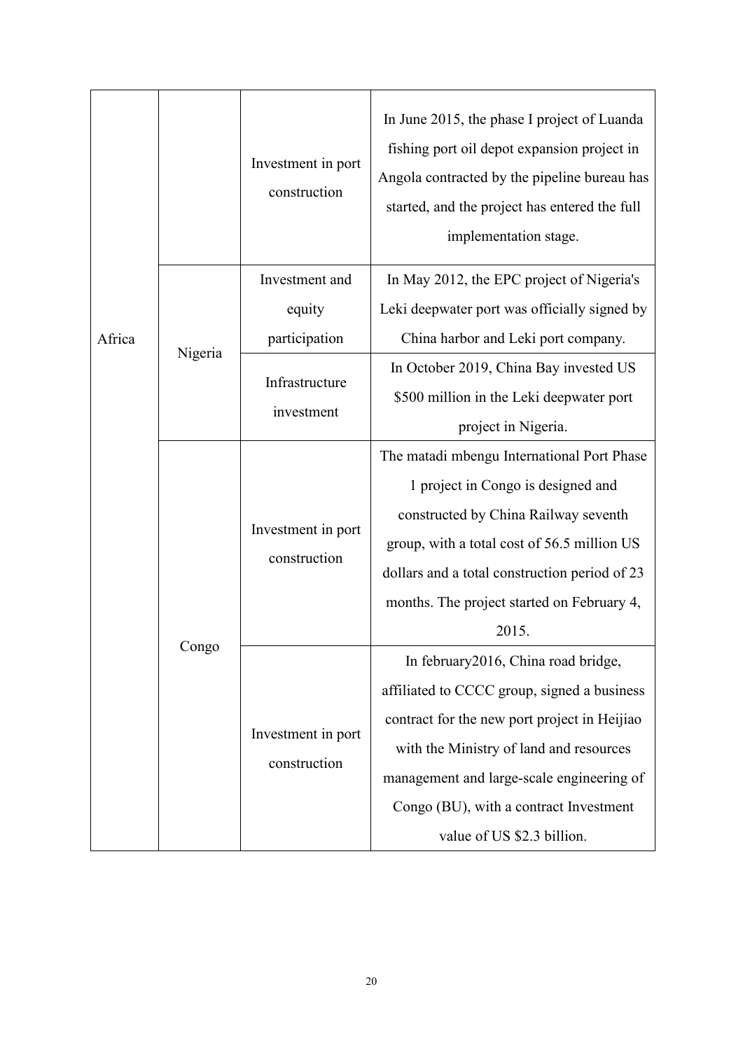| | | | |
|---|---|---|---|
| Africa | | Investment in port construction | In June 2015, the phase I project of Luanda fishing port oil depot expansion project in Angola contracted by the pipeline bureau has started, and the project has entered the full implementation stage. |
| | Nigeria | Investment and equity participation | In May 2012, the EPC project of Nigeria's Leki deepwater port was officially signed by China harbor and Leki port company. |
| | | Infrastructure investment | In October 2019, China Bay invested US $500 million in the Leki deepwater port project in Nigeria. |
| | Congo | Investment in port construction | The matadi mbengu International Port Phase 1 project in Congo is designed and constructed by China Railway seventh group, with a total cost of 56.5 million US dollars and a total construction period of 23 months. The project started on February 4, 2015. |
| | | Investment in port construction | In february2016, China road bridge, affiliated to CCCC group, signed a business contract for the new port project in Heijiao with the Ministry of land and resources management and large-scale engineering of Congo (BU), with a contract Investment value of US $2.3 billion. |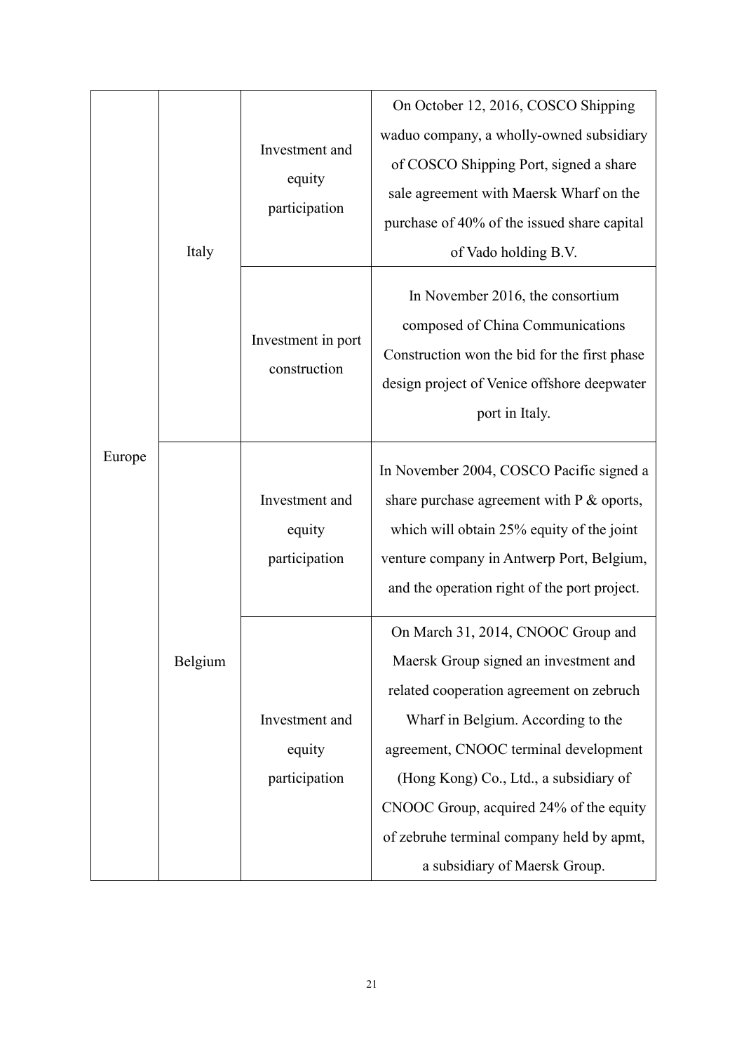| | | | |
|---|---|---|---|
| Europe | Italy | Investment and equity participation | On October 12, 2016, COSCO Shipping waduo company, a wholly-owned subsidiary of COSCO Shipping Port, signed a share sale agreement with Maersk Wharf on the purchase of 40% of the issued share capital of Vado holding B.V. |
| | | Investment in port construction | In November 2016, the consortium composed of China Communications Construction won the bid for the first phase design project of Venice offshore deepwater port in Italy. |
| | Belgium | Investment and equity participation | In November 2004, COSCO Pacific signed a share purchase agreement with P & oports, which will obtain 25% equity of the joint venture company in Antwerp Port, Belgium, and the operation right of the port project. |
| | | Investment and equity participation | On March 31, 2014, CNOOC Group and Maersk Group signed an investment and related cooperation agreement on zebruch Wharf in Belgium. According to the agreement, CNOOC terminal development (Hong Kong) Co., Ltd., a subsidiary of CNOOC Group, acquired 24% of the equity of zebruhe terminal company held by apmt, a subsidiary of Maersk Group. |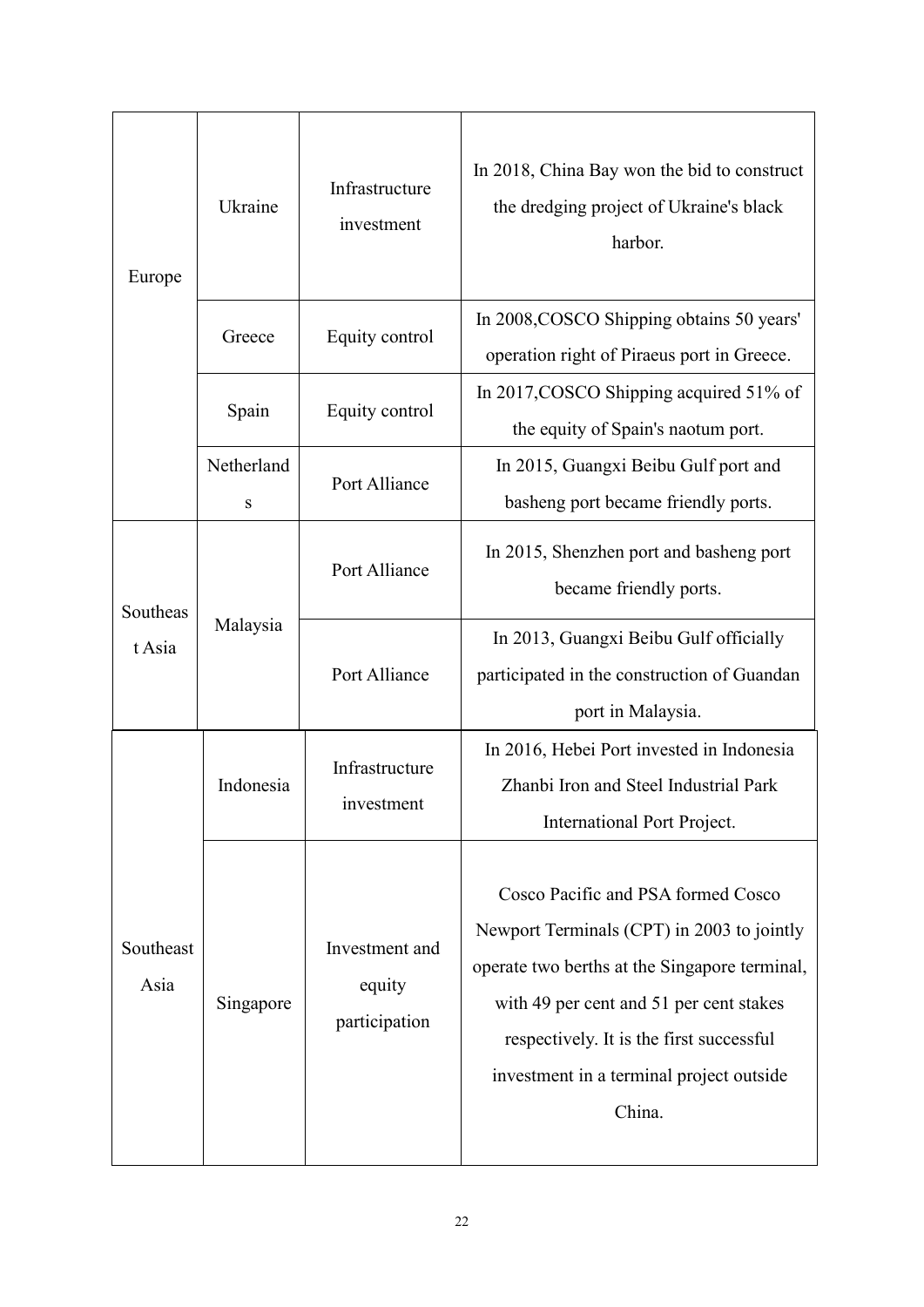| | | | |
|---|---|---|---|
| Europe | Ukraine | Infrastructure investment | In 2018, China Bay won the bid to construct the dredging project of Ukraine's black harbor. |
| | Greece | Equity control | In 2008,COSCO Shipping obtains 50 years' operation right of Piraeus port in Greece. |
| | Spain | Equity control | In 2017,COSCO Shipping acquired 51% of the equity of Spain's naotum port. |
| | Netherlands | Port Alliance | In 2015, Guangxi Beibu Gulf port and basheng port became friendly ports. |
| Southeast Asia | Malaysia | Port Alliance | In 2015, Shenzhen port and basheng port became friendly ports. |
| | | Port Alliance | In 2013, Guangxi Beibu Gulf officially participated in the construction of Guandan port in Malaysia. |
| Southeast Asia | Indonesia | Infrastructure investment | In 2016, Hebei Port invested in Indonesia Zhanbi Iron and Steel Industrial Park International Port Project. |
| | Singapore | Investment and equity participation | Cosco Pacific and PSA formed Cosco Newport Terminals (CPT) in 2003 to jointly operate two berths at the Singapore terminal, with 49 per cent and 51 per cent stakes respectively. It is the first successful investment in a terminal project outside China. |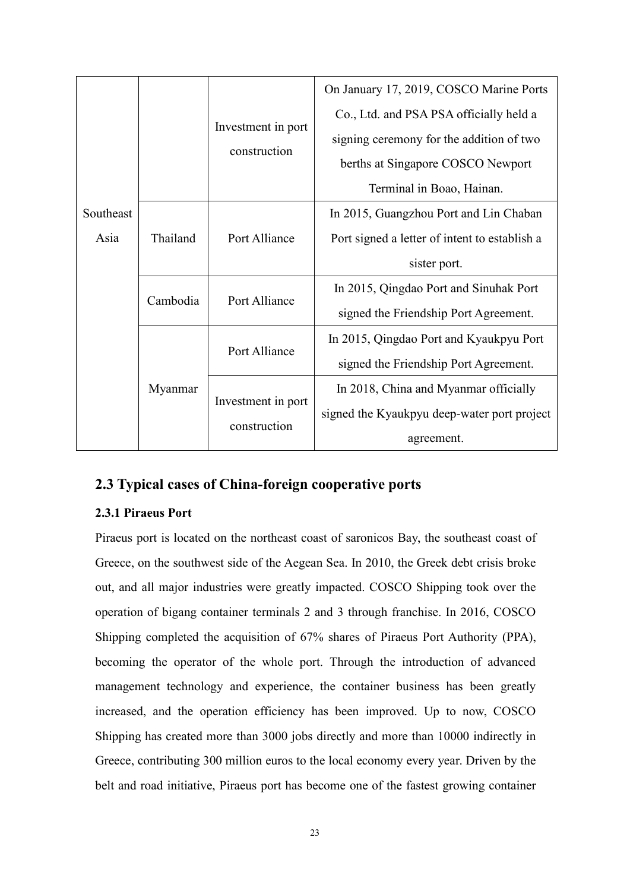| | | | |
|---|---|---|---|
| Southeast Asia | | Investment in port construction | On January 17, 2019, COSCO Marine Ports Co., Ltd. and PSA PSA officially held a signing ceremony for the addition of two berths at Singapore COSCO Newport Terminal in Boao, Hainan. |
| | Thailand | Port Alliance | In 2015, Guangzhou Port and Lin Chaban Port signed a letter of intent to establish a sister port. |
| | Cambodia | Port Alliance | In 2015, Qingdao Port and Sinuhak Port signed the Friendship Port Agreement. |
| | Myanmar | Port Alliance | In 2015, Qingdao Port and Kyaukpyu Port signed the Friendship Port Agreement. |
| | | Investment in port construction | In 2018, China and Myanmar officially signed the Kyaukpyu deep-water port project agreement. |

## 2.3 Typical cases of China-foreign cooperative ports

### 2.3.1 Piraeus Port

Piraeus port is located on the northeast coast of saronicos Bay, the southeast coast of Greece, on the southwest side of the Aegean Sea. In 2010, the Greek debt crisis broke out, and all major industries were greatly impacted. COSCO Shipping took over the operation of bigang container terminals 2 and 3 through franchise. In 2016, COSCO Shipping completed the acquisition of 67% shares of Piraeus Port Authority (PPA), becoming the operator of the whole port. Through the introduction of advanced management technology and experience, the container business has been greatly increased, and the operation efficiency has been improved. Up to now, COSCO Shipping has created more than 3000 jobs directly and more than 10000 indirectly in Greece, contributing 300 million euros to the local economy every year. Driven by the belt and road initiative, Piraeus port has become one of the fastest growing container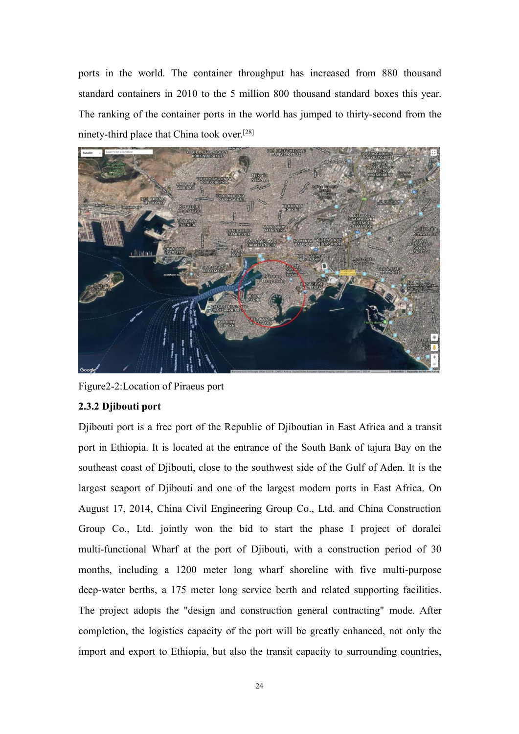ports in the world. The container throughput has increased from 880 thousand standard containers in 2010 to the 5 million 800 thousand standard boxes this year. The ranking of the container ports in the world has jumped to thirty-second from the ninety-third place that China took over.[28]

Figure2-2:Location of Piraeus port

### 2.3.2 Djibouti port

Djibouti port is a free port of the Republic of Djiboutian in East Africa and a transit port in Ethiopia. It is located at the entrance of the South Bank of tajura Bay on the southeast coast of Djibouti, close to the southwest side of the Gulf of Aden. It is the largest seaport of Djibouti and one of the largest modern ports in East Africa. On August 17, 2014, China Civil Engineering Group Co., Ltd. and China Construction Group Co., Ltd. jointly won the bid to start the phase I project of doralei multi-functional Wharf at the port of Djibouti, with a construction period of 30 months, including a 1200 meter long wharf shoreline with five multi-purpose deep-water berths, a 175 meter long service berth and related supporting facilities. The project adopts the "design and construction general contracting" mode. After completion, the logistics capacity of the port will be greatly enhanced, not only the import and export to Ethiopia, but also the transit capacity to surrounding countries,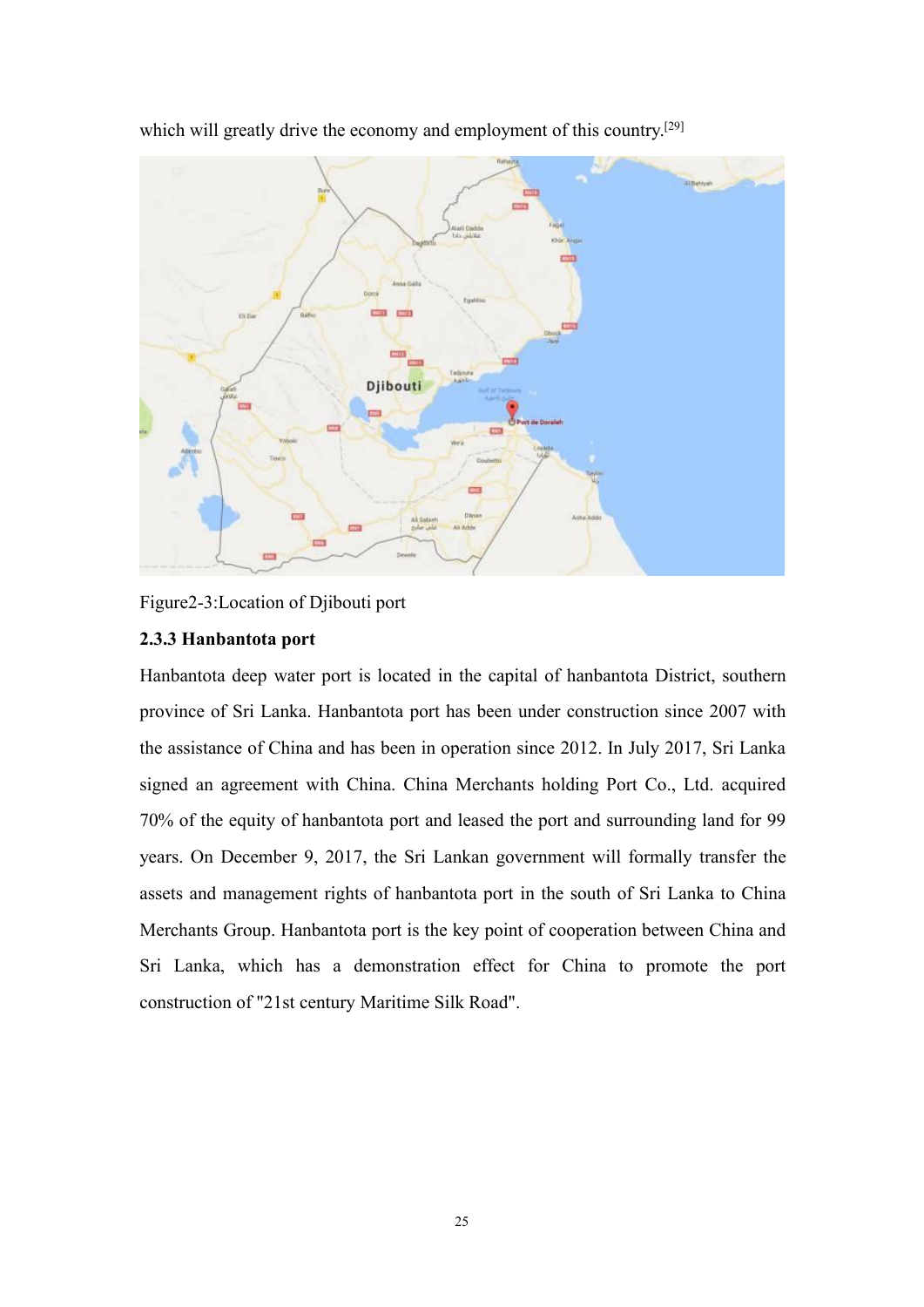which will greatly drive the economy and employment of this country.[29]

Figure2-3:Location of Djibouti port

### 2.3.3 Hanbantota port

Hanbantota deep water port is located in the capital of hanbantota District, southern province of Sri Lanka. Hanbantota port has been under construction since 2007 with the assistance of China and has been in operation since 2012. In July 2017, Sri Lanka signed an agreement with China. China Merchants holding Port Co., Ltd. acquired 70% of the equity of hanbantota port and leased the port and surrounding land for 99 years. On December 9, 2017, the Sri Lankan government will formally transfer the assets and management rights of hanbantota port in the south of Sri Lanka to China Merchants Group. Hanbantota port is the key point of cooperation between China and Sri Lanka, which has a demonstration effect for China to promote the port construction of "21st century Maritime Silk Road".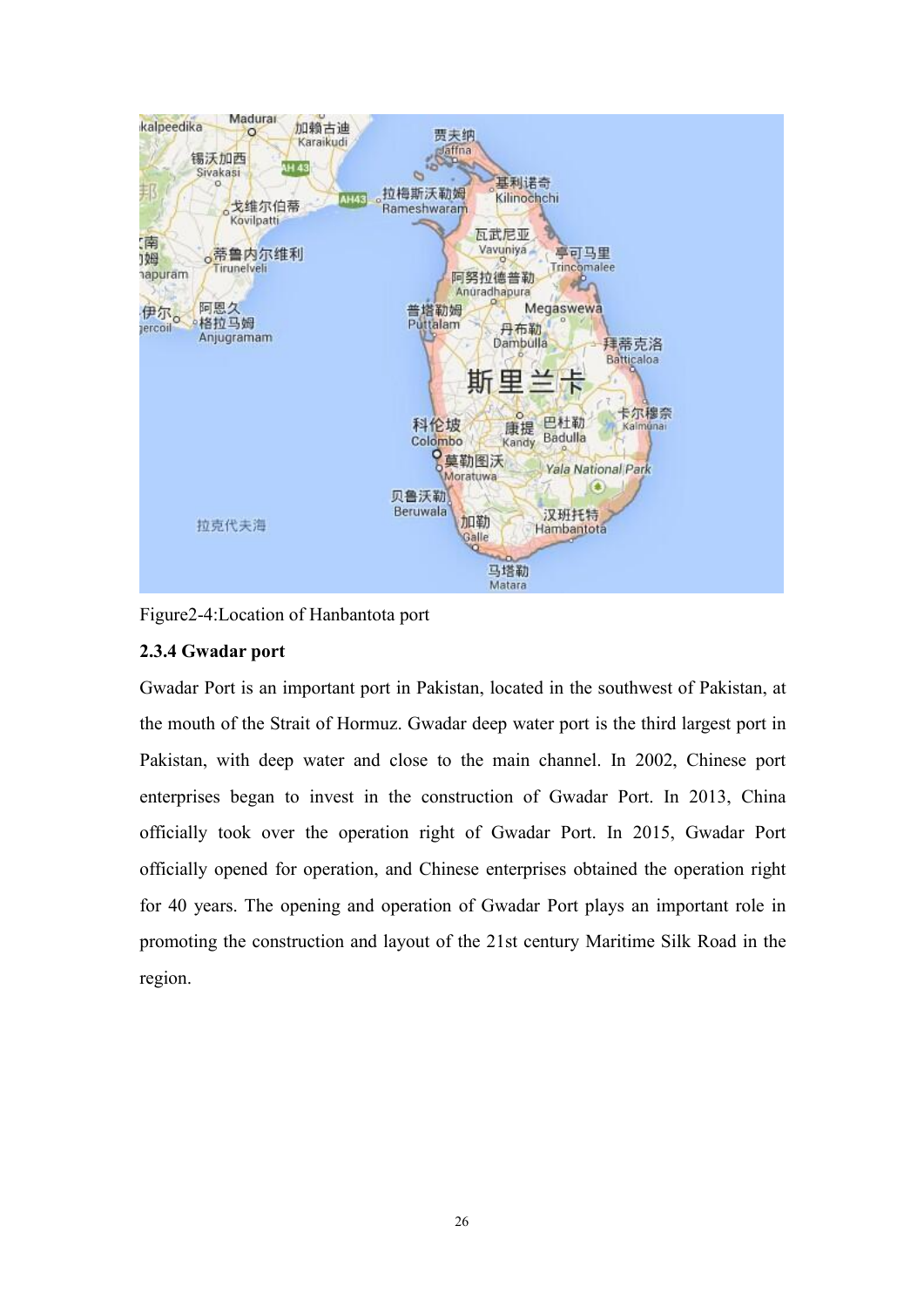Figure2-4:Location of Hanbantota port

### 2.3.4 Gwadar port

Gwadar Port is an important port in Pakistan, located in the southwest of Pakistan, at the mouth of the Strait of Hormuz. Gwadar deep water port is the third largest port in Pakistan, with deep water and close to the main channel. In 2002, Chinese port enterprises began to invest in the construction of Gwadar Port. In 2013, China officially took over the operation right of Gwadar Port. In 2015, Gwadar Port officially opened for operation, and Chinese enterprises obtained the operation right for 40 years. The opening and operation of Gwadar Port plays an important role in promoting the construction and layout of the 21st century Maritime Silk Road in the region.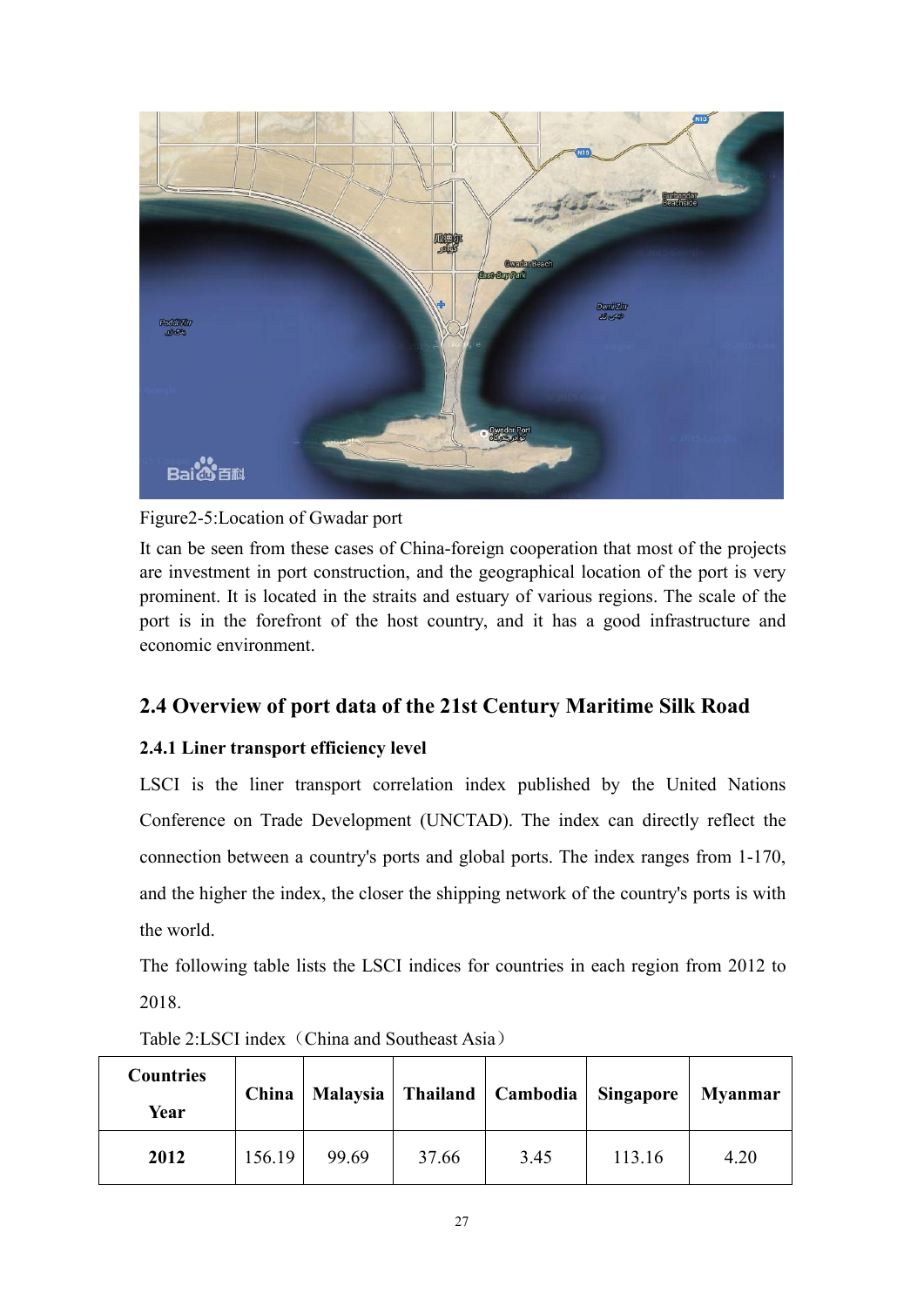Figure2-5:Location of Gwadar port

It can be seen from these cases of China-foreign cooperation that most of the projects are investment in port construction, and the geographical location of the port is very prominent. It is located in the straits and estuary of various regions. The scale of the port is in the forefront of the host country, and it has a good infrastructure and economic environment.

## 2.4 Overview of port data of the 21st Century Maritime Silk Road

### 2.4.1 Liner transport efficiency level

LSCI is the liner transport correlation index published by the United Nations Conference on Trade Development (UNCTAD). The index can directly reflect the connection between a country's ports and global ports. The index ranges from 1-170, and the higher the index, the closer the shipping network of the country's ports is with the world.

The following table lists the LSCI indices for countries in each region from 2012 to 2018.

Table 2:LSCI index（China and Southeast Asia）

| Countries / Year | China | Malaysia | Thailand | Cambodia | Singapore | Myanmar |
|---|---|---|---|---|---|---|
| **2012** | 156.19 | 99.69 | 37.66 | 3.45 | 113.16 | 4.20 |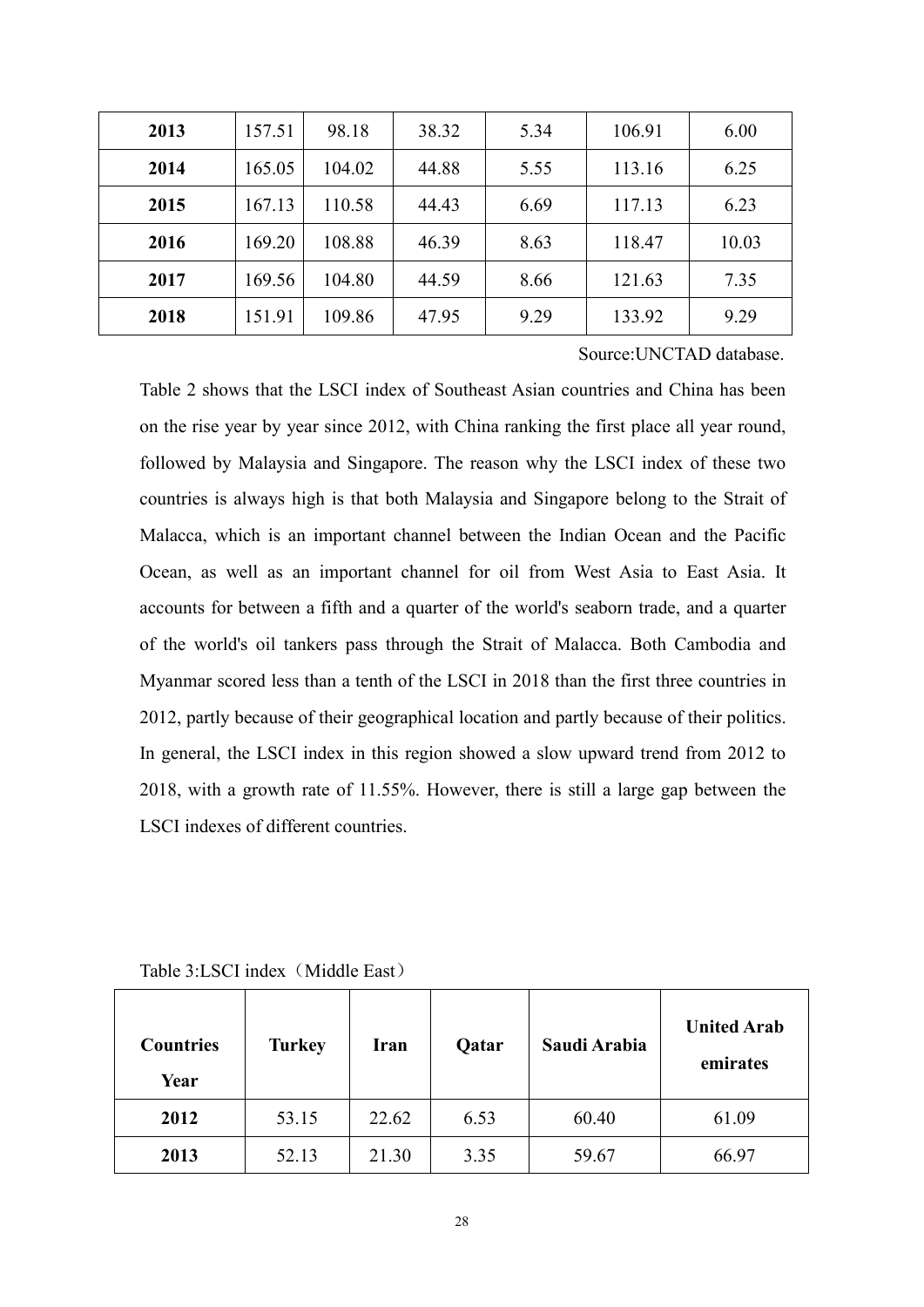| 2013 | 157.51 | 98.18 | 38.32 | 5.34 | 106.91 | 6.00 |
|---|---|---|---|---|---|---|
| 2014 | 165.05 | 104.02 | 44.88 | 5.55 | 113.16 | 6.25 |
| 2015 | 167.13 | 110.58 | 44.43 | 6.69 | 117.13 | 6.23 |
| 2016 | 169.20 | 108.88 | 46.39 | 8.63 | 118.47 | 10.03 |
| 2017 | 169.56 | 104.80 | 44.59 | 8.66 | 121.63 | 7.35 |
| 2018 | 151.91 | 109.86 | 47.95 | 9.29 | 133.92 | 9.29 |

Source:UNCTAD database.

Table 2 shows that the LSCI index of Southeast Asian countries and China has been on the rise year by year since 2012, with China ranking the first place all year round, followed by Malaysia and Singapore. The reason why the LSCI index of these two countries is always high is that both Malaysia and Singapore belong to the Strait of Malacca, which is an important channel between the Indian Ocean and the Pacific Ocean, as well as an important channel for oil from West Asia to East Asia. It accounts for between a fifth and a quarter of the world's seaborn trade, and a quarter of the world's oil tankers pass through the Strait of Malacca. Both Cambodia and Myanmar scored less than a tenth of the LSCI in 2018 than the first three countries in 2012, partly because of their geographical location and partly because of their politics. In general, the LSCI index in this region showed a slow upward trend from 2012 to 2018, with a growth rate of 11.55%. However, there is still a large gap between the LSCI indexes of different countries.

Table 3:LSCI index（Middle East）

| Countries Year | Turkey | Iran | Qatar | Saudi Arabia | United Arab emirates |
|---|---|---|---|---|---|
| 2012 | 53.15 | 22.62 | 6.53 | 60.40 | 61.09 |
| 2013 | 52.13 | 21.30 | 3.35 | 59.67 | 66.97 |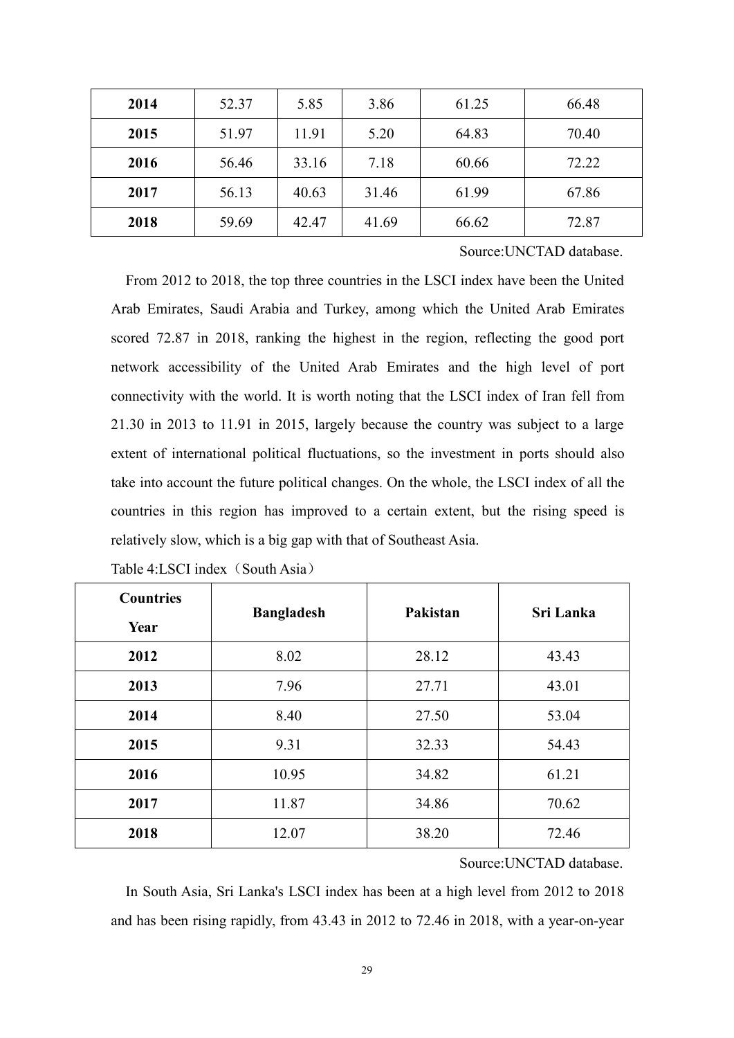| | | | | | |
|---|---|---|---|---|---|
| **2014** | 52.37 | 5.85 | 3.86 | 61.25 | 66.48 |
| **2015** | 51.97 | 11.91 | 5.20 | 64.83 | 70.40 |
| **2016** | 56.46 | 33.16 | 7.18 | 60.66 | 72.22 |
| **2017** | 56.13 | 40.63 | 31.46 | 61.99 | 67.86 |
| **2018** | 59.69 | 42.47 | 41.69 | 66.62 | 72.87 |

Source:UNCTAD database.

From 2012 to 2018, the top three countries in the LSCI index have been the United Arab Emirates, Saudi Arabia and Turkey, among which the United Arab Emirates scored 72.87 in 2018, ranking the highest in the region, reflecting the good port network accessibility of the United Arab Emirates and the high level of port connectivity with the world. It is worth noting that the LSCI index of Iran fell from 21.30 in 2013 to 11.91 in 2015, largely because the country was subject to a large extent of international political fluctuations, so the investment in ports should also take into account the future political changes. On the whole, the LSCI index of all the countries in this region has improved to a certain extent, but the rising speed is relatively slow, which is a big gap with that of Southeast Asia.

Table 4:LSCI index（South Asia）

| Countries / Year | Bangladesh | Pakistan | Sri Lanka |
|---|---|---|---|
| **2012** | 8.02 | 28.12 | 43.43 |
| **2013** | 7.96 | 27.71 | 43.01 |
| **2014** | 8.40 | 27.50 | 53.04 |
| **2015** | 9.31 | 32.33 | 54.43 |
| **2016** | 10.95 | 34.82 | 61.21 |
| **2017** | 11.87 | 34.86 | 70.62 |
| **2018** | 12.07 | 38.20 | 72.46 |

Source:UNCTAD database.

In South Asia, Sri Lanka's LSCI index has been at a high level from 2012 to 2018 and has been rising rapidly, from 43.43 in 2012 to 72.46 in 2018, with a year-on-year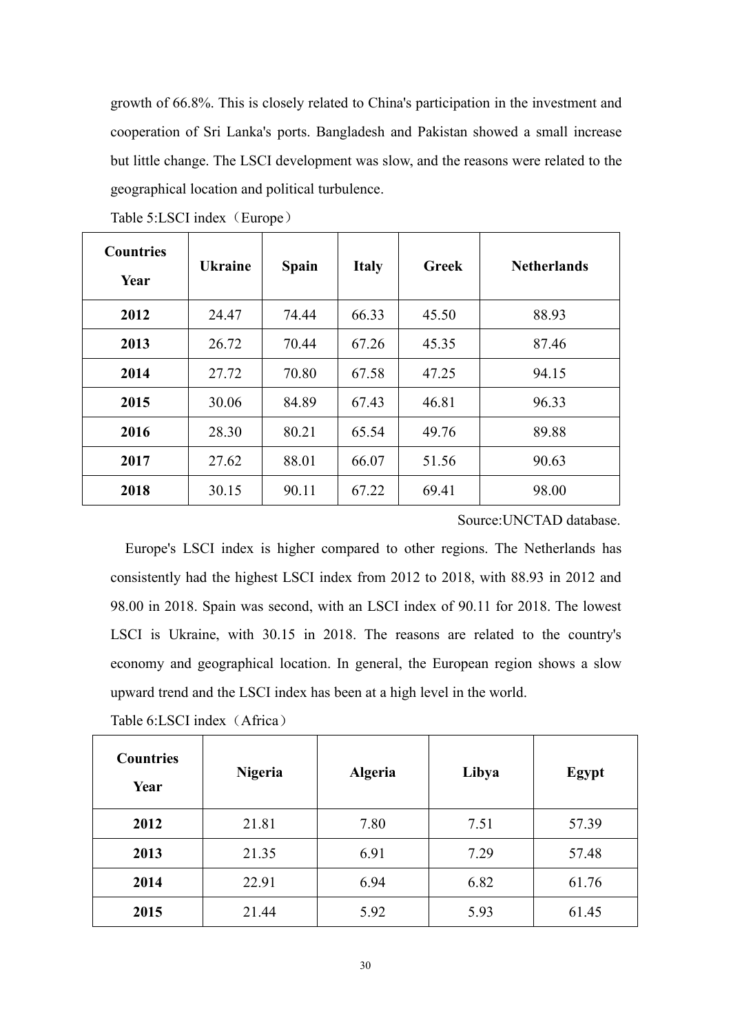growth of 66.8%. This is closely related to China's participation in the investment and cooperation of Sri Lanka's ports. Bangladesh and Pakistan showed a small increase but little change. The LSCI development was slow, and the reasons were related to the geographical location and political turbulence.

Table 5:LSCI index（Europe）

| **Countries Year** | **Ukraine** | **Spain** | **Italy** | **Greek** | **Netherlands** |
|---|---|---|---|---|---|
| **2012** | 24.47 | 74.44 | 66.33 | 45.50 | 88.93 |
| **2013** | 26.72 | 70.44 | 67.26 | 45.35 | 87.46 |
| **2014** | 27.72 | 70.80 | 67.58 | 47.25 | 94.15 |
| **2015** | 30.06 | 84.89 | 67.43 | 46.81 | 96.33 |
| **2016** | 28.30 | 80.21 | 65.54 | 49.76 | 89.88 |
| **2017** | 27.62 | 88.01 | 66.07 | 51.56 | 90.63 |
| **2018** | 30.15 | 90.11 | 67.22 | 69.41 | 98.00 |

Source:UNCTAD database.

Europe's LSCI index is higher compared to other regions. The Netherlands has consistently had the highest LSCI index from 2012 to 2018, with 88.93 in 2012 and 98.00 in 2018. Spain was second, with an LSCI index of 90.11 for 2018. The lowest LSCI is Ukraine, with 30.15 in 2018. The reasons are related to the country's economy and geographical location. In general, the European region shows a slow upward trend and the LSCI index has been at a high level in the world.

Table 6:LSCI index（Africa）

| **Countries Year** | **Nigeria** | **Algeria** | **Libya** | **Egypt** |
|---|---|---|---|---|
| **2012** | 21.81 | 7.80 | 7.51 | 57.39 |
| **2013** | 21.35 | 6.91 | 7.29 | 57.48 |
| **2014** | 22.91 | 6.94 | 6.82 | 61.76 |
| **2015** | 21.44 | 5.92 | 5.93 | 61.45 |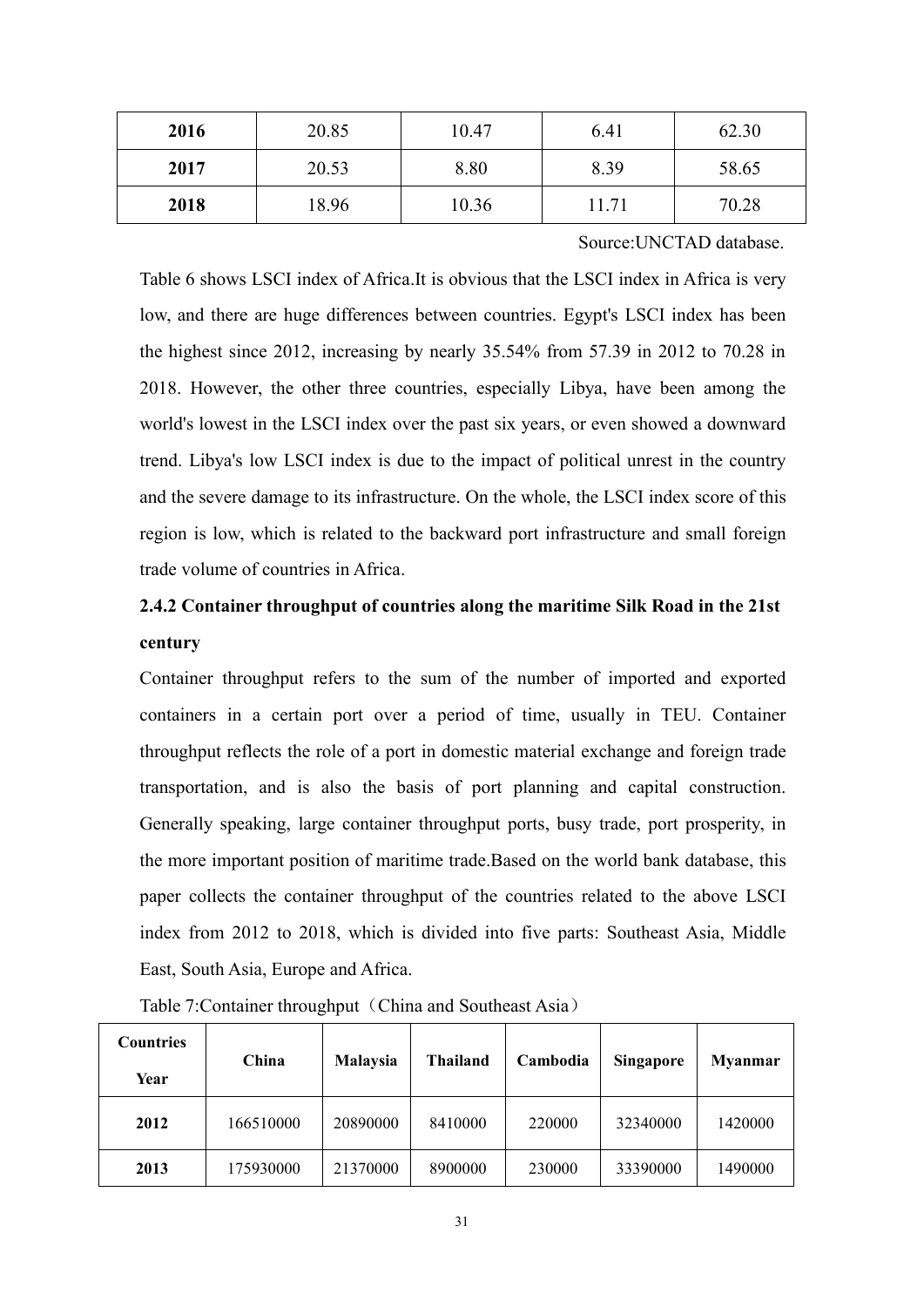| 2016 | 20.85 | 10.47 | 6.41 | 62.30 |
|---|---|---|---|---|
| **2017** | 20.53 | 8.80 | 8.39 | 58.65 |
| **2018** | 18.96 | 10.36 | 11.71 | 70.28 |

Source:UNCTAD database.

Table 6 shows LSCI index of Africa.It is obvious that the LSCI index in Africa is very low, and there are huge differences between countries. Egypt's LSCI index has been the highest since 2012, increasing by nearly 35.54% from 57.39 in 2012 to 70.28 in 2018. However, the other three countries, especially Libya, have been among the world's lowest in the LSCI index over the past six years, or even showed a downward trend. Libya's low LSCI index is due to the impact of political unrest in the country and the severe damage to its infrastructure. On the whole, the LSCI index score of this region is low, which is related to the backward port infrastructure and small foreign trade volume of countries in Africa.

### 2.4.2 Container throughput of countries along the maritime Silk Road in the 21st century

Container throughput refers to the sum of the number of imported and exported containers in a certain port over a period of time, usually in TEU. Container throughput reflects the role of a port in domestic material exchange and foreign trade transportation, and is also the basis of port planning and capital construction. Generally speaking, large container throughput ports, busy trade, port prosperity, in the more important position of maritime trade.Based on the world bank database, this paper collects the container throughput of the countries related to the above LSCI index from 2012 to 2018, which is divided into five parts: Southeast Asia, Middle East, South Asia, Europe and Africa.

Table 7:Container throughput（China and Southeast Asia）

| Countries<br>Year | China | Malaysia | Thailand | Cambodia | Singapore | Myanmar |
|---|---|---|---|---|---|---|
| **2012** | 166510000 | 20890000 | 8410000 | 220000 | 32340000 | 1420000 |
| **2013** | 175930000 | 21370000 | 8900000 | 230000 | 33390000 | 1490000 |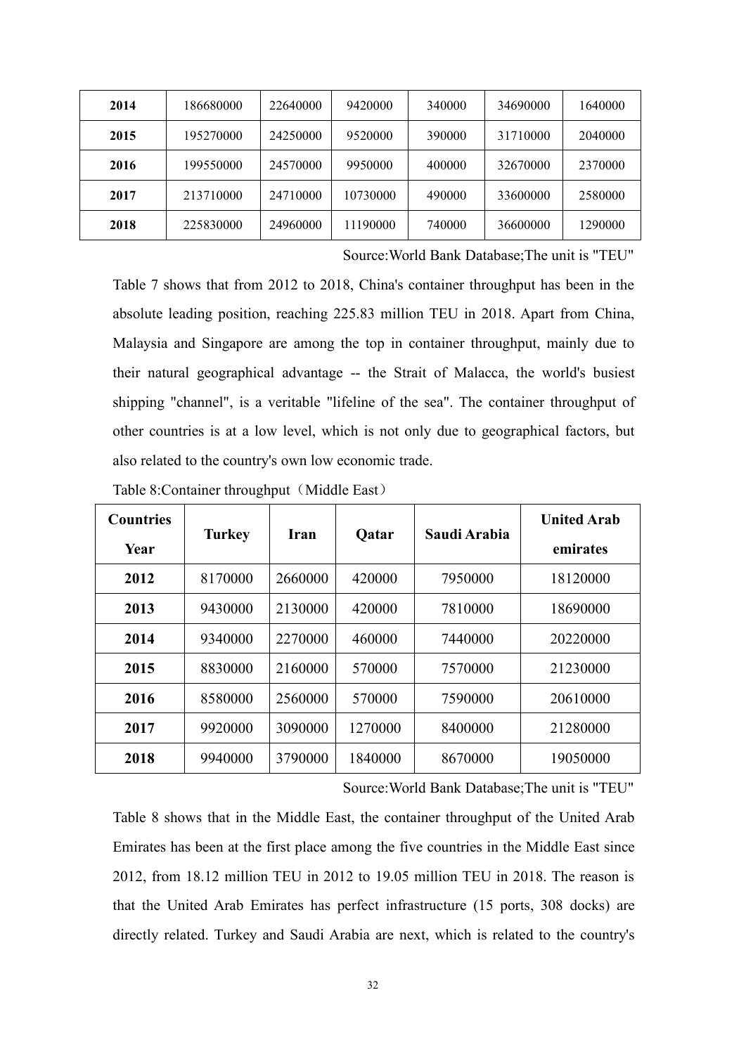| 2014 | 186680000 | 22640000 | 9420000 | 340000 | 34690000 | 1640000 |
|---|---|---|---|---|---|---|
| 2015 | 195270000 | 24250000 | 9520000 | 390000 | 31710000 | 2040000 |
| 2016 | 199550000 | 24570000 | 9950000 | 400000 | 32670000 | 2370000 |
| 2017 | 213710000 | 24710000 | 10730000 | 490000 | 33600000 | 2580000 |
| 2018 | 225830000 | 24960000 | 11190000 | 740000 | 36600000 | 1290000 |

Source:World Bank Database;The unit is "TEU"

Table 7 shows that from 2012 to 2018, China's container throughput has been in the absolute leading position, reaching 225.83 million TEU in 2018. Apart from China, Malaysia and Singapore are among the top in container throughput, mainly due to their natural geographical advantage -- the Strait of Malacca, the world's busiest shipping "channel", is a veritable "lifeline of the sea". The container throughput of other countries is at a low level, which is not only due to geographical factors, but also related to the country's own low economic trade.

Table 8:Container throughput（Middle East）

| Countries / Year | Turkey | Iran | Qatar | Saudi Arabia | United Arab emirates |
|---|---|---|---|---|---|
| 2012 | 8170000 | 2660000 | 420000 | 7950000 | 18120000 |
| 2013 | 9430000 | 2130000 | 420000 | 7810000 | 18690000 |
| 2014 | 9340000 | 2270000 | 460000 | 7440000 | 20220000 |
| 2015 | 8830000 | 2160000 | 570000 | 7570000 | 21230000 |
| 2016 | 8580000 | 2560000 | 570000 | 7590000 | 20610000 |
| 2017 | 9920000 | 3090000 | 1270000 | 8400000 | 21280000 |
| 2018 | 9940000 | 3790000 | 1840000 | 8670000 | 19050000 |

Source:World Bank Database;The unit is "TEU"

Table 8 shows that in the Middle East, the container throughput of the United Arab Emirates has been at the first place among the five countries in the Middle East since 2012, from 18.12 million TEU in 2012 to 19.05 million TEU in 2018. The reason is that the United Arab Emirates has perfect infrastructure (15 ports, 308 docks) are directly related. Turkey and Saudi Arabia are next, which is related to the country's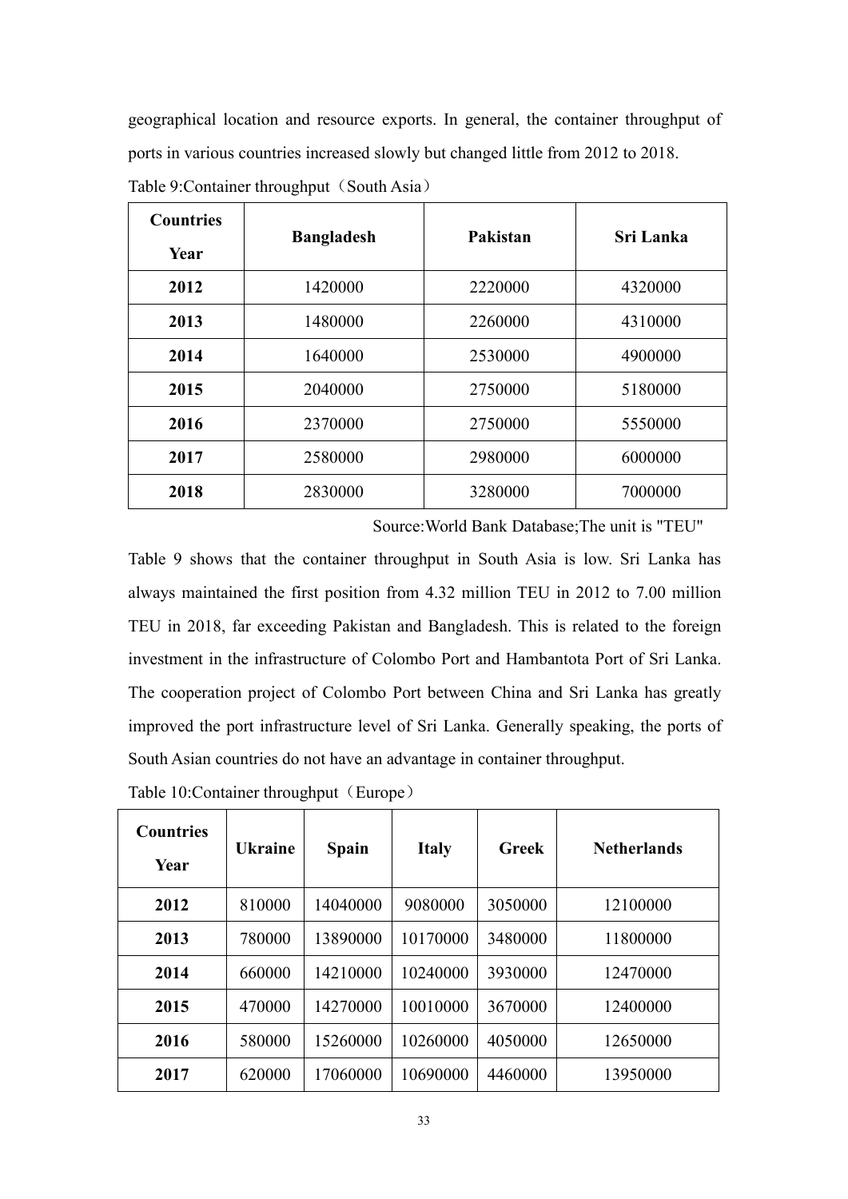geographical location and resource exports. In general, the container throughput of ports in various countries increased slowly but changed little from 2012 to 2018.

Table 9:Container throughput（South Asia）

| Countries Year | Bangladesh | Pakistan | Sri Lanka |
|---|---|---|---|
| 2012 | 1420000 | 2220000 | 4320000 |
| 2013 | 1480000 | 2260000 | 4310000 |
| 2014 | 1640000 | 2530000 | 4900000 |
| 2015 | 2040000 | 2750000 | 5180000 |
| 2016 | 2370000 | 2750000 | 5550000 |
| 2017 | 2580000 | 2980000 | 6000000 |
| 2018 | 2830000 | 3280000 | 7000000 |

Source:World Bank Database;The unit is "TEU"

Table 9 shows that the container throughput in South Asia is low. Sri Lanka has always maintained the first position from 4.32 million TEU in 2012 to 7.00 million TEU in 2018, far exceeding Pakistan and Bangladesh. This is related to the foreign investment in the infrastructure of Colombo Port and Hambantota Port of Sri Lanka. The cooperation project of Colombo Port between China and Sri Lanka has greatly improved the port infrastructure level of Sri Lanka. Generally speaking, the ports of South Asian countries do not have an advantage in container throughput.

Table 10:Container throughput（Europe）

| Countries Year | Ukraine | Spain | Italy | Greek | Netherlands |
|---|---|---|---|---|---|
| 2012 | 810000 | 14040000 | 9080000 | 3050000 | 12100000 |
| 2013 | 780000 | 13890000 | 10170000 | 3480000 | 11800000 |
| 2014 | 660000 | 14210000 | 10240000 | 3930000 | 12470000 |
| 2015 | 470000 | 14270000 | 10010000 | 3670000 | 12400000 |
| 2016 | 580000 | 15260000 | 10260000 | 4050000 | 12650000 |
| 2017 | 620000 | 17060000 | 10690000 | 4460000 | 13950000 |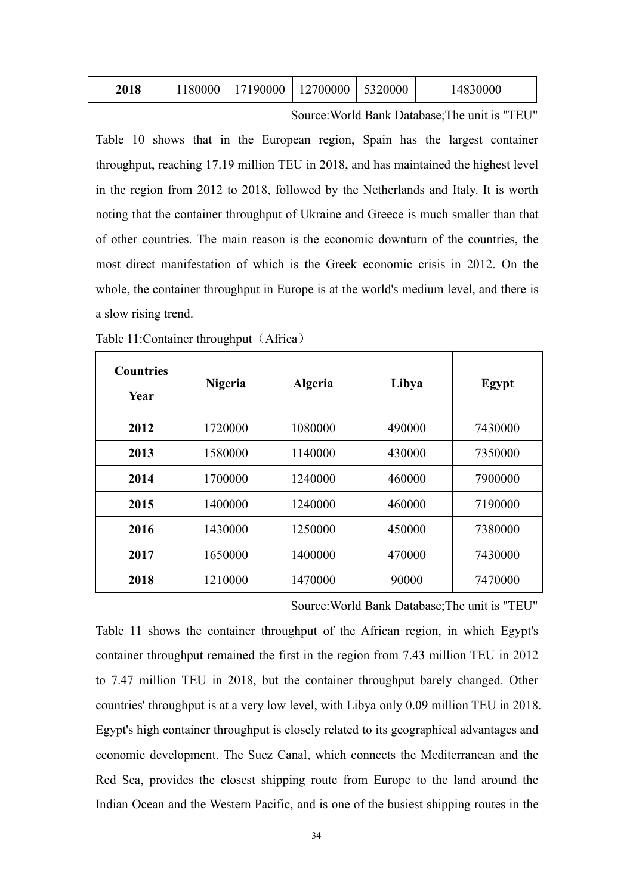| 2018 | 1180000 | 17190000 | 12700000 | 5320000 | 14830000 |
|---|---|---|---|---|---|

Source:World Bank Database;The unit is "TEU"

Table 10 shows that in the European region, Spain has the largest container throughput, reaching 17.19 million TEU in 2018, and has maintained the highest level in the region from 2012 to 2018, followed by the Netherlands and Italy. It is worth noting that the container throughput of Ukraine and Greece is much smaller than that of other countries. The main reason is the economic downturn of the countries, the most direct manifestation of which is the Greek economic crisis in 2012. On the whole, the container throughput in Europe is at the world's medium level, and there is a slow rising trend.

Table 11:Container throughput（Africa）

| Countries / Year | Nigeria | Algeria | Libya | Egypt |
|---|---|---|---|---|
| **2012** | 1720000 | 1080000 | 490000 | 7430000 |
| **2013** | 1580000 | 1140000 | 430000 | 7350000 |
| **2014** | 1700000 | 1240000 | 460000 | 7900000 |
| **2015** | 1400000 | 1240000 | 460000 | 7190000 |
| **2016** | 1430000 | 1250000 | 450000 | 7380000 |
| **2017** | 1650000 | 1400000 | 470000 | 7430000 |
| **2018** | 1210000 | 1470000 | 90000 | 7470000 |

Source:World Bank Database;The unit is "TEU"

Table 11 shows the container throughput of the African region, in which Egypt's container throughput remained the first in the region from 7.43 million TEU in 2012 to 7.47 million TEU in 2018, but the container throughput barely changed. Other countries' throughput is at a very low level, with Libya only 0.09 million TEU in 2018. Egypt's high container throughput is closely related to its geographical advantages and economic development. The Suez Canal, which connects the Mediterranean and the Red Sea, provides the closest shipping route from Europe to the land around the Indian Ocean and the Western Pacific, and is one of the busiest shipping routes in the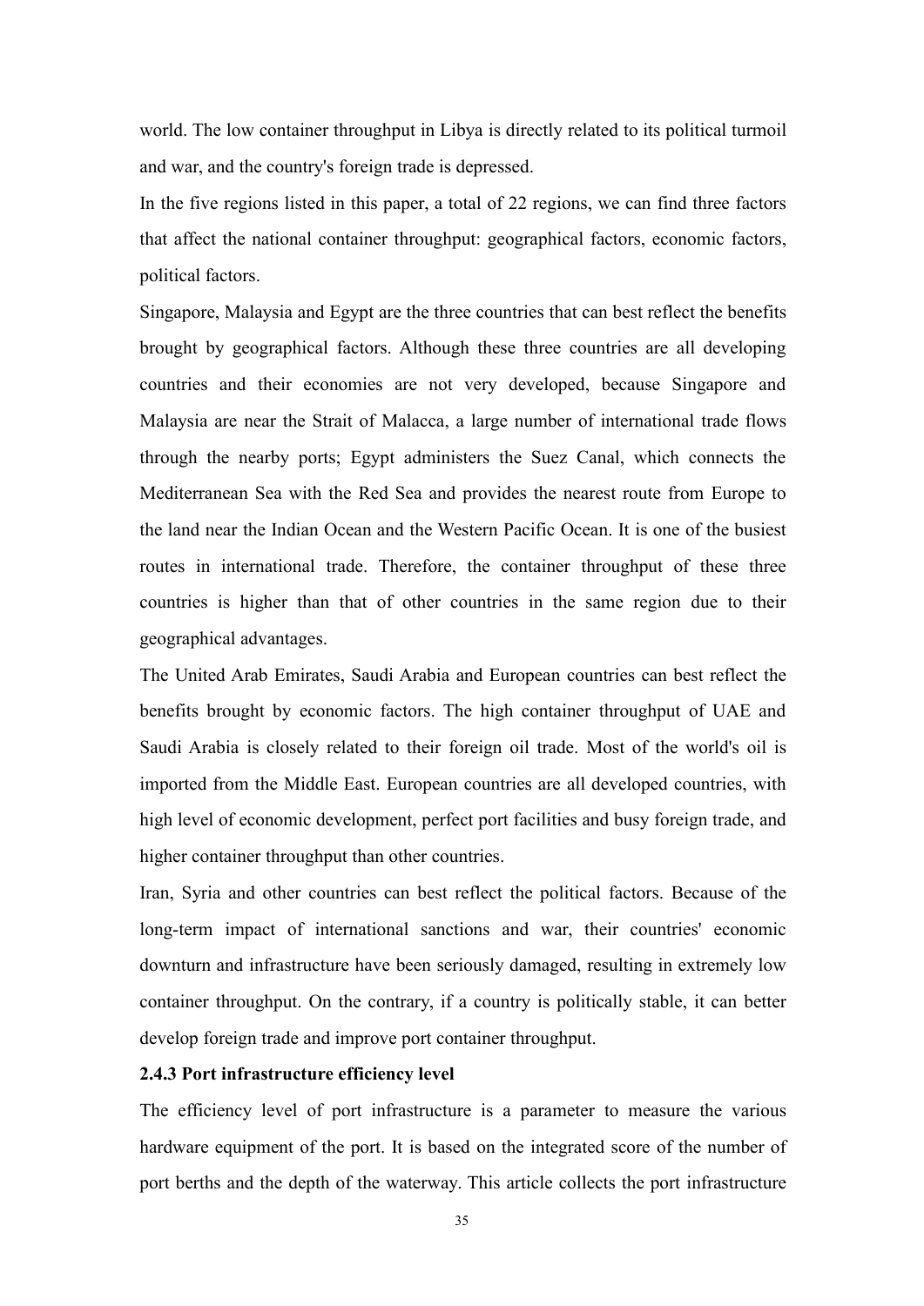world. The low container throughput in Libya is directly related to its political turmoil and war, and the country's foreign trade is depressed.

In the five regions listed in this paper, a total of 22 regions, we can find three factors that affect the national container throughput: geographical factors, economic factors, political factors.

Singapore, Malaysia and Egypt are the three countries that can best reflect the benefits brought by geographical factors. Although these three countries are all developing countries and their economies are not very developed, because Singapore and Malaysia are near the Strait of Malacca, a large number of international trade flows through the nearby ports; Egypt administers the Suez Canal, which connects the Mediterranean Sea with the Red Sea and provides the nearest route from Europe to the land near the Indian Ocean and the Western Pacific Ocean. It is one of the busiest routes in international trade. Therefore, the container throughput of these three countries is higher than that of other countries in the same region due to their geographical advantages.

The United Arab Emirates, Saudi Arabia and European countries can best reflect the benefits brought by economic factors. The high container throughput of UAE and Saudi Arabia is closely related to their foreign oil trade. Most of the world's oil is imported from the Middle East. European countries are all developed countries, with high level of economic development, perfect port facilities and busy foreign trade, and higher container throughput than other countries.

Iran, Syria and other countries can best reflect the political factors. Because of the long-term impact of international sanctions and war, their countries' economic downturn and infrastructure have been seriously damaged, resulting in extremely low container throughput. On the contrary, if a country is politically stable, it can better develop foreign trade and improve port container throughput.

**2.4.3 Port infrastructure efficiency level**

The efficiency level of port infrastructure is a parameter to measure the various hardware equipment of the port. It is based on the integrated score of the number of port berths and the depth of the waterway. This article collects the port infrastructure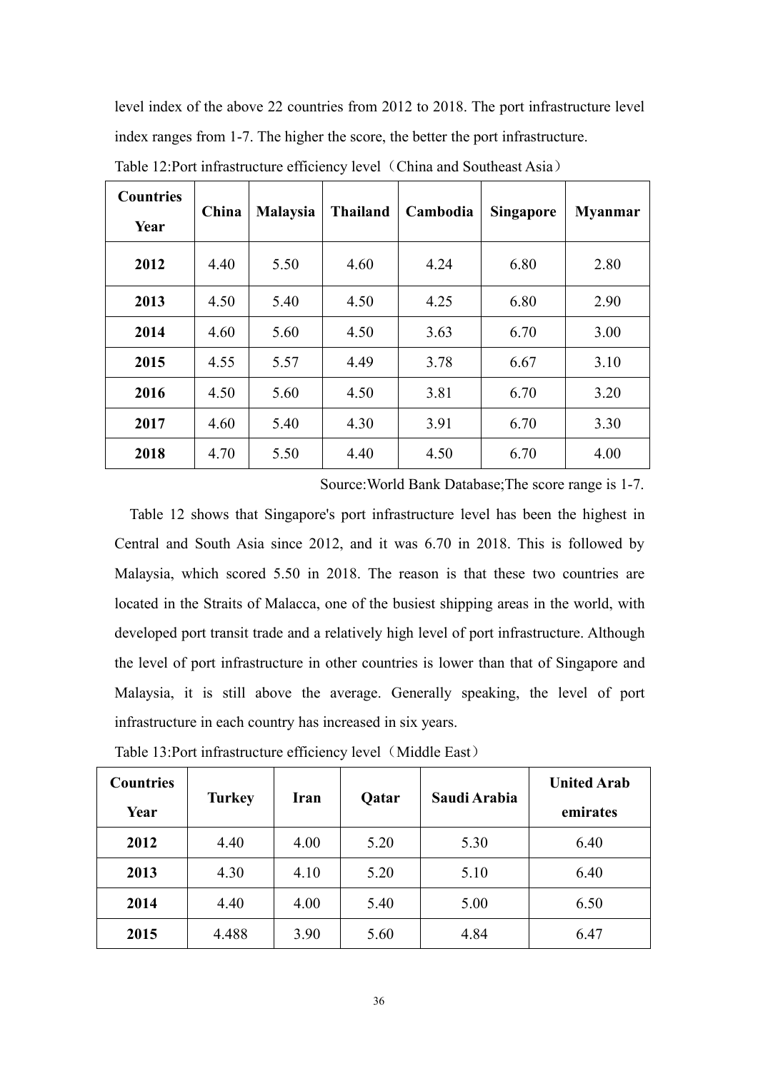level index of the above 22 countries from 2012 to 2018. The port infrastructure level index ranges from 1-7. The higher the score, the better the port infrastructure.

Table 12:Port infrastructure efficiency level（China and Southeast Asia）

| Countries Year | China | Malaysia | Thailand | Cambodia | Singapore | Myanmar |
|---|---|---|---|---|---|---|
| **2012** | 4.40 | 5.50 | 4.60 | 4.24 | 6.80 | 2.80 |
| **2013** | 4.50 | 5.40 | 4.50 | 4.25 | 6.80 | 2.90 |
| **2014** | 4.60 | 5.60 | 4.50 | 3.63 | 6.70 | 3.00 |
| **2015** | 4.55 | 5.57 | 4.49 | 3.78 | 6.67 | 3.10 |
| **2016** | 4.50 | 5.60 | 4.50 | 3.81 | 6.70 | 3.20 |
| **2017** | 4.60 | 5.40 | 4.30 | 3.91 | 6.70 | 3.30 |
| **2018** | 4.70 | 5.50 | 4.40 | 4.50 | 6.70 | 4.00 |

Source:World Bank Database;The score range is 1-7.

Table 12 shows that Singapore's port infrastructure level has been the highest in Central and South Asia since 2012, and it was 6.70 in 2018. This is followed by Malaysia, which scored 5.50 in 2018. The reason is that these two countries are located in the Straits of Malacca, one of the busiest shipping areas in the world, with developed port transit trade and a relatively high level of port infrastructure. Although the level of port infrastructure in other countries is lower than that of Singapore and Malaysia, it is still above the average. Generally speaking, the level of port infrastructure in each country has increased in six years.

Table 13:Port infrastructure efficiency level（Middle East）

| Countries Year | Turkey | Iran | Qatar | Saudi Arabia | United Arab emirates |
|---|---|---|---|---|---|
| **2012** | 4.40 | 4.00 | 5.20 | 5.30 | 6.40 |
| **2013** | 4.30 | 4.10 | 5.20 | 5.10 | 6.40 |
| **2014** | 4.40 | 4.00 | 5.40 | 5.00 | 6.50 |
| **2015** | 4.488 | 3.90 | 5.60 | 4.84 | 6.47 |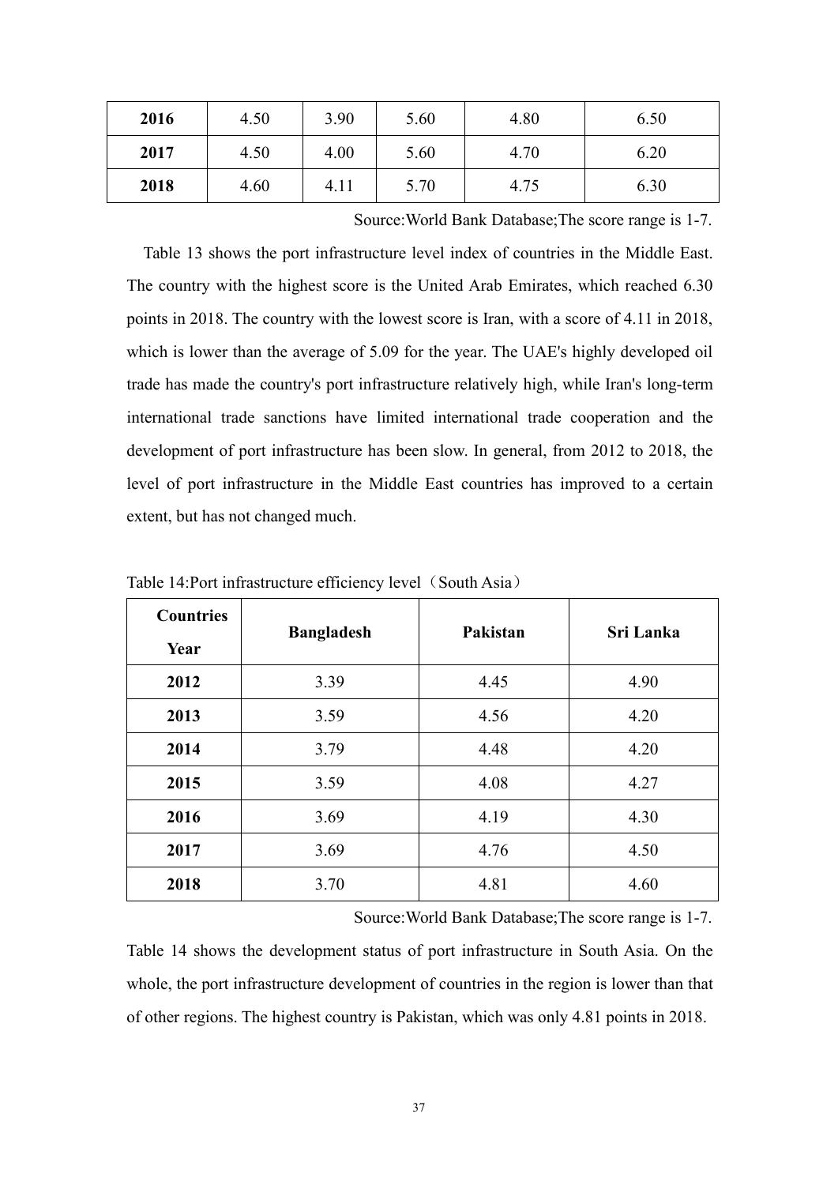| 2016 | 4.50 | 3.90 | 5.60 | 4.80 | 6.50 |
|---|---|---|---|---|---|
| 2017 | 4.50 | 4.00 | 5.60 | 4.70 | 6.20 |
| 2018 | 4.60 | 4.11 | 5.70 | 4.75 | 6.30 |

Source:World Bank Database;The score range is 1-7.

Table 13 shows the port infrastructure level index of countries in the Middle East. The country with the highest score is the United Arab Emirates, which reached 6.30 points in 2018. The country with the lowest score is Iran, with a score of 4.11 in 2018, which is lower than the average of 5.09 for the year. The UAE's highly developed oil trade has made the country's port infrastructure relatively high, while Iran's long-term international trade sanctions have limited international trade cooperation and the development of port infrastructure has been slow. In general, from 2012 to 2018, the level of port infrastructure in the Middle East countries has improved to a certain extent, but has not changed much.

Table 14:Port infrastructure efficiency level（South Asia）

| Countries / Year | Bangladesh | Pakistan | Sri Lanka |
|---|---|---|---|
| 2012 | 3.39 | 4.45 | 4.90 |
| 2013 | 3.59 | 4.56 | 4.20 |
| 2014 | 3.79 | 4.48 | 4.20 |
| 2015 | 3.59 | 4.08 | 4.27 |
| 2016 | 3.69 | 4.19 | 4.30 |
| 2017 | 3.69 | 4.76 | 4.50 |
| 2018 | 3.70 | 4.81 | 4.60 |

Source:World Bank Database;The score range is 1-7.

Table 14 shows the development status of port infrastructure in South Asia. On the whole, the port infrastructure development of countries in the region is lower than that of other regions. The highest country is Pakistan, which was only 4.81 points in 2018.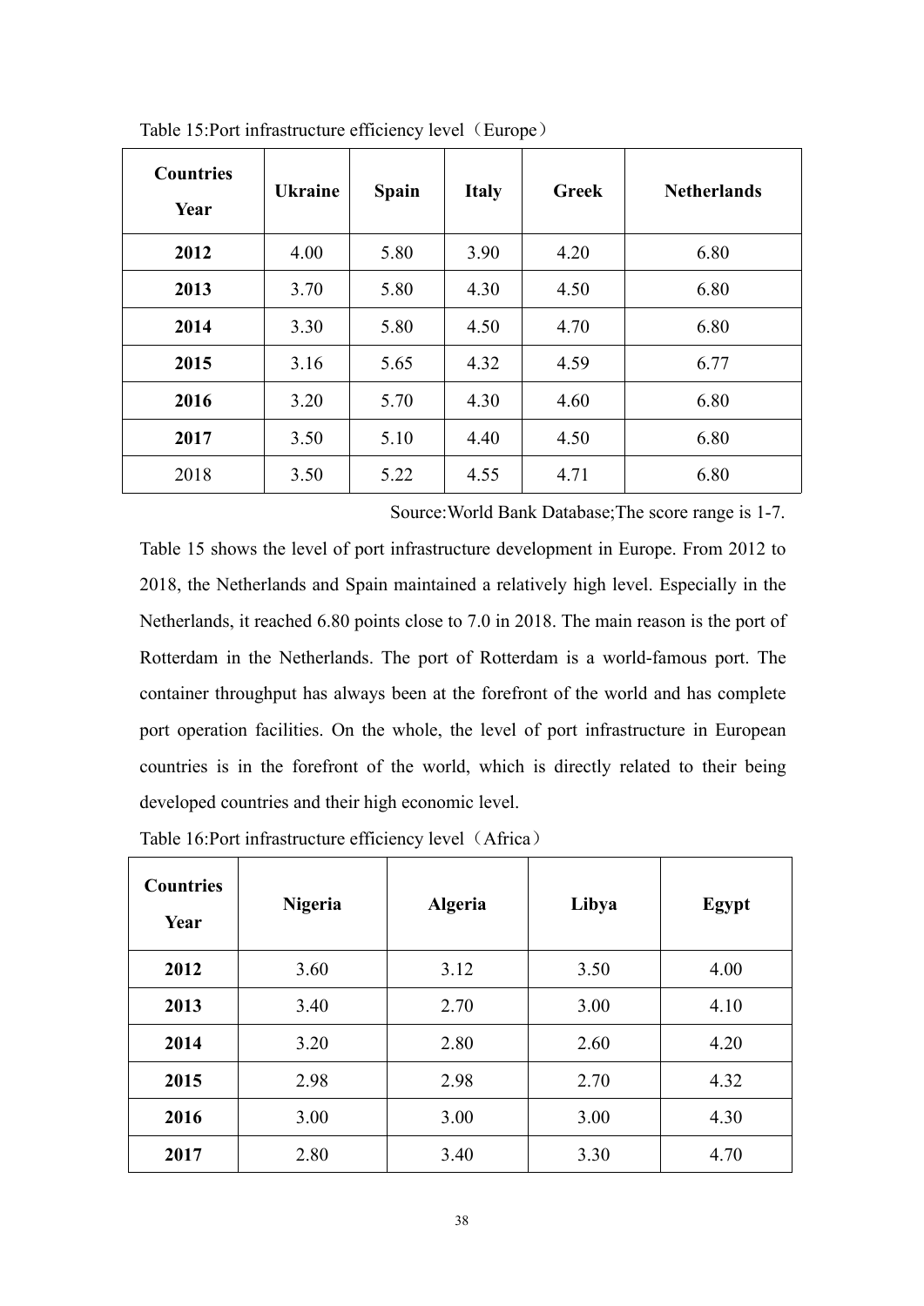Table 15:Port infrastructure efficiency level（Europe）

| Countries Year | Ukraine | Spain | Italy | Greek | Netherlands |
|---|---|---|---|---|---|
| **2012** | 4.00 | 5.80 | 3.90 | 4.20 | 6.80 |
| **2013** | 3.70 | 5.80 | 4.30 | 4.50 | 6.80 |
| **2014** | 3.30 | 5.80 | 4.50 | 4.70 | 6.80 |
| **2015** | 3.16 | 5.65 | 4.32 | 4.59 | 6.77 |
| **2016** | 3.20 | 5.70 | 4.30 | 4.60 | 6.80 |
| **2017** | 3.50 | 5.10 | 4.40 | 4.50 | 6.80 |
| 2018 | 3.50 | 5.22 | 4.55 | 4.71 | 6.80 |

Source:World Bank Database;The score range is 1-7.

Table 15 shows the level of port infrastructure development in Europe. From 2012 to 2018, the Netherlands and Spain maintained a relatively high level. Especially in the Netherlands, it reached 6.80 points close to 7.0 in 2018. The main reason is the port of Rotterdam in the Netherlands. The port of Rotterdam is a world-famous port. The container throughput has always been at the forefront of the world and has complete port operation facilities. On the whole, the level of port infrastructure in European countries is in the forefront of the world, which is directly related to their being developed countries and their high economic level.

Table 16:Port infrastructure efficiency level（Africa）

| Countries Year | Nigeria | Algeria | Libya | Egypt |
|---|---|---|---|---|
| **2012** | 3.60 | 3.12 | 3.50 | 4.00 |
| **2013** | 3.40 | 2.70 | 3.00 | 4.10 |
| **2014** | 3.20 | 2.80 | 2.60 | 4.20 |
| **2015** | 2.98 | 2.98 | 2.70 | 4.32 |
| **2016** | 3.00 | 3.00 | 3.00 | 4.30 |
| **2017** | 2.80 | 3.40 | 3.30 | 4.70 |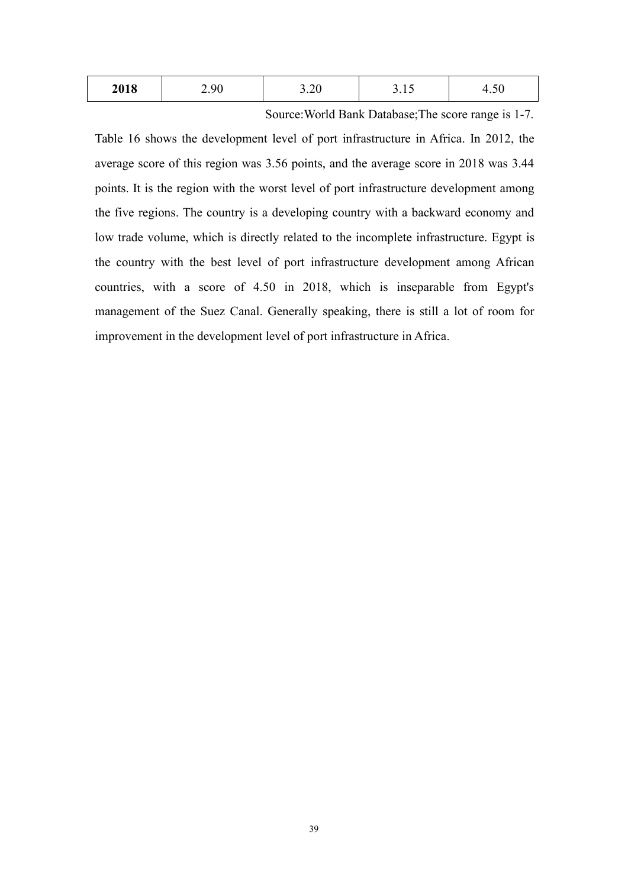| **2018** | 2.90 | 3.20 | 3.15 | 4.50 |
|---|---|---|---|---|

Source:World Bank Database;The score range is 1-7.

Table 16 shows the development level of port infrastructure in Africa. In 2012, the average score of this region was 3.56 points, and the average score in 2018 was 3.44 points. It is the region with the worst level of port infrastructure development among the five regions. The country is a developing country with a backward economy and low trade volume, which is directly related to the incomplete infrastructure. Egypt is the country with the best level of port infrastructure development among African countries, with a score of 4.50 in 2018, which is inseparable from Egypt's management of the Suez Canal. Generally speaking, there is still a lot of room for improvement in the development level of port infrastructure in Africa.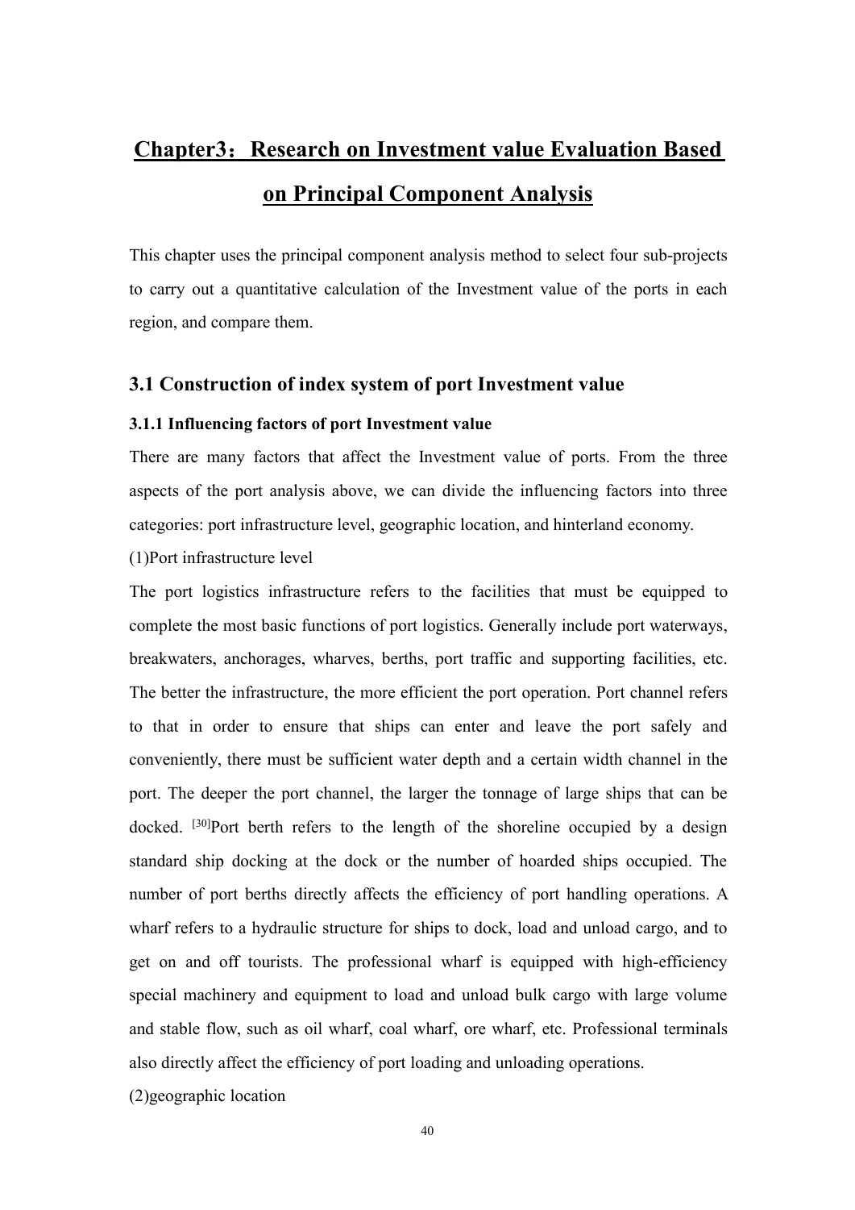# Chapter3：Research on Investment value Evaluation Based on Principal Component Analysis

This chapter uses the principal component analysis method to select four sub-projects to carry out a quantitative calculation of the Investment value of the ports in each region, and compare them.

## 3.1 Construction of index system of port Investment value

### 3.1.1 Influencing factors of port Investment value

There are many factors that affect the Investment value of ports. From the three aspects of the port analysis above, we can divide the influencing factors into three categories: port infrastructure level, geographic location, and hinterland economy.

(1)Port infrastructure level

The port logistics infrastructure refers to the facilities that must be equipped to complete the most basic functions of port logistics. Generally include port waterways, breakwaters, anchorages, wharves, berths, port traffic and supporting facilities, etc. The better the infrastructure, the more efficient the port operation. Port channel refers to that in order to ensure that ships can enter and leave the port safely and conveniently, there must be sufficient water depth and a certain width channel in the port. The deeper the port channel, the larger the tonnage of large ships that can be docked. [30]Port berth refers to the length of the shoreline occupied by a design standard ship docking at the dock or the number of hoarded ships occupied. The number of port berths directly affects the efficiency of port handling operations. A wharf refers to a hydraulic structure for ships to dock, load and unload cargo, and to get on and off tourists. The professional wharf is equipped with high-efficiency special machinery and equipment to load and unload bulk cargo with large volume and stable flow, such as oil wharf, coal wharf, ore wharf, etc. Professional terminals also directly affect the efficiency of port loading and unloading operations.

(2)geographic location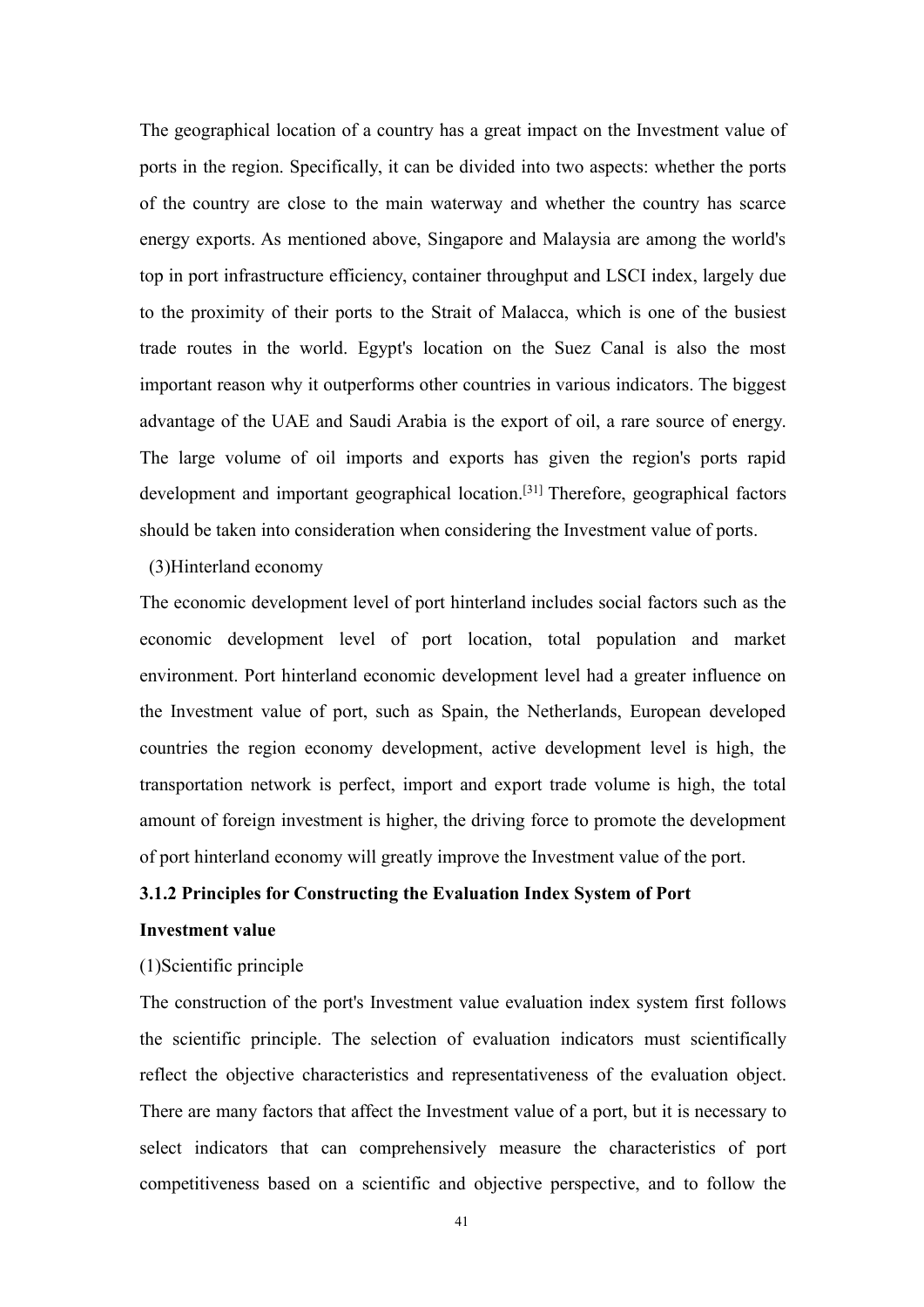The geographical location of a country has a great impact on the Investment value of ports in the region. Specifically, it can be divided into two aspects: whether the ports of the country are close to the main waterway and whether the country has scarce energy exports. As mentioned above, Singapore and Malaysia are among the world's top in port infrastructure efficiency, container throughput and LSCI index, largely due to the proximity of their ports to the Strait of Malacca, which is one of the busiest trade routes in the world. Egypt's location on the Suez Canal is also the most important reason why it outperforms other countries in various indicators. The biggest advantage of the UAE and Saudi Arabia is the export of oil, a rare source of energy. The large volume of oil imports and exports has given the region's ports rapid development and important geographical location.[31] Therefore, geographical factors should be taken into consideration when considering the Investment value of ports.

(3)Hinterland economy

The economic development level of port hinterland includes social factors such as the economic development level of port location, total population and market environment. Port hinterland economic development level had a greater influence on the Investment value of port, such as Spain, the Netherlands, European developed countries the region economy development, active development level is high, the transportation network is perfect, import and export trade volume is high, the total amount of foreign investment is higher, the driving force to promote the development of port hinterland economy will greatly improve the Investment value of the port.

### 3.1.2 Principles for Constructing the Evaluation Index System of Port Investment value

(1)Scientific principle

The construction of the port's Investment value evaluation index system first follows the scientific principle. The selection of evaluation indicators must scientifically reflect the objective characteristics and representativeness of the evaluation object. There are many factors that affect the Investment value of a port, but it is necessary to select indicators that can comprehensively measure the characteristics of port competitiveness based on a scientific and objective perspective, and to follow the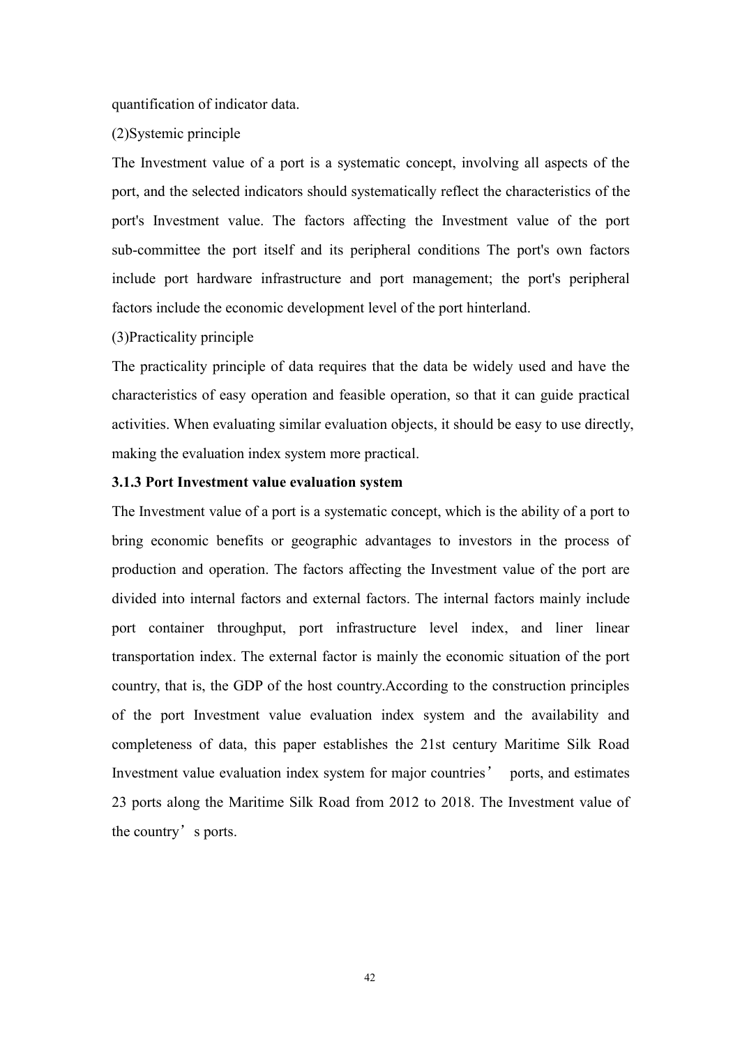quantification of indicator data.

(2)Systemic principle

The Investment value of a port is a systematic concept, involving all aspects of the port, and the selected indicators should systematically reflect the characteristics of the port's Investment value. The factors affecting the Investment value of the port sub-committee the port itself and its peripheral conditions The port's own factors include port hardware infrastructure and port management; the port's peripheral factors include the economic development level of the port hinterland.

(3)Practicality principle

The practicality principle of data requires that the data be widely used and have the characteristics of easy operation and feasible operation, so that it can guide practical activities. When evaluating similar evaluation objects, it should be easy to use directly, making the evaluation index system more practical.

### 3.1.3 Port Investment value evaluation system

The Investment value of a port is a systematic concept, which is the ability of a port to bring economic benefits or geographic advantages to investors in the process of production and operation. The factors affecting the Investment value of the port are divided into internal factors and external factors. The internal factors mainly include port container throughput, port infrastructure level index, and liner linear transportation index. The external factor is mainly the economic situation of the port country, that is, the GDP of the host country.According to the construction principles of the port Investment value evaluation index system and the availability and completeness of data, this paper establishes the 21st century Maritime Silk Road Investment value evaluation index system for major countries' ports, and estimates 23 ports along the Maritime Silk Road from 2012 to 2018. The Investment value of the country's ports.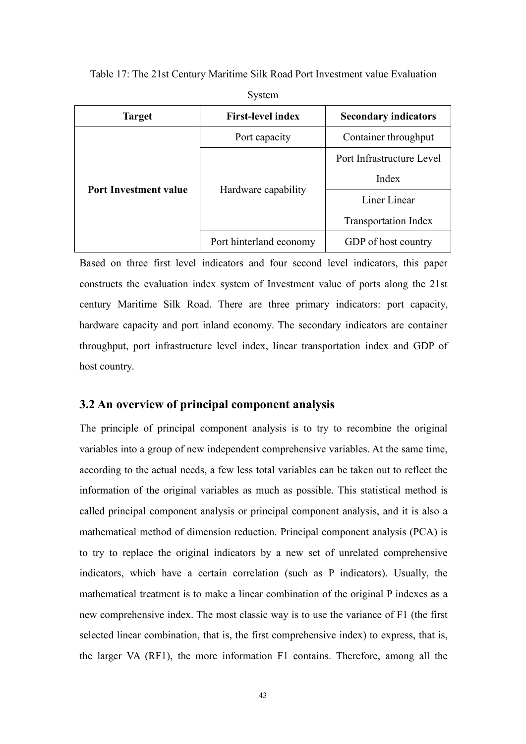Table 17: The 21st Century Maritime Silk Road Port Investment value Evaluation System

| Target | First-level index | Secondary indicators |
| --- | --- | --- |
| **Port Investment value** | Port capacity | Container throughput |
| | Hardware capability | Port Infrastructure Level Index |
| | | Liner Linear Transportation Index |
| | Port hinterland economy | GDP of host country |

Based on three first level indicators and four second level indicators, this paper constructs the evaluation index system of Investment value of ports along the 21st century Maritime Silk Road. There are three primary indicators: port capacity, hardware capacity and port inland economy. The secondary indicators are container throughput, port infrastructure level index, linear transportation index and GDP of host country.

## 3.2 An overview of principal component analysis

The principle of principal component analysis is to try to recombine the original variables into a group of new independent comprehensive variables. At the same time, according to the actual needs, a few less total variables can be taken out to reflect the information of the original variables as much as possible. This statistical method is called principal component analysis or principal component analysis, and it is also a mathematical method of dimension reduction. Principal component analysis (PCA) is to try to replace the original indicators by a new set of unrelated comprehensive indicators, which have a certain correlation (such as P indicators). Usually, the mathematical treatment is to make a linear combination of the original P indexes as a new comprehensive index. The most classic way is to use the variance of F1 (the first selected linear combination, that is, the first comprehensive index) to express, that is, the larger VA (RF1), the more information F1 contains. Therefore, among all the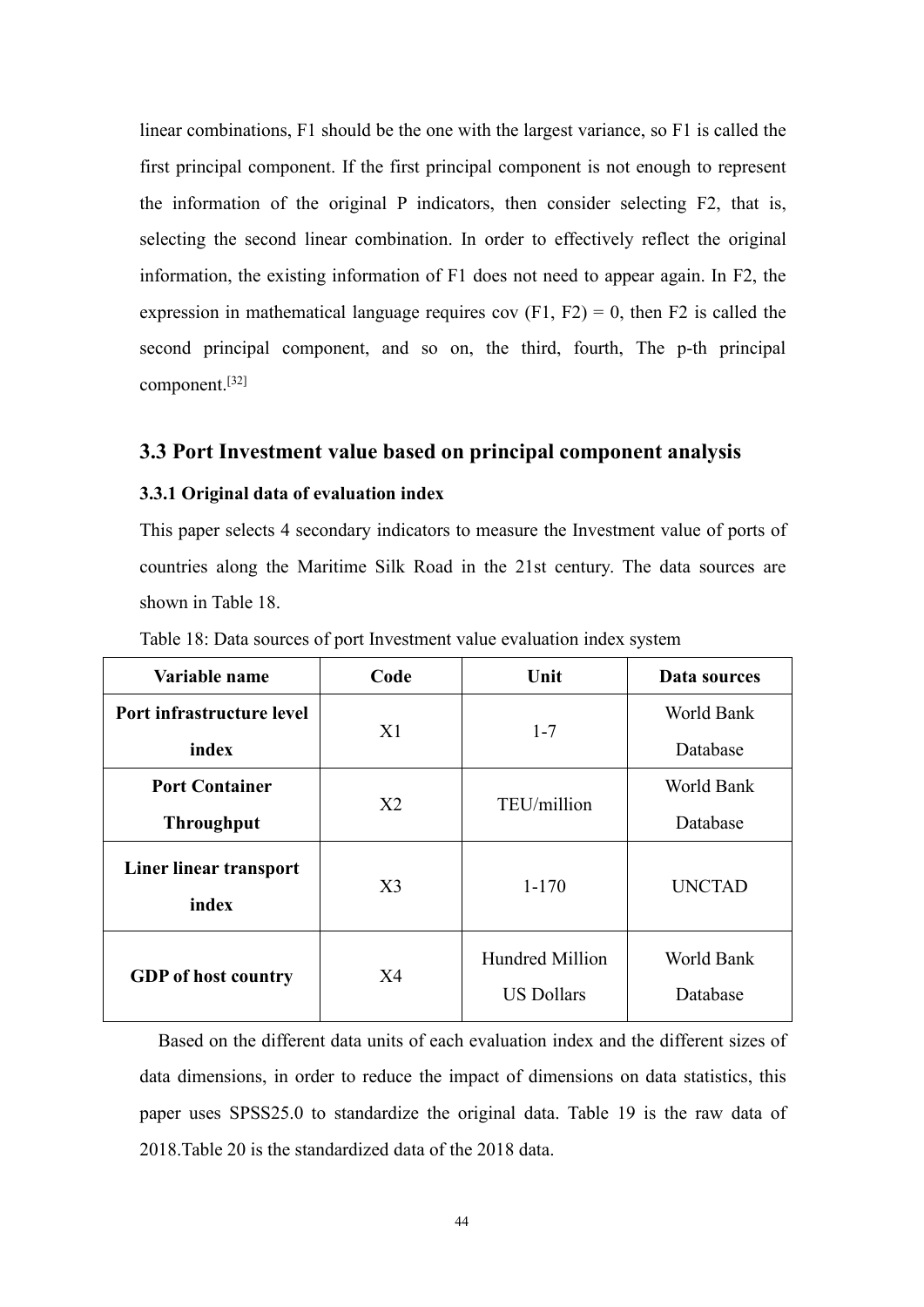linear combinations, F1 should be the one with the largest variance, so F1 is called the first principal component. If the first principal component is not enough to represent the information of the original P indicators, then consider selecting F2, that is, selecting the second linear combination. In order to effectively reflect the original information, the existing information of F1 does not need to appear again. In F2, the expression in mathematical language requires cov (F1, F2) = 0, then F2 is called the second principal component, and so on, the third, fourth, The p-th principal component.[32]

## 3.3 Port Investment value based on principal component analysis

### 3.3.1 Original data of evaluation index

This paper selects 4 secondary indicators to measure the Investment value of ports of countries along the Maritime Silk Road in the 21st century. The data sources are shown in Table 18.

Table 18: Data sources of port Investment value evaluation index system

| Variable name | Code | Unit | Data sources |
|---|---|---|---|
| **Port infrastructure level index** | X1 | 1-7 | World Bank Database |
| **Port Container Throughput** | X2 | TEU/million | World Bank Database |
| **Liner linear transport index** | X3 | 1-170 | UNCTAD |
| **GDP of host country** | X4 | Hundred Million US Dollars | World Bank Database |

Based on the different data units of each evaluation index and the different sizes of data dimensions, in order to reduce the impact of dimensions on data statistics, this paper uses SPSS25.0 to standardize the original data. Table 19 is the raw data of 2018.Table 20 is the standardized data of the 2018 data.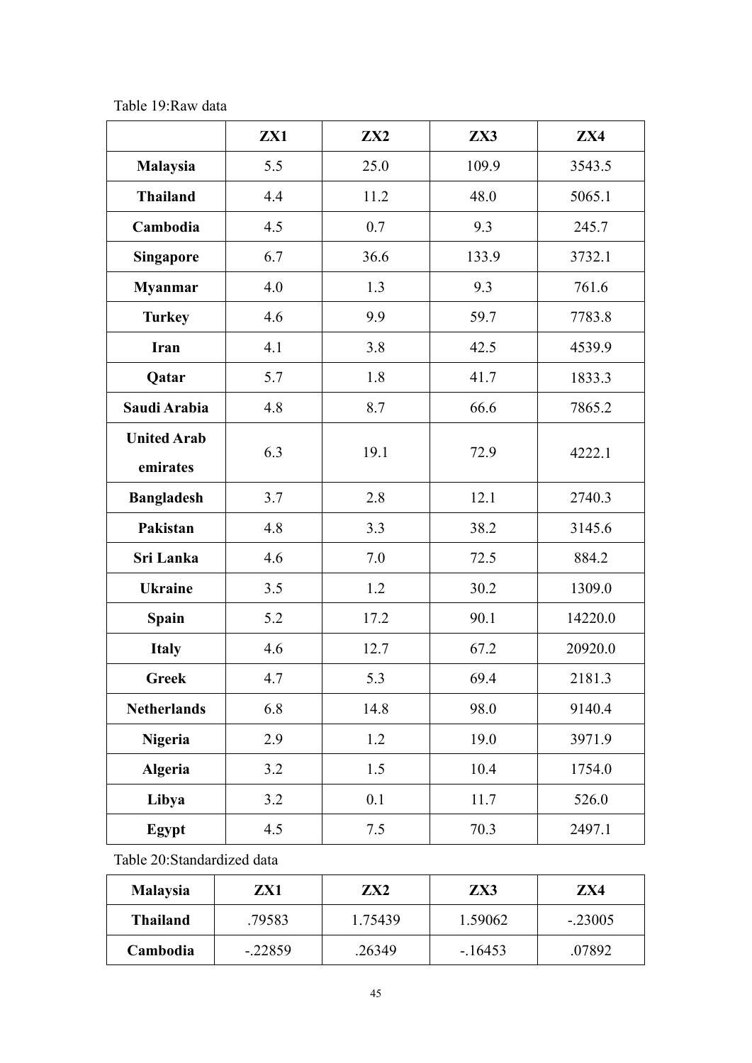Table 19:Raw data

| | ZX1 | ZX2 | ZX3 | ZX4 |
|---|---|---|---|---|
| **Malaysia** | 5.5 | 25.0 | 109.9 | 3543.5 |
| **Thailand** | 4.4 | 11.2 | 48.0 | 5065.1 |
| **Cambodia** | 4.5 | 0.7 | 9.3 | 245.7 |
| **Singapore** | 6.7 | 36.6 | 133.9 | 3732.1 |
| **Myanmar** | 4.0 | 1.3 | 9.3 | 761.6 |
| **Turkey** | 4.6 | 9.9 | 59.7 | 7783.8 |
| **Iran** | 4.1 | 3.8 | 42.5 | 4539.9 |
| **Qatar** | 5.7 | 1.8 | 41.7 | 1833.3 |
| **Saudi Arabia** | 4.8 | 8.7 | 66.6 | 7865.2 |
| **United Arab emirates** | 6.3 | 19.1 | 72.9 | 4222.1 |
| **Bangladesh** | 3.7 | 2.8 | 12.1 | 2740.3 |
| **Pakistan** | 4.8 | 3.3 | 38.2 | 3145.6 |
| **Sri Lanka** | 4.6 | 7.0 | 72.5 | 884.2 |
| **Ukraine** | 3.5 | 1.2 | 30.2 | 1309.0 |
| **Spain** | 5.2 | 17.2 | 90.1 | 14220.0 |
| **Italy** | 4.6 | 12.7 | 67.2 | 20920.0 |
| **Greek** | 4.7 | 5.3 | 69.4 | 2181.3 |
| **Netherlands** | 6.8 | 14.8 | 98.0 | 9140.4 |
| **Nigeria** | 2.9 | 1.2 | 19.0 | 3971.9 |
| **Algeria** | 3.2 | 1.5 | 10.4 | 1754.0 |
| **Libya** | 3.2 | 0.1 | 11.7 | 526.0 |
| **Egypt** | 4.5 | 7.5 | 70.3 | 2497.1 |

Table 20:Standardized data

| Malaysia | ZX1 | ZX2 | ZX3 | ZX4 |
|---|---|---|---|---|
| **Thailand** | .79583 | 1.75439 | 1.59062 | -.23005 |
| **Cambodia** | -.22859 | .26349 | -.16453 | .07892 |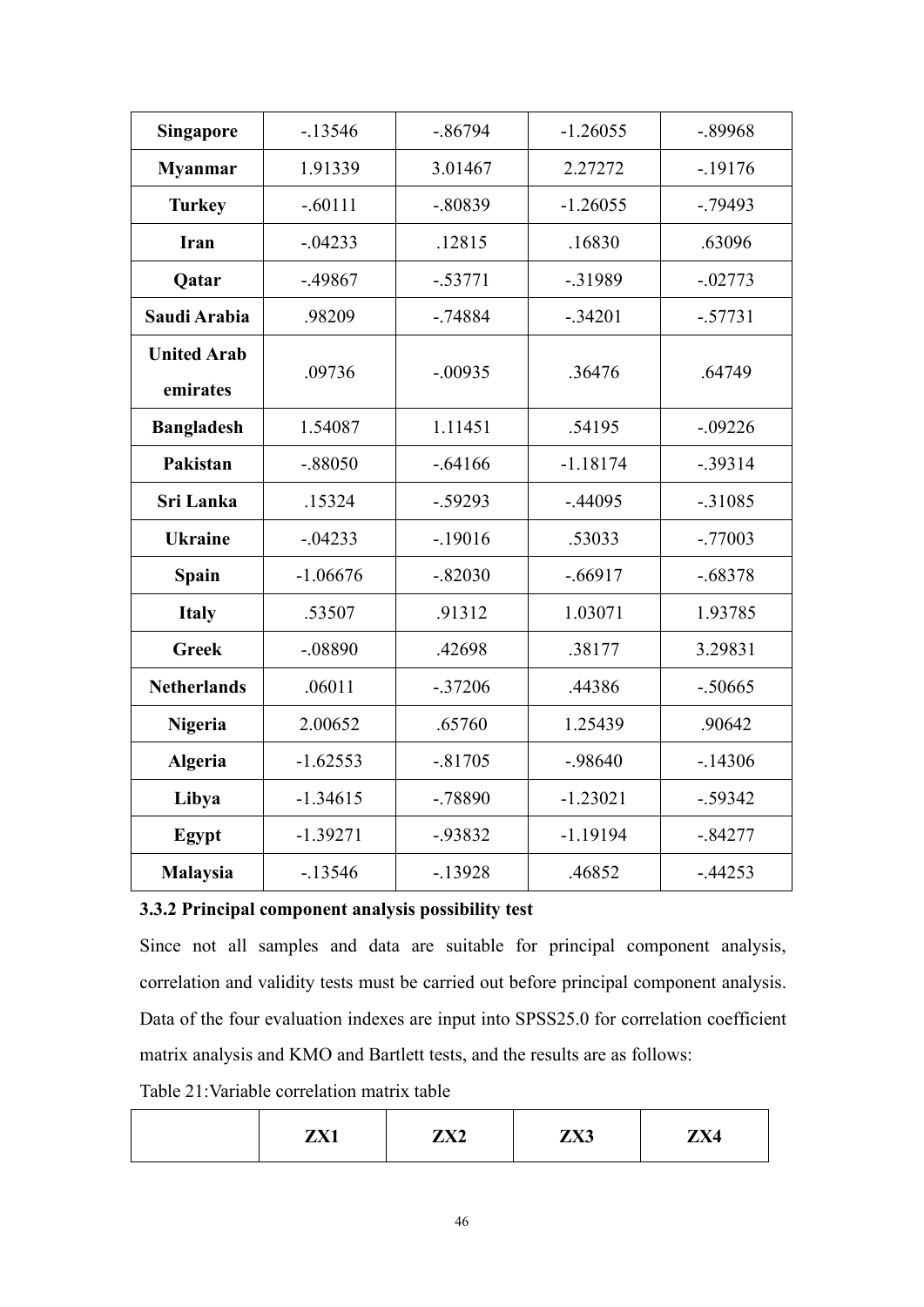| Singapore | -.13546 | -.86794 | -1.26055 | -.89968 |
|---|---|---|---|---|
| Myanmar | 1.91339 | 3.01467 | 2.27272 | -.19176 |
| Turkey | -.60111 | -.80839 | -1.26055 | -.79493 |
| Iran | -.04233 | .12815 | .16830 | .63096 |
| Qatar | -.49867 | -.53771 | -.31989 | -.02773 |
| Saudi Arabia | .98209 | -.74884 | -.34201 | -.57731 |
| United Arab emirates | .09736 | -.00935 | .36476 | .64749 |
| Bangladesh | 1.54087 | 1.11451 | .54195 | -.09226 |
| Pakistan | -.88050 | -.64166 | -1.18174 | -.39314 |
| Sri Lanka | .15324 | -.59293 | -.44095 | -.31085 |
| Ukraine | -.04233 | -.19016 | .53033 | -.77003 |
| Spain | -1.06676 | -.82030 | -.66917 | -.68378 |
| Italy | .53507 | .91312 | 1.03071 | 1.93785 |
| Greek | -.08890 | .42698 | .38177 | 3.29831 |
| Netherlands | .06011 | -.37206 | .44386 | -.50665 |
| Nigeria | 2.00652 | .65760 | 1.25439 | .90642 |
| Algeria | -1.62553 | -.81705 | -.98640 | -.14306 |
| Libya | -1.34615 | -.78890 | -1.23021 | -.59342 |
| Egypt | -1.39271 | -.93832 | -1.19194 | -.84277 |
| Malaysia | -.13546 | -.13928 | .46852 | -.44253 |

### 3.3.2 Principal component analysis possibility test

Since not all samples and data are suitable for principal component analysis, correlation and validity tests must be carried out before principal component analysis. Data of the four evaluation indexes are input into SPSS25.0 for correlation coefficient matrix analysis and KMO and Bartlett tests, and the results are as follows:

Table 21:Variable correlation matrix table

| | ZX1 | ZX2 | ZX3 | ZX4 |
|---|---|---|---|---|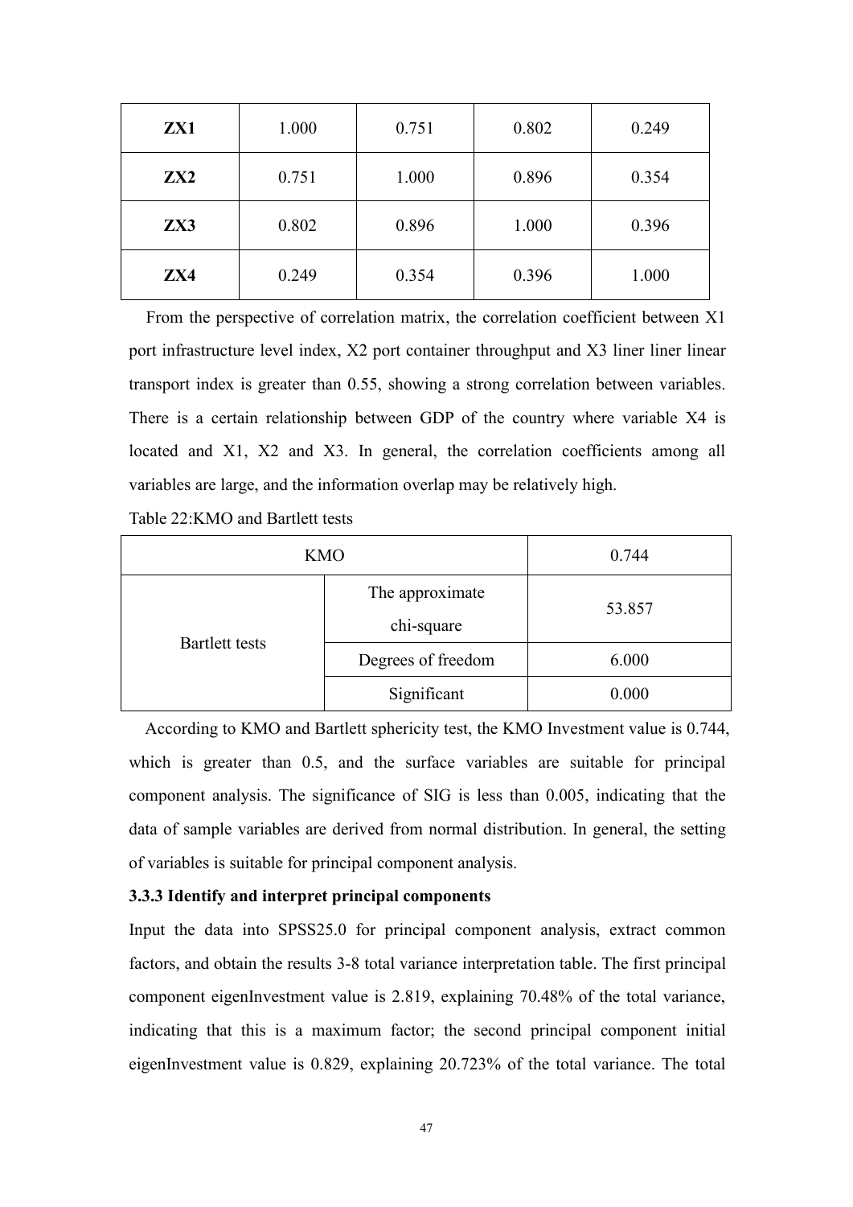| ZX1 | 1.000 | 0.751 | 0.802 | 0.249 |
|---|---|---|---|---|
| **ZX2** | 0.751 | 1.000 | 0.896 | 0.354 |
| **ZX3** | 0.802 | 0.896 | 1.000 | 0.396 |
| **ZX4** | 0.249 | 0.354 | 0.396 | 1.000 |

From the perspective of correlation matrix, the correlation coefficient between X1 port infrastructure level index, X2 port container throughput and X3 liner liner linear transport index is greater than 0.55, showing a strong correlation between variables. There is a certain relationship between GDP of the country where variable X4 is located and X1, X2 and X3. In general, the correlation coefficients among all variables are large, and the information overlap may be relatively high.

Table 22:KMO and Bartlett tests

| KMO | | 0.744 |
|---|---|---|
| Bartlett tests | The approximate chi-square | 53.857 |
| | Degrees of freedom | 6.000 |
| | Significant | 0.000 |

According to KMO and Bartlett sphericity test, the KMO Investment value is 0.744, which is greater than 0.5, and the surface variables are suitable for principal component analysis. The significance of SIG is less than 0.005, indicating that the data of sample variables are derived from normal distribution. In general, the setting of variables is suitable for principal component analysis.

### 3.3.3 Identify and interpret principal components

Input the data into SPSS25.0 for principal component analysis, extract common factors, and obtain the results 3-8 total variance interpretation table. The first principal component eigenInvestment value is 2.819, explaining 70.48% of the total variance, indicating that this is a maximum factor; the second principal component initial eigenInvestment value is 0.829, explaining 20.723% of the total variance. The total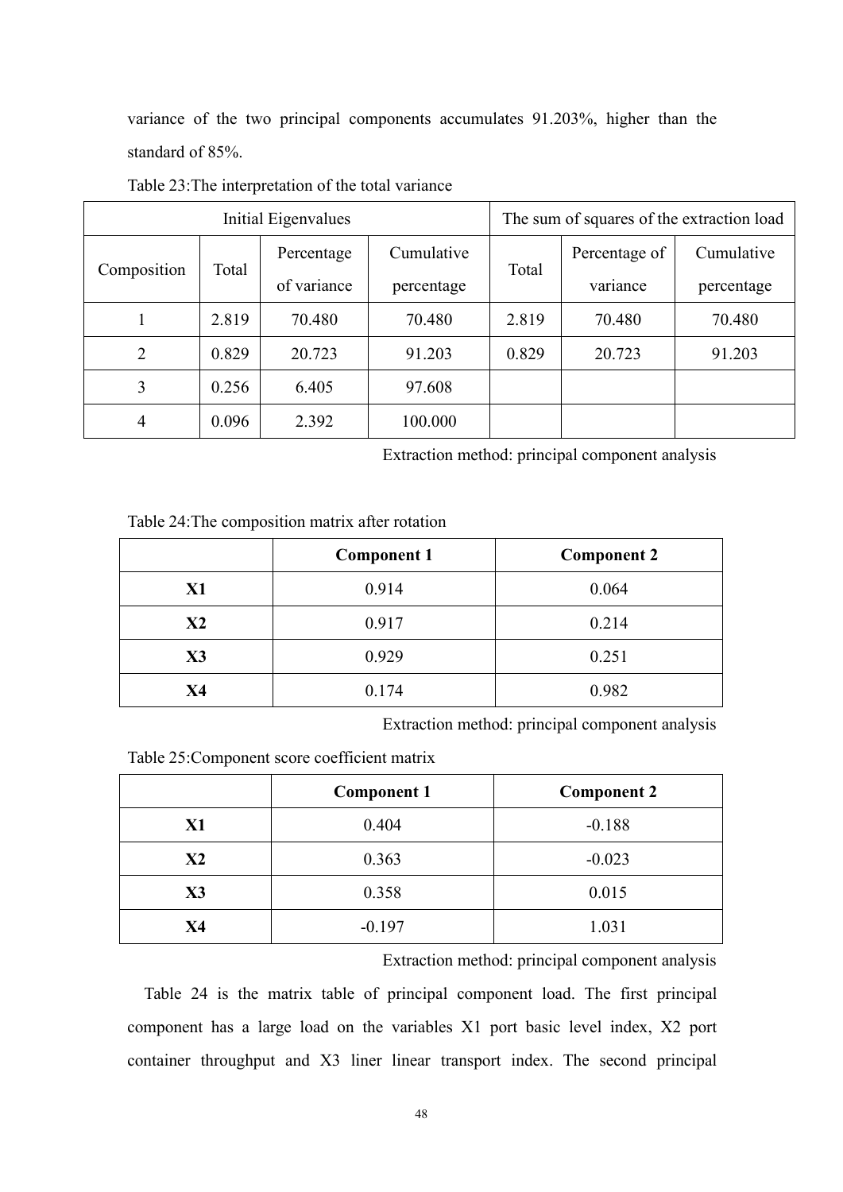variance of the two principal components accumulates 91.203%, higher than the standard of 85%.

Table 23:The interpretation of the total variance

| Initial Eigenvalues | | | | The sum of squares of the extraction load | | |
|---|---|---|---|---|---|---|
| Composition | Total | Percentage of variance | Cumulative percentage | Total | Percentage of variance | Cumulative percentage |
| 1 | 2.819 | 70.480 | 70.480 | 2.819 | 70.480 | 70.480 |
| 2 | 0.829 | 20.723 | 91.203 | 0.829 | 20.723 | 91.203 |
| 3 | 0.256 | 6.405 | 97.608 | | | |
| 4 | 0.096 | 2.392 | 100.000 | | | |

Extraction method: principal component analysis

Table 24:The composition matrix after rotation

| | **Component 1** | **Component 2** |
|---|---|---|
| **X1** | 0.914 | 0.064 |
| **X2** | 0.917 | 0.214 |
| **X3** | 0.929 | 0.251 |
| **X4** | 0.174 | 0.982 |

Extraction method: principal component analysis

Table 25:Component score coefficient matrix

| | **Component 1** | **Component 2** |
|---|---|---|
| **X1** | 0.404 | -0.188 |
| **X2** | 0.363 | -0.023 |
| **X3** | 0.358 | 0.015 |
| **X4** | -0.197 | 1.031 |

Extraction method: principal component analysis

Table 24 is the matrix table of principal component load. The first principal component has a large load on the variables X1 port basic level index, X2 port container throughput and X3 liner linear transport index. The second principal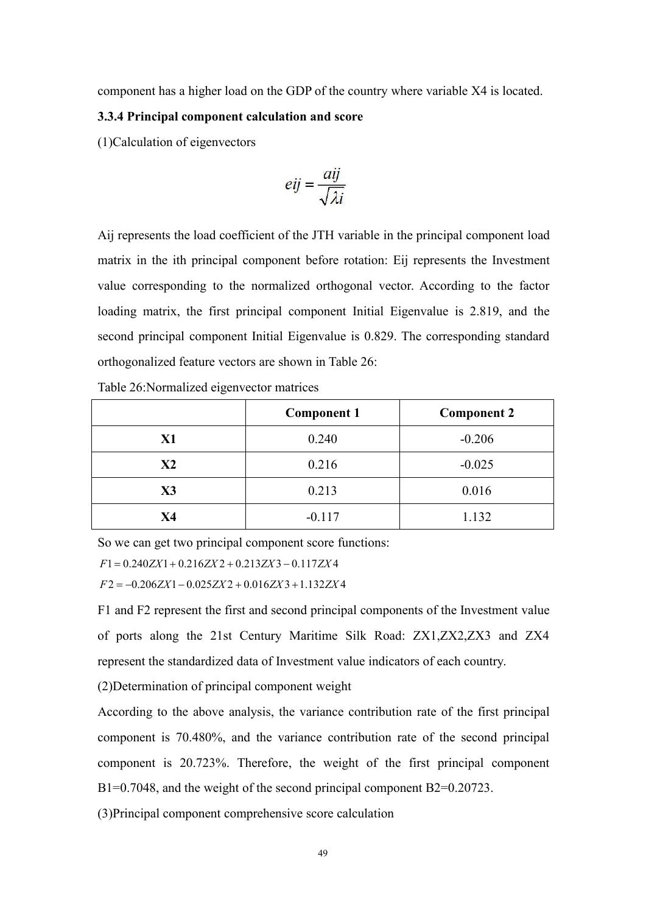component has a higher load on the GDP of the country where variable X4 is located.

### 3.3.4 Principal component calculation and score

(1)Calculation of eigenvectors

$$eij = \frac{aij}{\sqrt{\lambda i}}$$

Aij represents the load coefficient of the JTH variable in the principal component load matrix in the ith principal component before rotation: Eij represents the Investment value corresponding to the normalized orthogonal vector. According to the factor loading matrix, the first principal component Initial Eigenvalue is 2.819, and the second principal component Initial Eigenvalue is 0.829. The corresponding standard orthogonalized feature vectors are shown in Table 26:

Table 26:Normalized eigenvector matrices

| | **Component 1** | **Component 2** |
|---|---|---|
| **X1** | 0.240 | -0.206 |
| **X2** | 0.216 | -0.025 |
| **X3** | 0.213 | 0.016 |
| **X4** | -0.117 | 1.132 |

So we can get two principal component score functions:

$$F1 = 0.240ZX1 + 0.216ZX2 + 0.213ZX3 - 0.117ZX4$$

$$F2 = -0.206ZX1 - 0.025ZX2 + 0.016ZX3 + 1.132ZX4$$

F1 and F2 represent the first and second principal components of the Investment value of ports along the 21st Century Maritime Silk Road: ZX1,ZX2,ZX3 and ZX4 represent the standardized data of Investment value indicators of each country.

(2)Determination of principal component weight

According to the above analysis, the variance contribution rate of the first principal component is 70.480%, and the variance contribution rate of the second principal component is 20.723%. Therefore, the weight of the first principal component B1=0.7048, and the weight of the second principal component B2=0.20723.

(3)Principal component comprehensive score calculation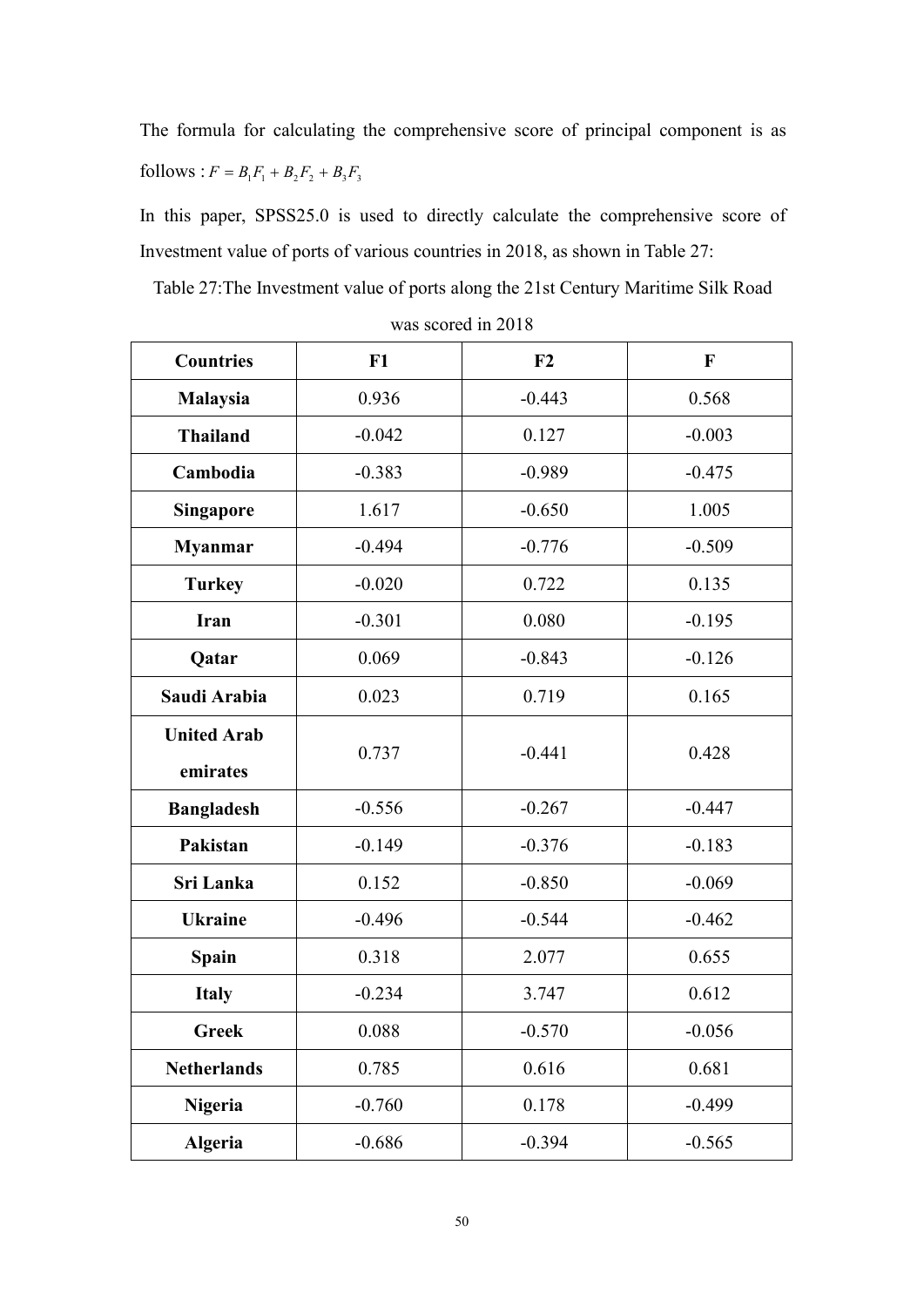The formula for calculating the comprehensive score of principal component is as follows : $F = B_1F_1 + B_2F_2 + B_3F_3$

In this paper, SPSS25.0 is used to directly calculate the comprehensive score of Investment value of ports of various countries in 2018, as shown in Table 27:

Table 27:The Investment value of ports along the 21st Century Maritime Silk Road was scored in 2018

| Countries | F1 | F2 | F |
|---|---|---|---|
| **Malaysia** | 0.936 | -0.443 | 0.568 |
| **Thailand** | -0.042 | 0.127 | -0.003 |
| **Cambodia** | -0.383 | -0.989 | -0.475 |
| **Singapore** | 1.617 | -0.650 | 1.005 |
| **Myanmar** | -0.494 | -0.776 | -0.509 |
| **Turkey** | -0.020 | 0.722 | 0.135 |
| **Iran** | -0.301 | 0.080 | -0.195 |
| **Qatar** | 0.069 | -0.843 | -0.126 |
| **Saudi Arabia** | 0.023 | 0.719 | 0.165 |
| **United Arab emirates** | 0.737 | -0.441 | 0.428 |
| **Bangladesh** | -0.556 | -0.267 | -0.447 |
| **Pakistan** | -0.149 | -0.376 | -0.183 |
| **Sri Lanka** | 0.152 | -0.850 | -0.069 |
| **Ukraine** | -0.496 | -0.544 | -0.462 |
| **Spain** | 0.318 | 2.077 | 0.655 |
| **Italy** | -0.234 | 3.747 | 0.612 |
| **Greek** | 0.088 | -0.570 | -0.056 |
| **Netherlands** | 0.785 | 0.616 | 0.681 |
| **Nigeria** | -0.760 | 0.178 | -0.499 |
| **Algeria** | -0.686 | -0.394 | -0.565 |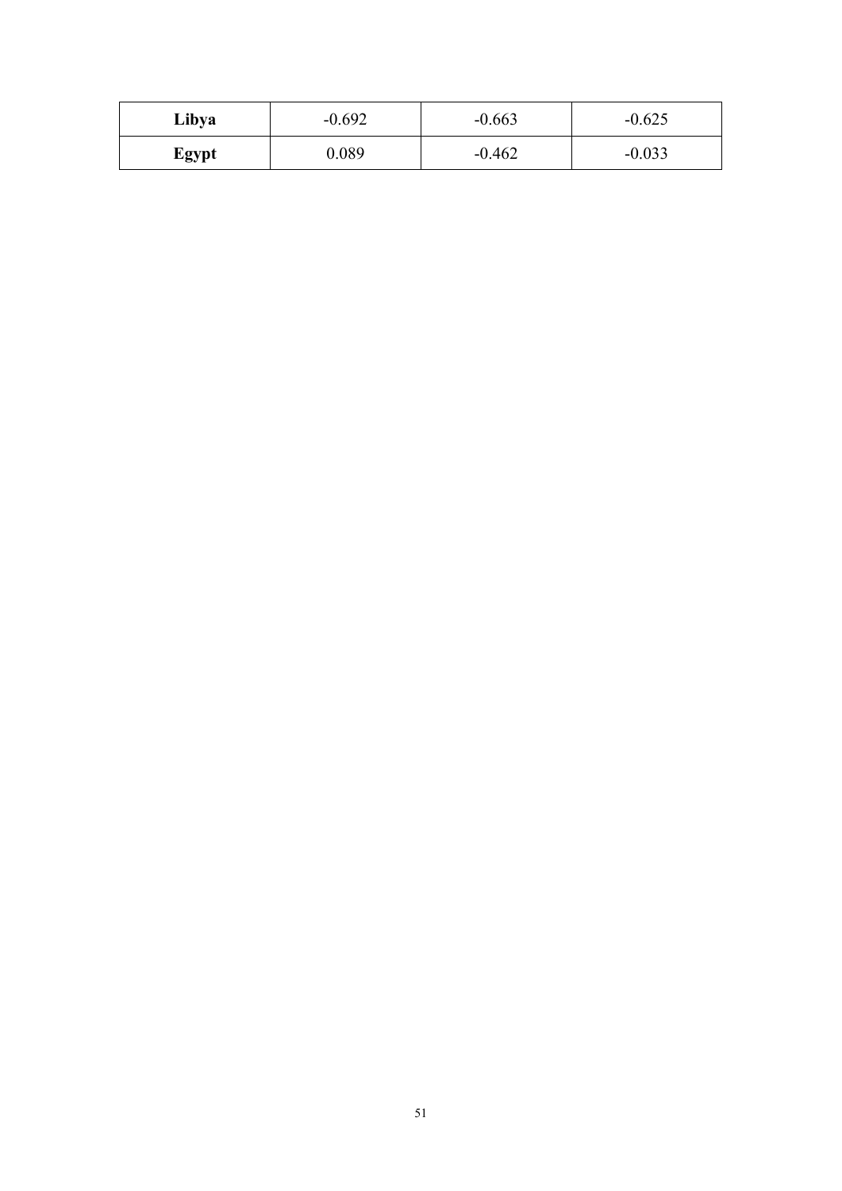| | | | |
|---|---|---|---|
| **Libya** | -0.692 | -0.663 | -0.625 |
| **Egypt** | 0.089 | -0.462 | -0.033 |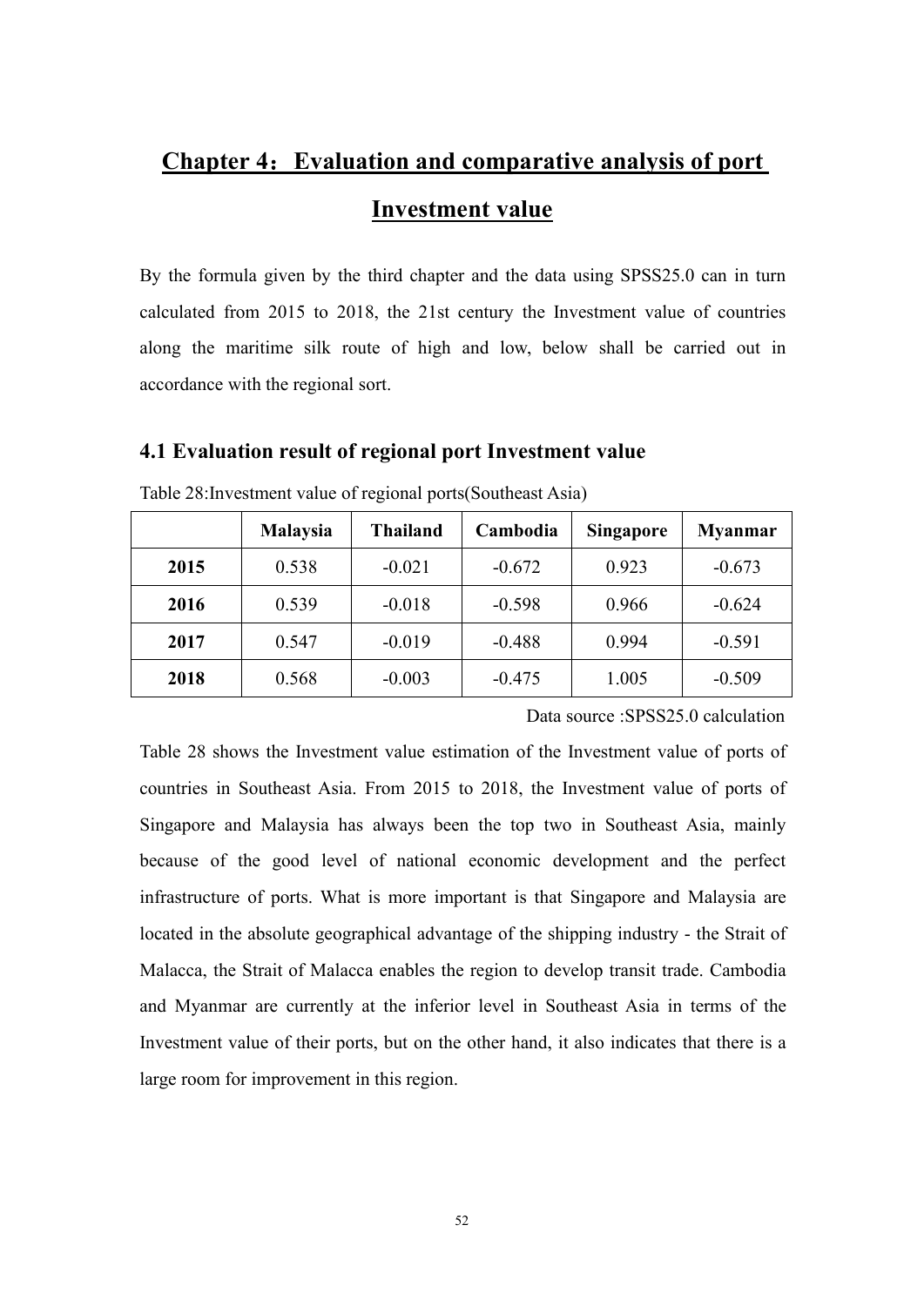# Chapter 4：Evaluation and comparative analysis of port Investment value

By the formula given by the third chapter and the data using SPSS25.0 can in turn calculated from 2015 to 2018, the 21st century the Investment value of countries along the maritime silk route of high and low, below shall be carried out in accordance with the regional sort.

## 4.1 Evaluation result of regional port Investment value

Table 28:Investment value of regional ports(Southeast Asia)

| | Malaysia | Thailand | Cambodia | Singapore | Myanmar |
|---|---|---|---|---|---|
| **2015** | 0.538 | -0.021 | -0.672 | 0.923 | -0.673 |
| **2016** | 0.539 | -0.018 | -0.598 | 0.966 | -0.624 |
| **2017** | 0.547 | -0.019 | -0.488 | 0.994 | -0.591 |
| **2018** | 0.568 | -0.003 | -0.475 | 1.005 | -0.509 |

Data source :SPSS25.0 calculation

Table 28 shows the Investment value estimation of the Investment value of ports of countries in Southeast Asia. From 2015 to 2018, the Investment value of ports of Singapore and Malaysia has always been the top two in Southeast Asia, mainly because of the good level of national economic development and the perfect infrastructure of ports. What is more important is that Singapore and Malaysia are located in the absolute geographical advantage of the shipping industry - the Strait of Malacca, the Strait of Malacca enables the region to develop transit trade. Cambodia and Myanmar are currently at the inferior level in Southeast Asia in terms of the Investment value of their ports, but on the other hand, it also indicates that there is a large room for improvement in this region.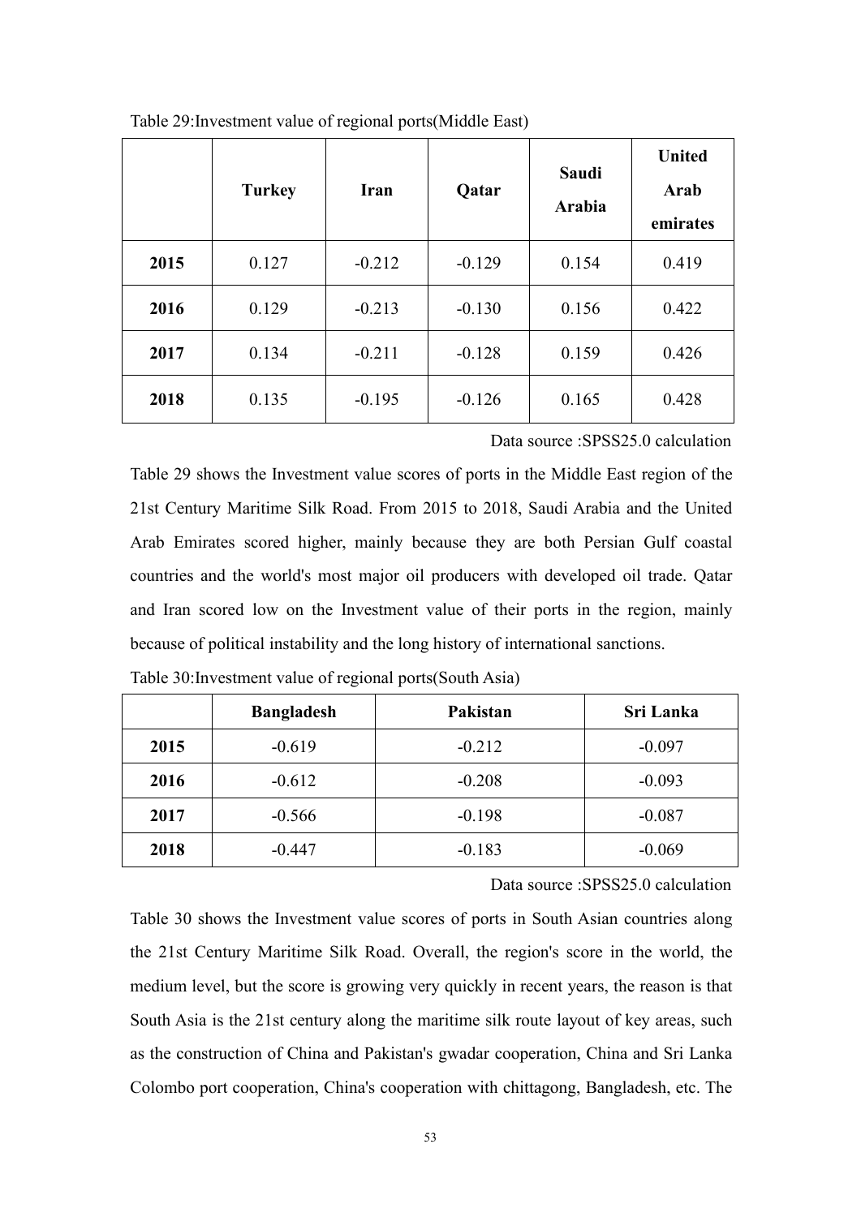Table 29:Investment value of regional ports(Middle East)

| | **Turkey** | **Iran** | **Qatar** | **Saudi Arabia** | **United Arab emirates** |
|---|---|---|---|---|---|
| **2015** | 0.127 | -0.212 | -0.129 | 0.154 | 0.419 |
| **2016** | 0.129 | -0.213 | -0.130 | 0.156 | 0.422 |
| **2017** | 0.134 | -0.211 | -0.128 | 0.159 | 0.426 |
| **2018** | 0.135 | -0.195 | -0.126 | 0.165 | 0.428 |

Data source :SPSS25.0 calculation

Table 29 shows the Investment value scores of ports in the Middle East region of the 21st Century Maritime Silk Road. From 2015 to 2018, Saudi Arabia and the United Arab Emirates scored higher, mainly because they are both Persian Gulf coastal countries and the world's most major oil producers with developed oil trade. Qatar and Iran scored low on the Investment value of their ports in the region, mainly because of political instability and the long history of international sanctions.

Table 30:Investment value of regional ports(South Asia)

| | **Bangladesh** | **Pakistan** | **Sri Lanka** |
|---|---|---|---|
| **2015** | -0.619 | -0.212 | -0.097 |
| **2016** | -0.612 | -0.208 | -0.093 |
| **2017** | -0.566 | -0.198 | -0.087 |
| **2018** | -0.447 | -0.183 | -0.069 |

Data source :SPSS25.0 calculation

Table 30 shows the Investment value scores of ports in South Asian countries along the 21st Century Maritime Silk Road. Overall, the region's score in the world, the medium level, but the score is growing very quickly in recent years, the reason is that South Asia is the 21st century along the maritime silk route layout of key areas, such as the construction of China and Pakistan's gwadar cooperation, China and Sri Lanka Colombo port cooperation, China's cooperation with chittagong, Bangladesh, etc. The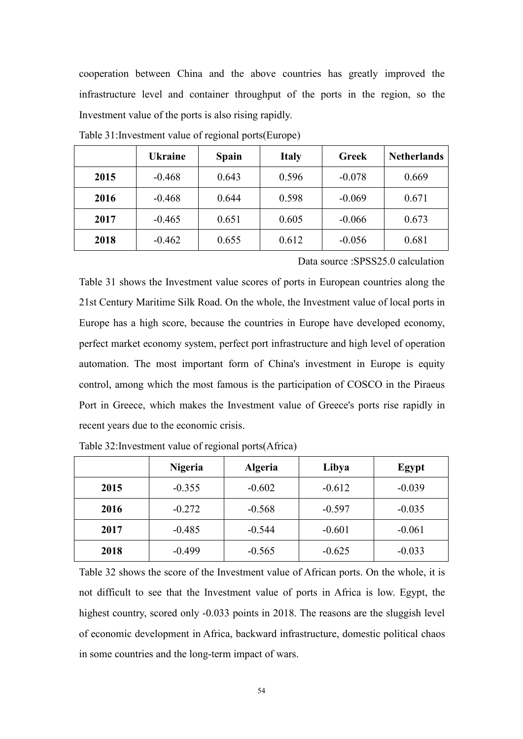cooperation between China and the above countries has greatly improved the infrastructure level and container throughput of the ports in the region, so the Investment value of the ports is also rising rapidly.

Table 31:Investment value of regional ports(Europe)

| | Ukraine | Spain | Italy | Greek | Netherlands |
|---|---|---|---|---|---|
| 2015 | -0.468 | 0.643 | 0.596 | -0.078 | 0.669 |
| 2016 | -0.468 | 0.644 | 0.598 | -0.069 | 0.671 |
| 2017 | -0.465 | 0.651 | 0.605 | -0.066 | 0.673 |
| 2018 | -0.462 | 0.655 | 0.612 | -0.056 | 0.681 |

Data source :SPSS25.0 calculation

Table 31 shows the Investment value scores of ports in European countries along the 21st Century Maritime Silk Road. On the whole, the Investment value of local ports in Europe has a high score, because the countries in Europe have developed economy, perfect market economy system, perfect port infrastructure and high level of operation automation. The most important form of China's investment in Europe is equity control, among which the most famous is the participation of COSCO in the Piraeus Port in Greece, which makes the Investment value of Greece's ports rise rapidly in recent years due to the economic crisis.

Table 32:Investment value of regional ports(Africa)

| | Nigeria | Algeria | Libya | Egypt |
|---|---|---|---|---|
| 2015 | -0.355 | -0.602 | -0.612 | -0.039 |
| 2016 | -0.272 | -0.568 | -0.597 | -0.035 |
| 2017 | -0.485 | -0.544 | -0.601 | -0.061 |
| 2018 | -0.499 | -0.565 | -0.625 | -0.033 |

Table 32 shows the score of the Investment value of African ports. On the whole, it is not difficult to see that the Investment value of ports in Africa is low. Egypt, the highest country, scored only -0.033 points in 2018. The reasons are the sluggish level of economic development in Africa, backward infrastructure, domestic political chaos in some countries and the long-term impact of wars.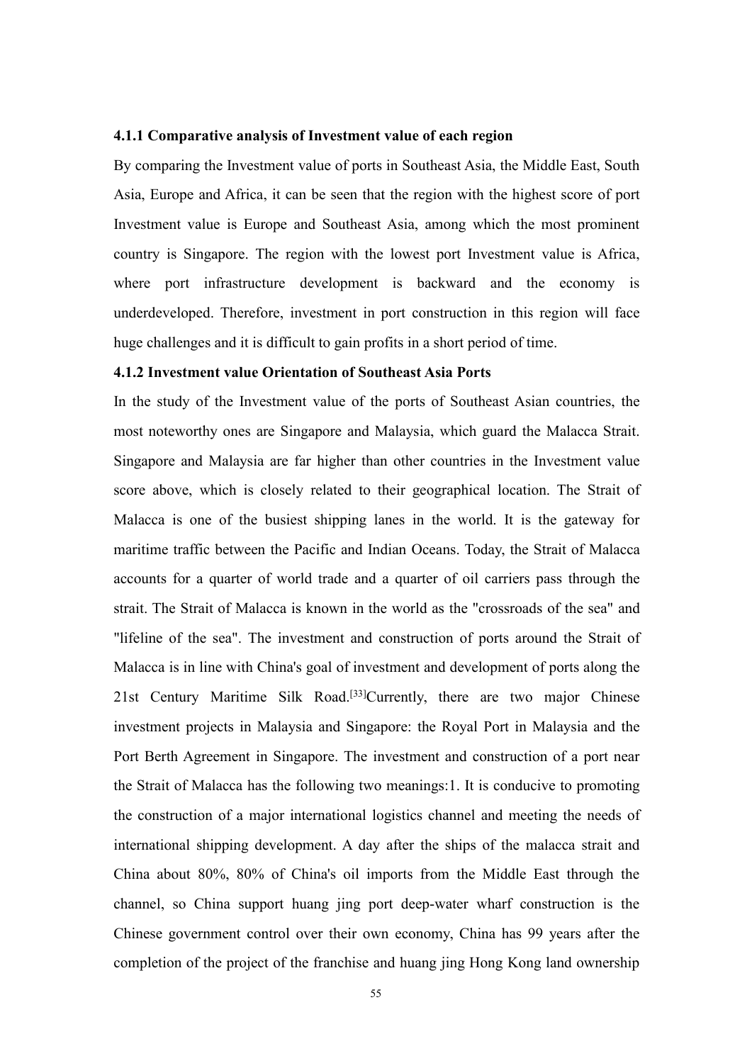#### 4.1.1 Comparative analysis of Investment value of each region

By comparing the Investment value of ports in Southeast Asia, the Middle East, South Asia, Europe and Africa, it can be seen that the region with the highest score of port Investment value is Europe and Southeast Asia, among which the most prominent country is Singapore. The region with the lowest port Investment value is Africa, where port infrastructure development is backward and the economy is underdeveloped. Therefore, investment in port construction in this region will face huge challenges and it is difficult to gain profits in a short period of time.

#### 4.1.2 Investment value Orientation of Southeast Asia Ports

In the study of the Investment value of the ports of Southeast Asian countries, the most noteworthy ones are Singapore and Malaysia, which guard the Malacca Strait. Singapore and Malaysia are far higher than other countries in the Investment value score above, which is closely related to their geographical location. The Strait of Malacca is one of the busiest shipping lanes in the world. It is the gateway for maritime traffic between the Pacific and Indian Oceans. Today, the Strait of Malacca accounts for a quarter of world trade and a quarter of oil carriers pass through the strait. The Strait of Malacca is known in the world as the "crossroads of the sea" and "lifeline of the sea". The investment and construction of ports around the Strait of Malacca is in line with China's goal of investment and development of ports along the 21st Century Maritime Silk Road.[33]Currently, there are two major Chinese investment projects in Malaysia and Singapore: the Royal Port in Malaysia and the Port Berth Agreement in Singapore. The investment and construction of a port near the Strait of Malacca has the following two meanings:1. It is conducive to promoting the construction of a major international logistics channel and meeting the needs of international shipping development. A day after the ships of the malacca strait and China about 80%, 80% of China's oil imports from the Middle East through the channel, so China support huang jing port deep-water wharf construction is the Chinese government control over their own economy, China has 99 years after the completion of the project of the franchise and huang jing Hong Kong land ownership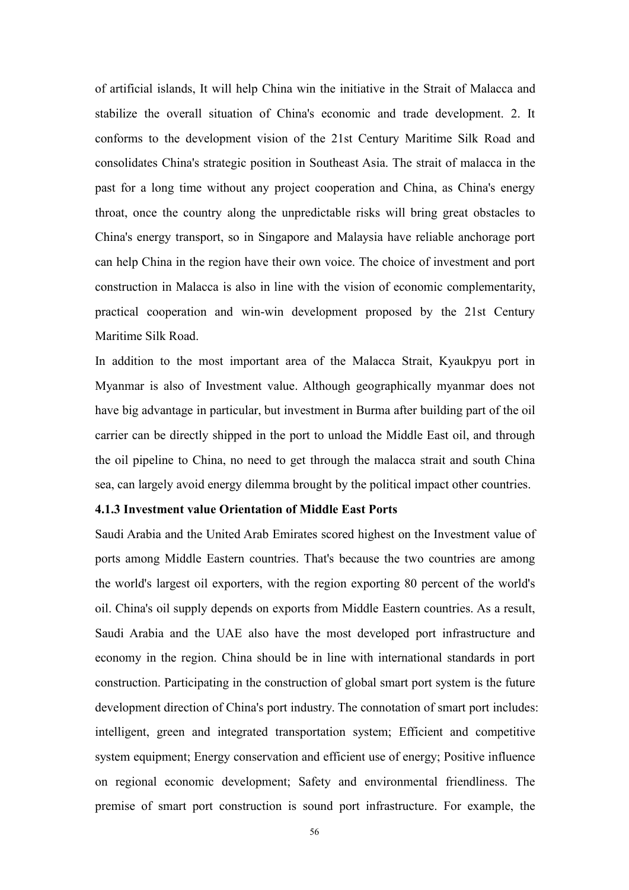of artificial islands, It will help China win the initiative in the Strait of Malacca and stabilize the overall situation of China's economic and trade development. 2. It conforms to the development vision of the 21st Century Maritime Silk Road and consolidates China's strategic position in Southeast Asia. The strait of malacca in the past for a long time without any project cooperation and China, as China's energy throat, once the country along the unpredictable risks will bring great obstacles to China's energy transport, so in Singapore and Malaysia have reliable anchorage port can help China in the region have their own voice. The choice of investment and port construction in Malacca is also in line with the vision of economic complementarity, practical cooperation and win-win development proposed by the 21st Century Maritime Silk Road.

In addition to the most important area of the Malacca Strait, Kyaukpyu port in Myanmar is also of Investment value. Although geographically myanmar does not have big advantage in particular, but investment in Burma after building part of the oil carrier can be directly shipped in the port to unload the Middle East oil, and through the oil pipeline to China, no need to get through the malacca strait and south China sea, can largely avoid energy dilemma brought by the political impact other countries.

#### 4.1.3 Investment value Orientation of Middle East Ports

Saudi Arabia and the United Arab Emirates scored highest on the Investment value of ports among Middle Eastern countries. That's because the two countries are among the world's largest oil exporters, with the region exporting 80 percent of the world's oil. China's oil supply depends on exports from Middle Eastern countries. As a result, Saudi Arabia and the UAE also have the most developed port infrastructure and economy in the region. China should be in line with international standards in port construction. Participating in the construction of global smart port system is the future development direction of China's port industry. The connotation of smart port includes: intelligent, green and integrated transportation system; Efficient and competitive system equipment; Energy conservation and efficient use of energy; Positive influence on regional economic development; Safety and environmental friendliness. The premise of smart port construction is sound port infrastructure. For example, the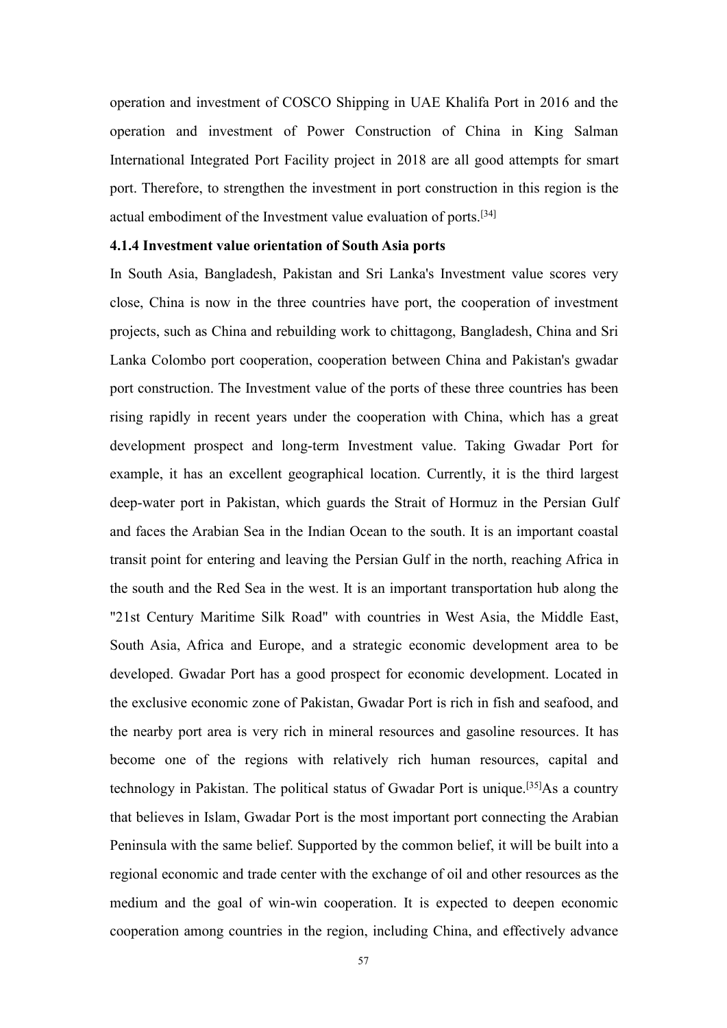operation and investment of COSCO Shipping in UAE Khalifa Port in 2016 and the operation and investment of Power Construction of China in King Salman International Integrated Port Facility project in 2018 are all good attempts for smart port. Therefore, to strengthen the investment in port construction in this region is the actual embodiment of the Investment value evaluation of ports.[34]

#### 4.1.4 Investment value orientation of South Asia ports

In South Asia, Bangladesh, Pakistan and Sri Lanka's Investment value scores very close, China is now in the three countries have port, the cooperation of investment projects, such as China and rebuilding work to chittagong, Bangladesh, China and Sri Lanka Colombo port cooperation, cooperation between China and Pakistan's gwadar port construction. The Investment value of the ports of these three countries has been rising rapidly in recent years under the cooperation with China, which has a great development prospect and long-term Investment value. Taking Gwadar Port for example, it has an excellent geographical location. Currently, it is the third largest deep-water port in Pakistan, which guards the Strait of Hormuz in the Persian Gulf and faces the Arabian Sea in the Indian Ocean to the south. It is an important coastal transit point for entering and leaving the Persian Gulf in the north, reaching Africa in the south and the Red Sea in the west. It is an important transportation hub along the "21st Century Maritime Silk Road" with countries in West Asia, the Middle East, South Asia, Africa and Europe, and a strategic economic development area to be developed. Gwadar Port has a good prospect for economic development. Located in the exclusive economic zone of Pakistan, Gwadar Port is rich in fish and seafood, and the nearby port area is very rich in mineral resources and gasoline resources. It has become one of the regions with relatively rich human resources, capital and technology in Pakistan. The political status of Gwadar Port is unique.[35]As a country that believes in Islam, Gwadar Port is the most important port connecting the Arabian Peninsula with the same belief. Supported by the common belief, it will be built into a regional economic and trade center with the exchange of oil and other resources as the medium and the goal of win-win cooperation. It is expected to deepen economic cooperation among countries in the region, including China, and effectively advance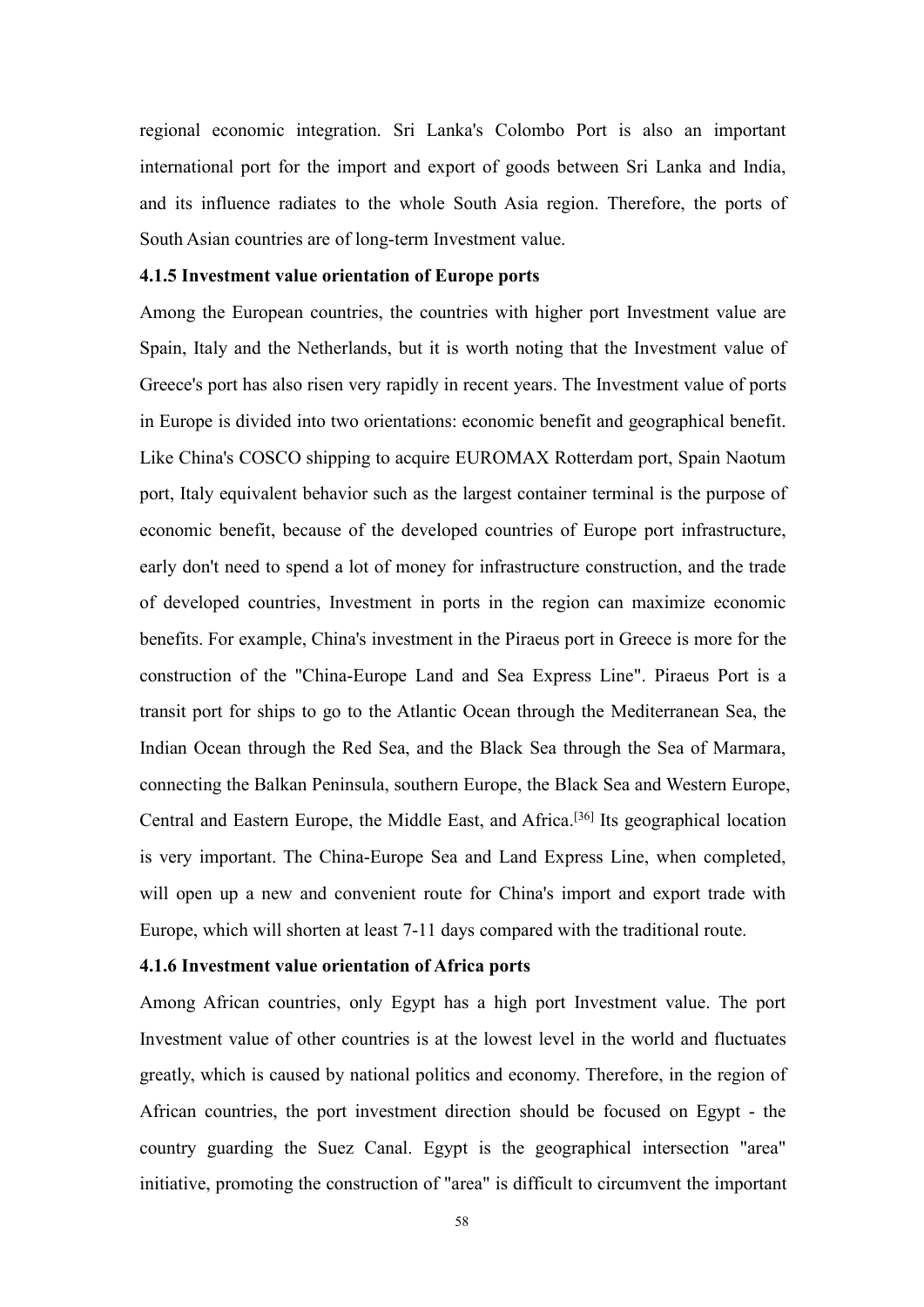regional economic integration. Sri Lanka's Colombo Port is also an important international port for the import and export of goods between Sri Lanka and India, and its influence radiates to the whole South Asia region. Therefore, the ports of South Asian countries are of long-term Investment value.

#### 4.1.5 Investment value orientation of Europe ports

Among the European countries, the countries with higher port Investment value are Spain, Italy and the Netherlands, but it is worth noting that the Investment value of Greece's port has also risen very rapidly in recent years. The Investment value of ports in Europe is divided into two orientations: economic benefit and geographical benefit. Like China's COSCO shipping to acquire EUROMAX Rotterdam port, Spain Naotum port, Italy equivalent behavior such as the largest container terminal is the purpose of economic benefit, because of the developed countries of Europe port infrastructure, early don't need to spend a lot of money for infrastructure construction, and the trade of developed countries, Investment in ports in the region can maximize economic benefits. For example, China's investment in the Piraeus port in Greece is more for the construction of the "China-Europe Land and Sea Express Line". Piraeus Port is a transit port for ships to go to the Atlantic Ocean through the Mediterranean Sea, the Indian Ocean through the Red Sea, and the Black Sea through the Sea of Marmara, connecting the Balkan Peninsula, southern Europe, the Black Sea and Western Europe, Central and Eastern Europe, the Middle East, and Africa.[36] Its geographical location is very important. The China-Europe Sea and Land Express Line, when completed, will open up a new and convenient route for China's import and export trade with Europe, which will shorten at least 7-11 days compared with the traditional route.

#### 4.1.6 Investment value orientation of Africa ports

Among African countries, only Egypt has a high port Investment value. The port Investment value of other countries is at the lowest level in the world and fluctuates greatly, which is caused by national politics and economy. Therefore, in the region of African countries, the port investment direction should be focused on Egypt - the country guarding the Suez Canal. Egypt is the geographical intersection "area" initiative, promoting the construction of "area" is difficult to circumvent the important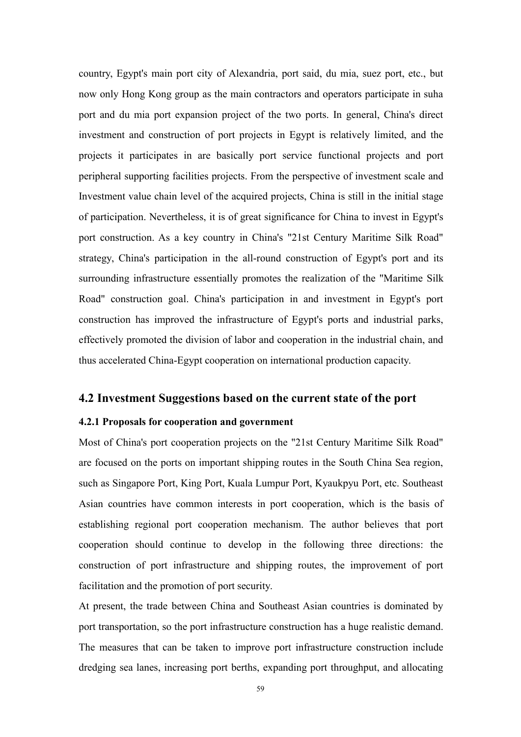country, Egypt's main port city of Alexandria, port said, du mia, suez port, etc., but now only Hong Kong group as the main contractors and operators participate in suha port and du mia port expansion project of the two ports. In general, China's direct investment and construction of port projects in Egypt is relatively limited, and the projects it participates in are basically port service functional projects and port peripheral supporting facilities projects. From the perspective of investment scale and Investment value chain level of the acquired projects, China is still in the initial stage of participation. Nevertheless, it is of great significance for China to invest in Egypt's port construction. As a key country in China's "21st Century Maritime Silk Road" strategy, China's participation in the all-round construction of Egypt's port and its surrounding infrastructure essentially promotes the realization of the "Maritime Silk Road" construction goal. China's participation in and investment in Egypt's port construction has improved the infrastructure of Egypt's ports and industrial parks, effectively promoted the division of labor and cooperation in the industrial chain, and thus accelerated China-Egypt cooperation on international production capacity.

## 4.2 Investment Suggestions based on the current state of the port

### 4.2.1 Proposals for cooperation and government

Most of China's port cooperation projects on the "21st Century Maritime Silk Road" are focused on the ports on important shipping routes in the South China Sea region, such as Singapore Port, King Port, Kuala Lumpur Port, Kyaukpyu Port, etc. Southeast Asian countries have common interests in port cooperation, which is the basis of establishing regional port cooperation mechanism. The author believes that port cooperation should continue to develop in the following three directions: the construction of port infrastructure and shipping routes, the improvement of port facilitation and the promotion of port security.

At present, the trade between China and Southeast Asian countries is dominated by port transportation, so the port infrastructure construction has a huge realistic demand. The measures that can be taken to improve port infrastructure construction include dredging sea lanes, increasing port berths, expanding port throughput, and allocating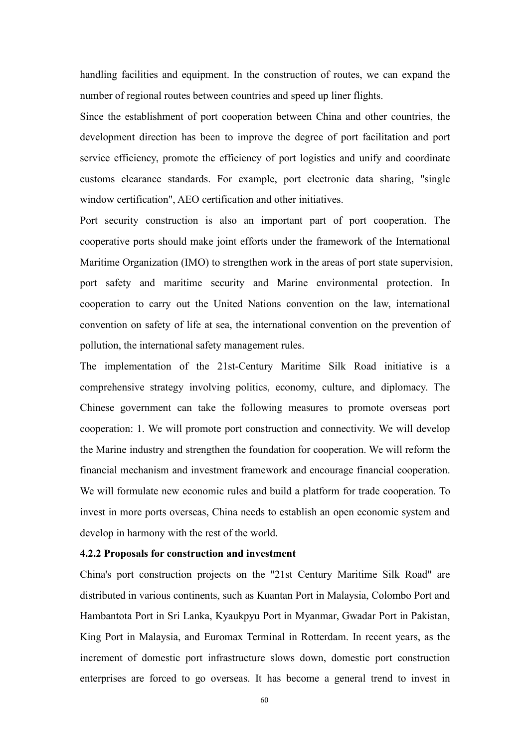handling facilities and equipment. In the construction of routes, we can expand the number of regional routes between countries and speed up liner flights.

Since the establishment of port cooperation between China and other countries, the development direction has been to improve the degree of port facilitation and port service efficiency, promote the efficiency of port logistics and unify and coordinate customs clearance standards. For example, port electronic data sharing, "single window certification", AEO certification and other initiatives.

Port security construction is also an important part of port cooperation. The cooperative ports should make joint efforts under the framework of the International Maritime Organization (IMO) to strengthen work in the areas of port state supervision, port safety and maritime security and Marine environmental protection. In cooperation to carry out the United Nations convention on the law, international convention on safety of life at sea, the international convention on the prevention of pollution, the international safety management rules.

The implementation of the 21st-Century Maritime Silk Road initiative is a comprehensive strategy involving politics, economy, culture, and diplomacy. The Chinese government can take the following measures to promote overseas port cooperation: 1. We will promote port construction and connectivity. We will develop the Marine industry and strengthen the foundation for cooperation. We will reform the financial mechanism and investment framework and encourage financial cooperation. We will formulate new economic rules and build a platform for trade cooperation. To invest in more ports overseas, China needs to establish an open economic system and develop in harmony with the rest of the world.

### 4.2.2 Proposals for construction and investment

China's port construction projects on the "21st Century Maritime Silk Road" are distributed in various continents, such as Kuantan Port in Malaysia, Colombo Port and Hambantota Port in Sri Lanka, Kyaukpyu Port in Myanmar, Gwadar Port in Pakistan, King Port in Malaysia, and Euromax Terminal in Rotterdam. In recent years, as the increment of domestic port infrastructure slows down, domestic port construction enterprises are forced to go overseas. It has become a general trend to invest in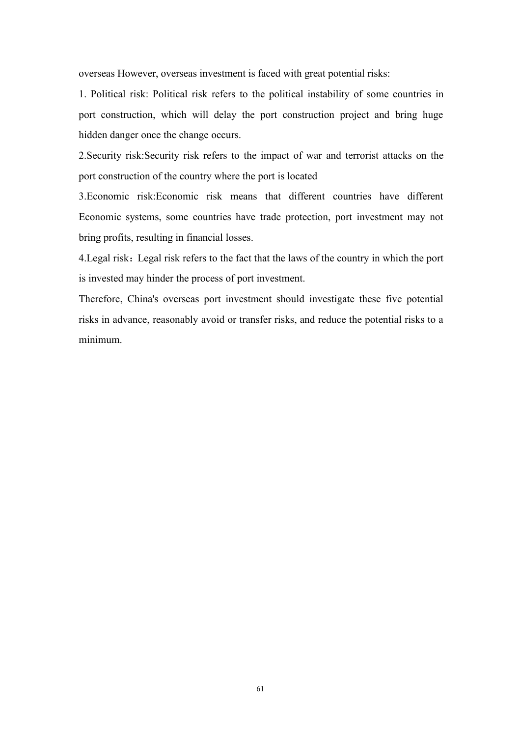overseas However, overseas investment is faced with great potential risks:

1. Political risk: Political risk refers to the political instability of some countries in port construction, which will delay the port construction project and bring huge hidden danger once the change occurs.

2.Security risk:Security risk refers to the impact of war and terrorist attacks on the port construction of the country where the port is located

3.Economic risk:Economic risk means that different countries have different Economic systems, some countries have trade protection, port investment may not bring profits, resulting in financial losses.

4.Legal risk：Legal risk refers to the fact that the laws of the country in which the port is invested may hinder the process of port investment.

Therefore, China's overseas port investment should investigate these five potential risks in advance, reasonably avoid or transfer risks, and reduce the potential risks to a minimum.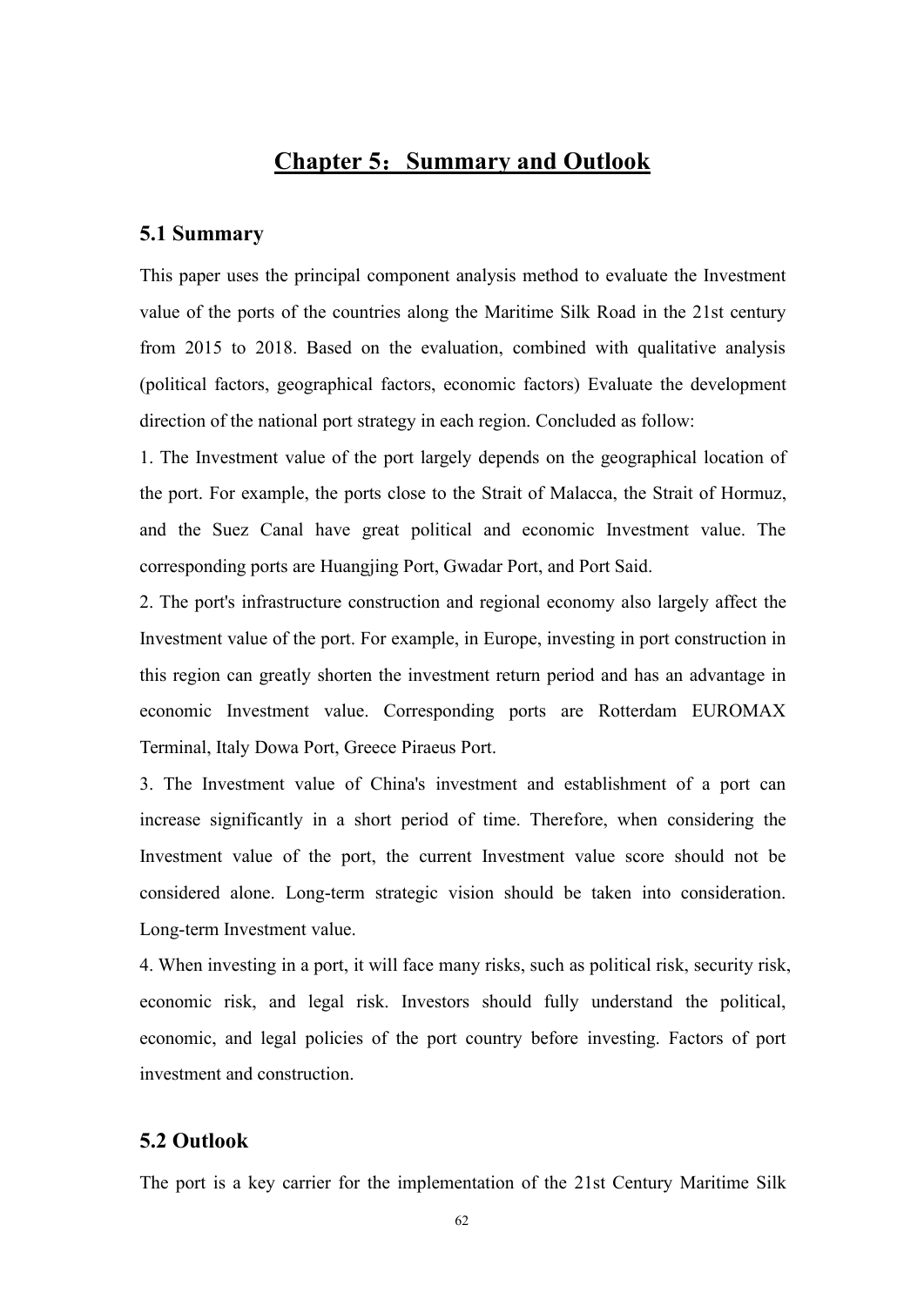# Chapter 5：Summary and Outlook

## 5.1 Summary

This paper uses the principal component analysis method to evaluate the Investment value of the ports of the countries along the Maritime Silk Road in the 21st century from 2015 to 2018. Based on the evaluation, combined with qualitative analysis (political factors, geographical factors, economic factors) Evaluate the development direction of the national port strategy in each region. Concluded as follow:

1. The Investment value of the port largely depends on the geographical location of the port. For example, the ports close to the Strait of Malacca, the Strait of Hormuz, and the Suez Canal have great political and economic Investment value. The corresponding ports are Huangjing Port, Gwadar Port, and Port Said.

2. The port's infrastructure construction and regional economy also largely affect the Investment value of the port. For example, in Europe, investing in port construction in this region can greatly shorten the investment return period and has an advantage in economic Investment value. Corresponding ports are Rotterdam EUROMAX Terminal, Italy Dowa Port, Greece Piraeus Port.

3. The Investment value of China's investment and establishment of a port can increase significantly in a short period of time. Therefore, when considering the Investment value of the port, the current Investment value score should not be considered alone. Long-term strategic vision should be taken into consideration. Long-term Investment value.

4. When investing in a port, it will face many risks, such as political risk, security risk, economic risk, and legal risk. Investors should fully understand the political, economic, and legal policies of the port country before investing. Factors of port investment and construction.

## 5.2 Outlook

The port is a key carrier for the implementation of the 21st Century Maritime Silk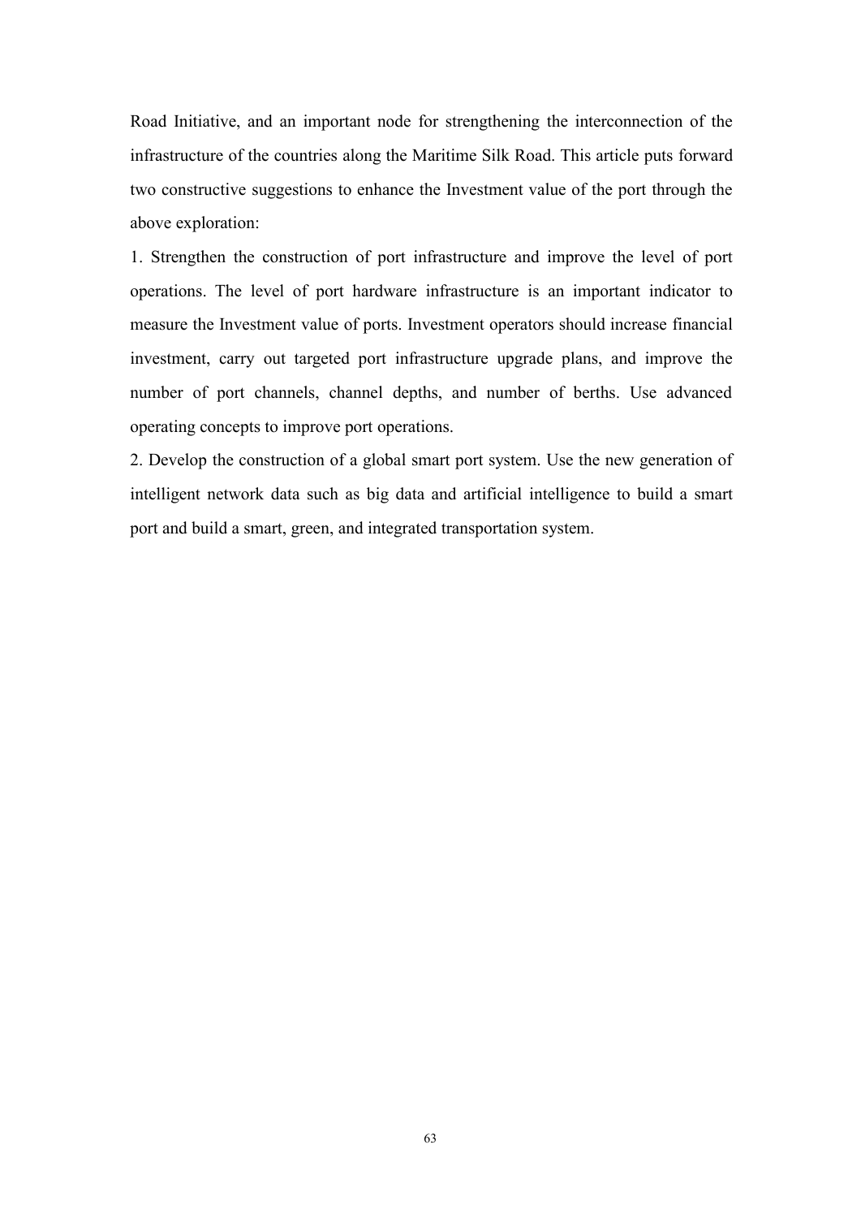Road Initiative, and an important node for strengthening the interconnection of the infrastructure of the countries along the Maritime Silk Road. This article puts forward two constructive suggestions to enhance the Investment value of the port through the above exploration:

1. Strengthen the construction of port infrastructure and improve the level of port operations. The level of port hardware infrastructure is an important indicator to measure the Investment value of ports. Investment operators should increase financial investment, carry out targeted port infrastructure upgrade plans, and improve the number of port channels, channel depths, and number of berths. Use advanced operating concepts to improve port operations.
2. Develop the construction of a global smart port system. Use the new generation of intelligent network data such as big data and artificial intelligence to build a smart port and build a smart, green, and integrated transportation system.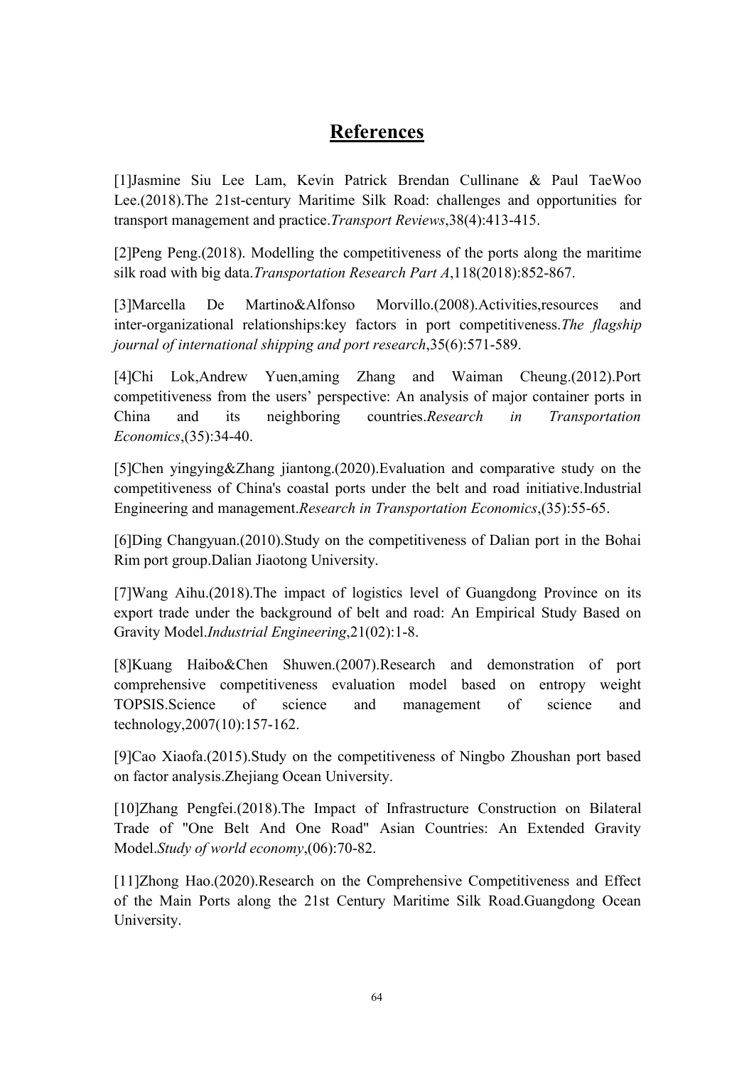# References

[1]Jasmine Siu Lee Lam, Kevin Patrick Brendan Cullinane & Paul TaeWoo Lee.(2018).The 21st-century Maritime Silk Road: challenges and opportunities for transport management and practice.*Transport Reviews*,38(4):413-415.

[2]Peng Peng.(2018). Modelling the competitiveness of the ports along the maritime silk road with big data.*Transportation Research Part A*,118(2018):852-867.

[3]Marcella De Martino&Alfonso Morvillo.(2008).Activities,resources and inter-organizational relationships:key factors in port competitiveness.*The flagship journal of international shipping and port research*,35(6):571-589.

[4]Chi Lok,Andrew Yuen,aming Zhang and Waiman Cheung.(2012).Port competitiveness from the users' perspective: An analysis of major container ports in China and its neighboring countries.*Research in Transportation Economics*,(35):34-40.

[5]Chen yingying&Zhang jiantong.(2020).Evaluation and comparative study on the competitiveness of China's coastal ports under the belt and road initiative.Industrial Engineering and management.*Research in Transportation Economics*,(35):55-65.

[6]Ding Changyuan.(2010).Study on the competitiveness of Dalian port in the Bohai Rim port group.Dalian Jiaotong University.

[7]Wang Aihu.(2018).The impact of logistics level of Guangdong Province on its export trade under the background of belt and road: An Empirical Study Based on Gravity Model.*Industrial Engineering*,21(02):1-8.

[8]Kuang Haibo&Chen Shuwen.(2007).Research and demonstration of port comprehensive competitiveness evaluation model based on entropy weight TOPSIS.Science of science and management of science and technology,2007(10):157-162.

[9]Cao Xiaofa.(2015).Study on the competitiveness of Ningbo Zhoushan port based on factor analysis.Zhejiang Ocean University.

[10]Zhang Pengfei.(2018).The Impact of Infrastructure Construction on Bilateral Trade of "One Belt And One Road" Asian Countries: An Extended Gravity Model.*Study of world economy*,(06):70-82.

[11]Zhong Hao.(2020).Research on the Comprehensive Competitiveness and Effect of the Main Ports along the 21st Century Maritime Silk Road.Guangdong Ocean University.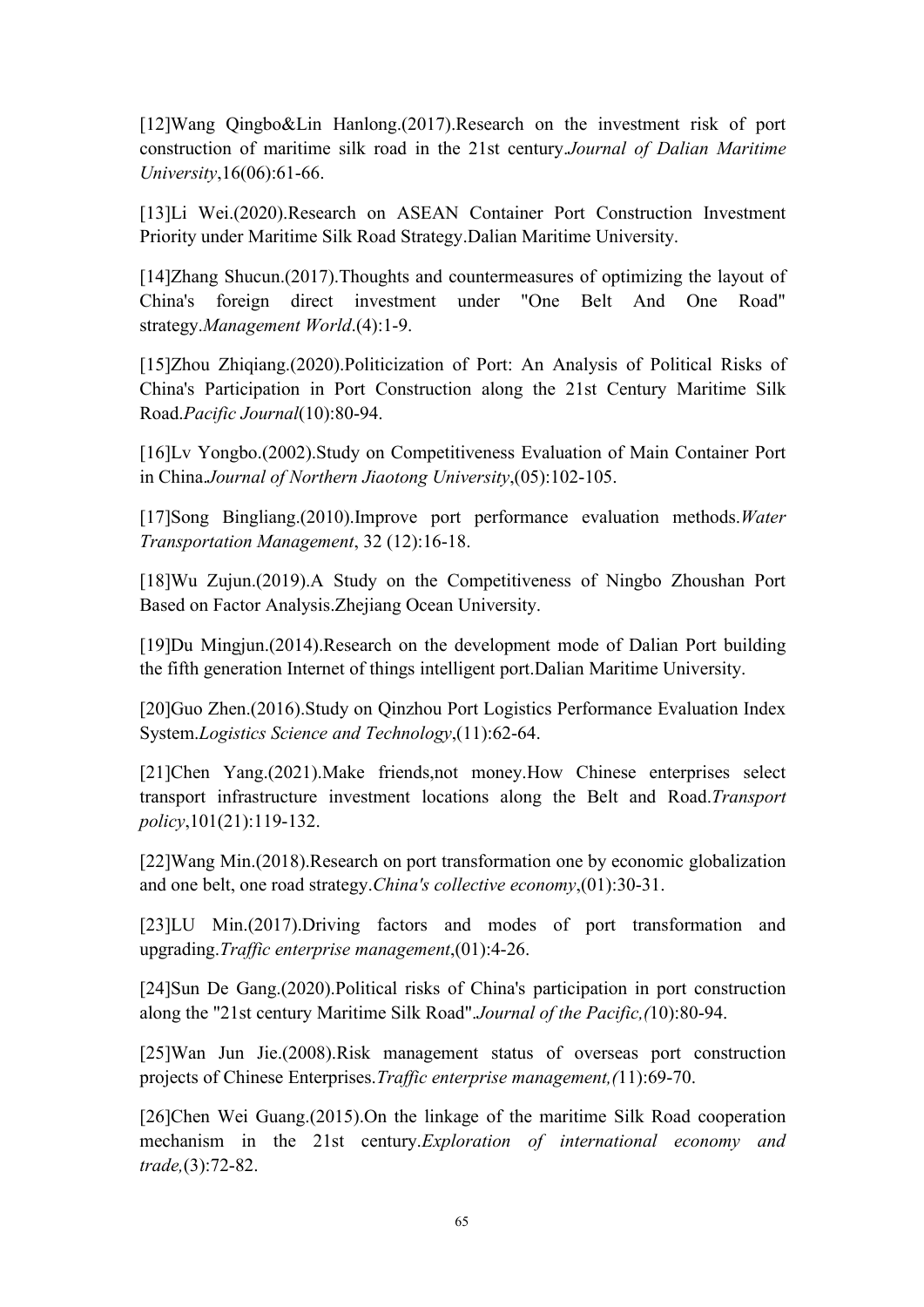[12]Wang Qingbo&Lin Hanlong.(2017).Research on the investment risk of port construction of maritime silk road in the 21st century.*Journal of Dalian Maritime University*,16(06):61-66.

[13]Li Wei.(2020).Research on ASEAN Container Port Construction Investment Priority under Maritime Silk Road Strategy.Dalian Maritime University.

[14]Zhang Shucun.(2017).Thoughts and countermeasures of optimizing the layout of China's foreign direct investment under "One Belt And One Road" strategy.*Management World*.(4):1-9.

[15]Zhou Zhiqiang.(2020).Politicization of Port: An Analysis of Political Risks of China's Participation in Port Construction along the 21st Century Maritime Silk Road.*Pacific Journal*(10):80-94.

[16]Lv Yongbo.(2002).Study on Competitiveness Evaluation of Main Container Port in China.*Journal of Northern Jiaotong University*,(05):102-105.

[17]Song Bingliang.(2010).Improve port performance evaluation methods.*Water Transportation Management*, 32 (12):16-18.

[18]Wu Zujun.(2019).A Study on the Competitiveness of Ningbo Zhoushan Port Based on Factor Analysis.Zhejiang Ocean University.

[19]Du Mingjun.(2014).Research on the development mode of Dalian Port building the fifth generation Internet of things intelligent port.Dalian Maritime University.

[20]Guo Zhen.(2016).Study on Qinzhou Port Logistics Performance Evaluation Index System.*Logistics Science and Technology*,(11):62-64.

[21]Chen Yang.(2021).Make friends,not money.How Chinese enterprises select transport infrastructure investment locations along the Belt and Road.*Transport policy*,101(21):119-132.

[22]Wang Min.(2018).Research on port transformation one by economic globalization and one belt, one road strategy.*China's collective economy*,(01):30-31.

[23]LU Min.(2017).Driving factors and modes of port transformation and upgrading.*Traffic enterprise management*,(01):4-26.

[24]Sun De Gang.(2020).Political risks of China's participation in port construction along the "21st century Maritime Silk Road".*Journal of the Pacific,(*10):80-94.

[25]Wan Jun Jie.(2008).Risk management status of overseas port construction projects of Chinese Enterprises.*Traffic enterprise management,(*11):69-70.

[26]Chen Wei Guang.(2015).On the linkage of the maritime Silk Road cooperation mechanism in the 21st century.*Exploration of international economy and trade,*(3):72-82.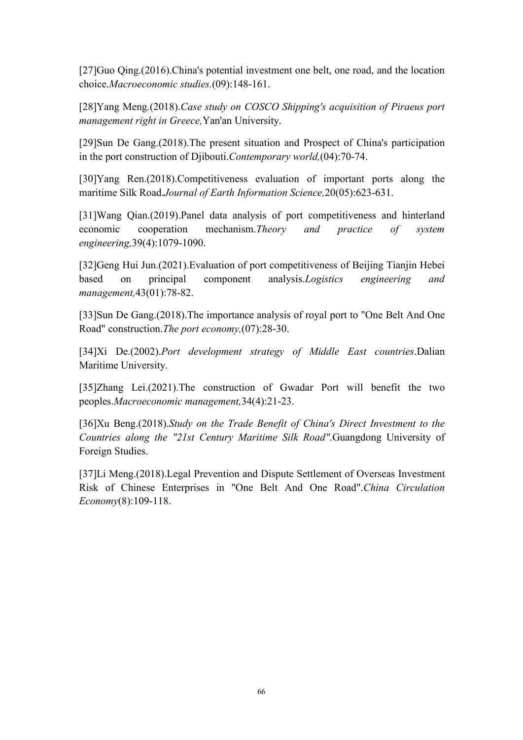[27]Guo Qing.(2016).China's potential investment one belt, one road, and the location choice.*Macroeconomic studies.*(09):148-161.

[28]Yang Meng.(2018).*Case study on COSCO Shipping's acquisition of Piraeus port management right in Greece,*Yan'an University.

[29]Sun De Gang.(2018).The present situation and Prospect of China's participation in the port construction of Djibouti.*Contemporary world,*(04):70-74.

[30]Yang Ren.(2018).Competitiveness evaluation of important ports along the maritime Silk Road.*Journal of Earth Information Science,*20(05):623-631.

[31]Wang Qian.(2019).Panel data analysis of port competitiveness and hinterland economic cooperation mechanism.*Theory and practice of system engineering,*39(4):1079-1090.

[32]Geng Hui Jun.(2021).Evaluation of port competitiveness of Beijing Tianjin Hebei based on principal component analysis.*Logistics engineering and management,*43(01):78-82.

[33]Sun De Gang.(2018).The importance analysis of royal port to "One Belt And One Road" construction.*The port economy,*(07):28-30.

[34]Xi De.(2002).*Port development strategy of Middle East countries*.Dalian Maritime University.

[35]Zhang Lei.(2021).The construction of Gwadar Port will benefit the two peoples.*Macroeconomic management,*34(4):21-23.

[36]Xu Beng.(2018).*Study on the Trade Benefit of China's Direct Investment to the Countries along the "21st Century Maritime Silk Road"*.Guangdong University of Foreign Studies.

[37]Li Meng.(2018).Legal Prevention and Dispute Settlement of Overseas Investment Risk of Chinese Enterprises in "One Belt And One Road".*China Circulation Economy*(8):109-118.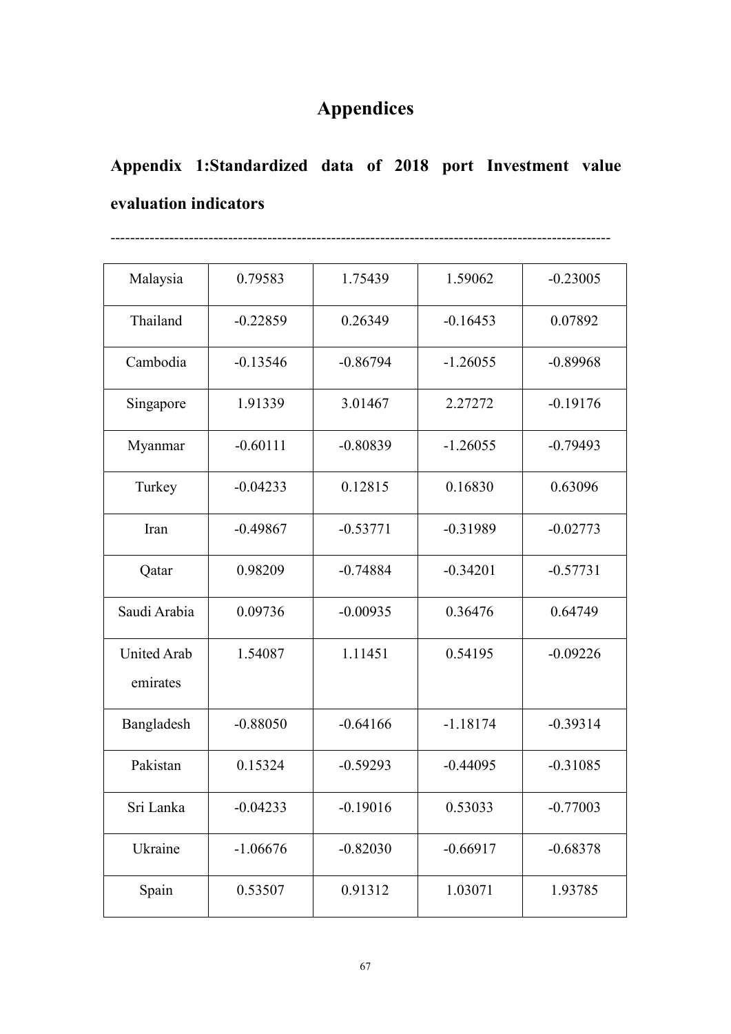# Appendices

## Appendix 1:Standardized data of 2018 port Investment value evaluation indicators

----------------------------------------------------------------------------------------------------

| | | | | |
|---|---|---|---|---|
| Malaysia | 0.79583 | 1.75439 | 1.59062 | -0.23005 |
| Thailand | -0.22859 | 0.26349 | -0.16453 | 0.07892 |
| Cambodia | -0.13546 | -0.86794 | -1.26055 | -0.89968 |
| Singapore | 1.91339 | 3.01467 | 2.27272 | -0.19176 |
| Myanmar | -0.60111 | -0.80839 | -1.26055 | -0.79493 |
| Turkey | -0.04233 | 0.12815 | 0.16830 | 0.63096 |
| Iran | -0.49867 | -0.53771 | -0.31989 | -0.02773 |
| Qatar | 0.98209 | -0.74884 | -0.34201 | -0.57731 |
| Saudi Arabia | 0.09736 | -0.00935 | 0.36476 | 0.64749 |
| United Arab emirates | 1.54087 | 1.11451 | 0.54195 | -0.09226 |
| Bangladesh | -0.88050 | -0.64166 | -1.18174 | -0.39314 |
| Pakistan | 0.15324 | -0.59293 | -0.44095 | -0.31085 |
| Sri Lanka | -0.04233 | -0.19016 | 0.53033 | -0.77003 |
| Ukraine | -1.06676 | -0.82030 | -0.66917 | -0.68378 |
| Spain | 0.53507 | 0.91312 | 1.03071 | 1.93785 |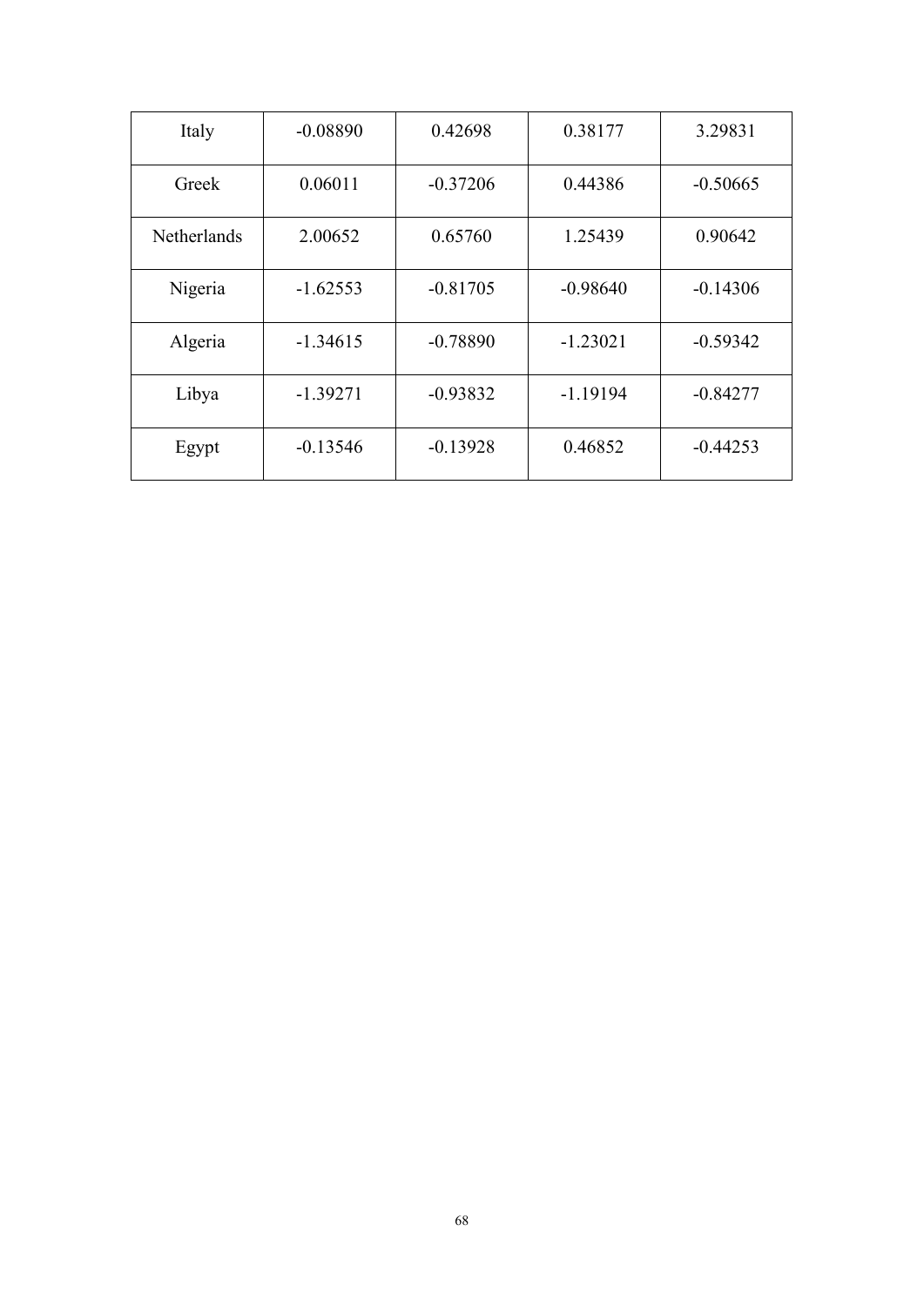| | | | | |
|---|---|---|---|---|
| Italy | -0.08890 | 0.42698 | 0.38177 | 3.29831 |
| Greek | 0.06011 | -0.37206 | 0.44386 | -0.50665 |
| Netherlands | 2.00652 | 0.65760 | 1.25439 | 0.90642 |
| Nigeria | -1.62553 | -0.81705 | -0.98640 | -0.14306 |
| Algeria | -1.34615 | -0.78890 | -1.23021 | -0.59342 |
| Libya | -1.39271 | -0.93832 | -1.19194 | -0.84277 |
| Egypt | -0.13546 | -0.13928 | 0.46852 | -0.44253 |